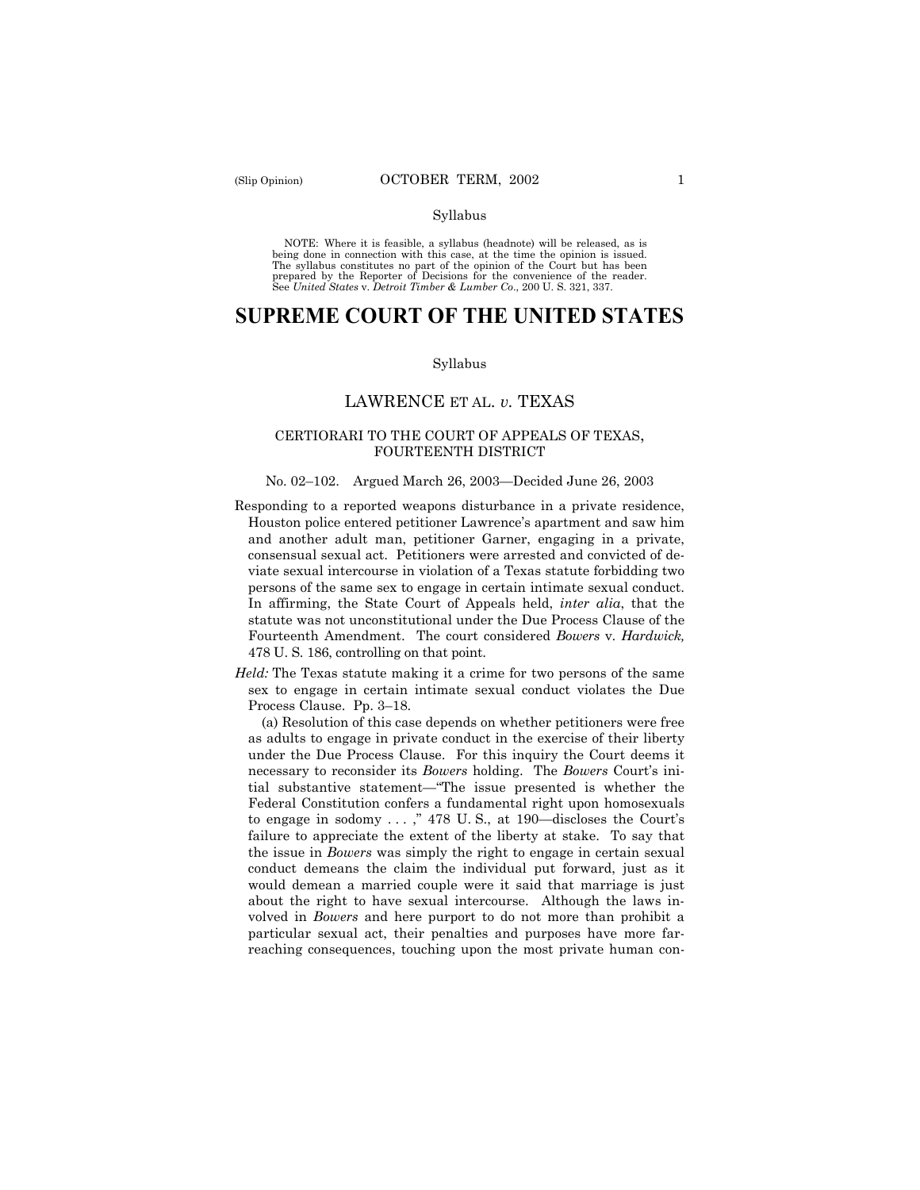Syllabus

NOTE: Where it is feasible, a syllabus (headnote) will be released, as is being done in connection with this case, at the time the opinion is issued. The syllabus constitutes no part of the opinion of the Court but has been prepared by the Reporter of Decisions for the convenience of the reader. See *United States* v. *Detroit Timber & Lumber Co.*, 200 U. S. 321, 337.

# SUPREME COURT OF THE UNITED STATES

Syllabus

## LAWRENCE ET AL. *v.* TEXAS

### CERTIORARI TO THE COURT OF APPEALS OF TEXAS, FOURTEENTH DISTRICT

No. 02–102. Argued March 26, 2003—Decided June 26, 2003

Responding to a reported weapons disturbance in a private residence, Houston police entered petitioner Lawrence's apartment and saw him and another adult man, petitioner Garner, engaging in a private, consensual sexual act. Petitioners were arrested and convicted of deviate sexual intercourse in violation of a Texas statute forbidding two persons of the same sex to engage in certain intimate sexual conduct. In affirming, the State Court of Appeals held, *inter alia*, that the statute was not unconstitutional under the Due Process Clause of the Fourteenth Amendment. The court considered *Bowers* v. *Hardwick,* 478 U. S. 186, controlling on that point.

*Held:* The Texas statute making it a crime for two persons of the same sex to engage in certain intimate sexual conduct violates the Due Process Clause. Pp. 3–18.

(a) Resolution of this case depends on whether petitioners were free as adults to engage in private conduct in the exercise of their liberty under the Due Process Clause. For this inquiry the Court deems it necessary to reconsider its *Bowers* holding. The *Bowers* Court's initial substantive statement—"The issue presented is whether the Federal Constitution confers a fundamental right upon homosexuals to engage in sodomy . . . ," 478 U. S., at 190—discloses the Court's failure to appreciate the extent of the liberty at stake. To say that the issue in *Bowers* was simply the right to engage in certain sexual conduct demeans the claim the individual put forward, just as it would demean a married couple were it said that marriage is just about the right to have sexual intercourse. Although the laws involved in *Bowers* and here purport to do not more than prohibit a particular sexual act, their penalties and purposes have more far-reaching consequences, touching upon the most private human con-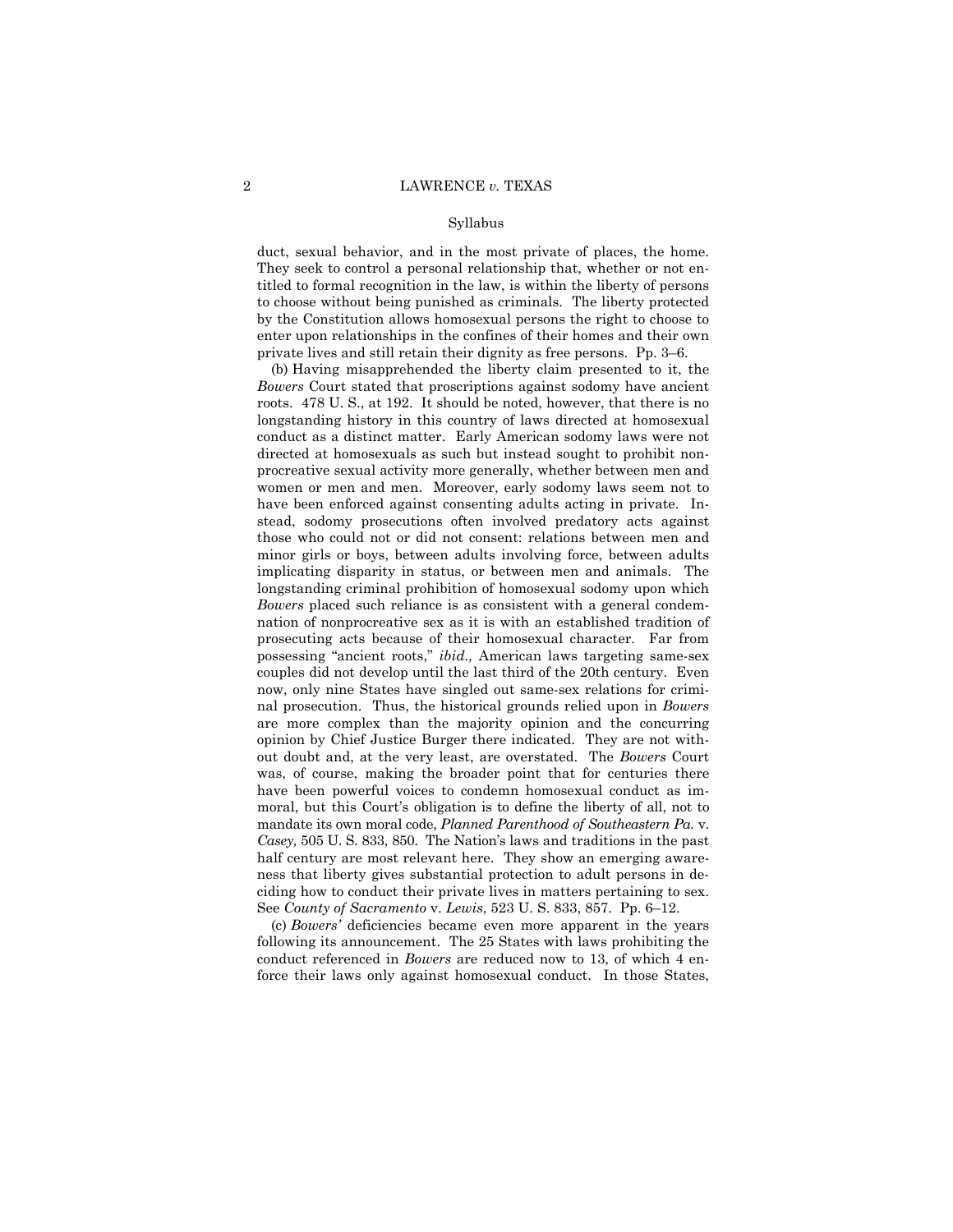duct, sexual behavior, and in the most private of places, the home. They seek to control a personal relationship that, whether or not entitled to formal recognition in the law, is within the liberty of persons to choose without being punished as criminals. The liberty protected by the Constitution allows homosexual persons the right to choose to enter upon relationships in the confines of their homes and their own private lives and still retain their dignity as free persons. Pp. 3–6.

(b) Having misapprehended the liberty claim presented to it, the *Bowers* Court stated that proscriptions against sodomy have ancient roots. 478 U. S., at 192. It should be noted, however, that there is no longstanding history in this country of laws directed at homosexual conduct as a distinct matter. Early American sodomy laws were not directed at homosexuals as such but instead sought to prohibit nonprocreative sexual activity more generally, whether between men and women or men and men. Moreover, early sodomy laws seem not to have been enforced against consenting adults acting in private. Instead, sodomy prosecutions often involved predatory acts against those who could not or did not consent: relations between men and minor girls or boys, between adults involving force, between adults implicating disparity in status, or between men and animals. The longstanding criminal prohibition of homosexual sodomy upon which *Bowers* placed such reliance is as consistent with a general condemnation of nonprocreative sex as it is with an established tradition of prosecuting acts because of their homosexual character. Far from possessing "ancient roots," *ibid.,* American laws targeting same-sex couples did not develop until the last third of the 20th century. Even now, only nine States have singled out same-sex relations for criminal prosecution. Thus, the historical grounds relied upon in *Bowers* are more complex than the majority opinion and the concurring opinion by Chief Justice Burger there indicated. They are not without doubt and, at the very least, are overstated. The *Bowers* Court was, of course, making the broader point that for centuries there have been powerful voices to condemn homosexual conduct as immoral, but this Court's obligation is to define the liberty of all, not to mandate its own moral code, *Planned Parenthood of Southeastern Pa.* v. *Casey,* 505 U. S. 833, 850. The Nation's laws and traditions in the past half century are most relevant here. They show an emerging awareness that liberty gives substantial protection to adult persons in deciding how to conduct their private lives in matters pertaining to sex. See *County of Sacramento* v. *Lewis*, 523 U. S. 833, 857. Pp. 6–12.

(c) *Bowers'* deficiencies became even more apparent in the years following its announcement. The 25 States with laws prohibiting the conduct referenced in *Bowers* are reduced now to 13, of which 4 enforce their laws only against homosexual conduct. In those States,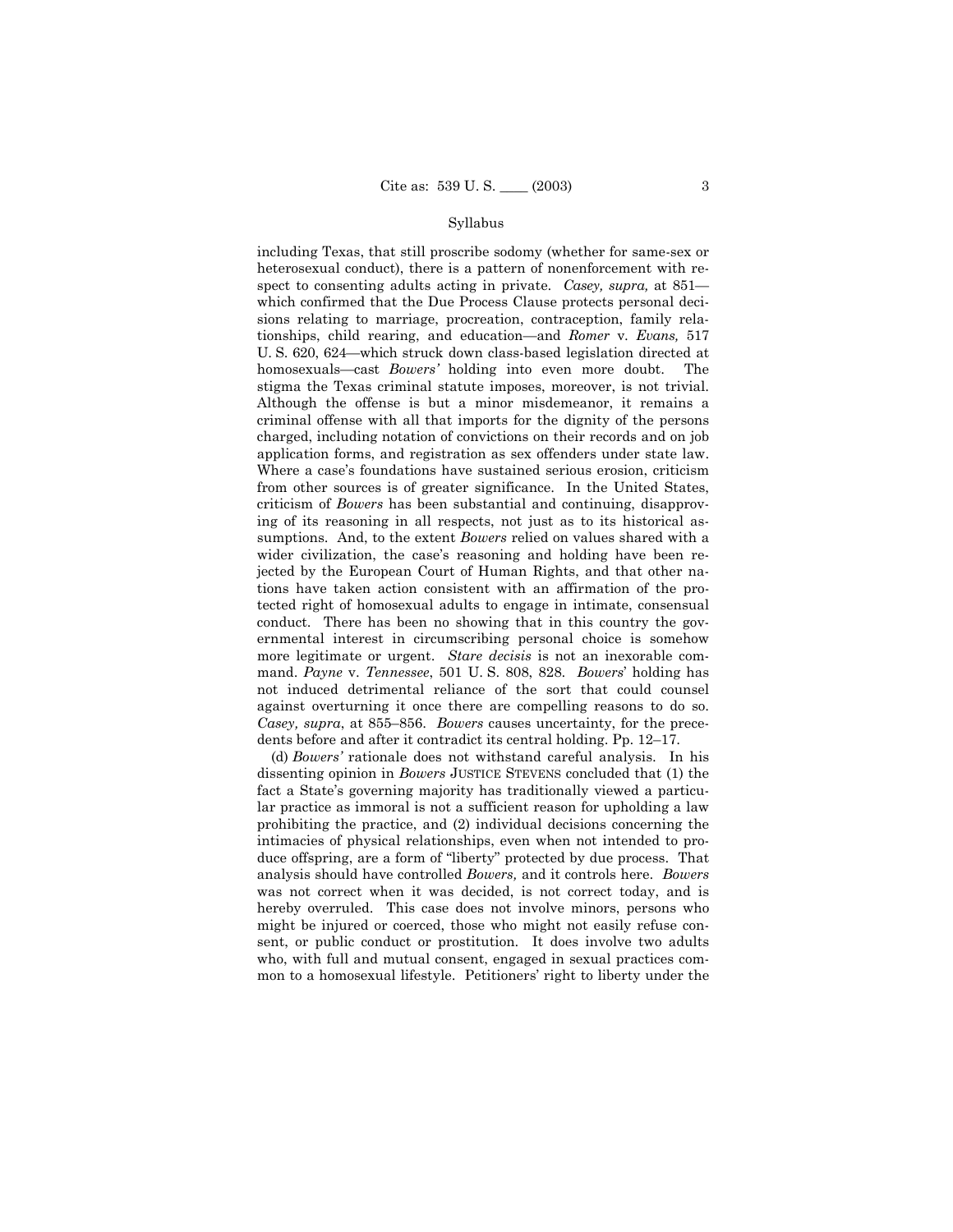including Texas, that still proscribe sodomy (whether for same-sex or heterosexual conduct), there is a pattern of nonenforcement with respect to consenting adults acting in private. *Casey, supra,* at 851—which confirmed that the Due Process Clause protects personal decisions relating to marriage, procreation, contraception, family relationships, child rearing, and education—and *Romer* v. *Evans,* 517 U. S. 620, 624—which struck down class-based legislation directed at homosexuals—cast *Bowers'* holding into even more doubt. The stigma the Texas criminal statute imposes, moreover, is not trivial. Although the offense is but a minor misdemeanor, it remains a criminal offense with all that imports for the dignity of the persons charged, including notation of convictions on their records and on job application forms, and registration as sex offenders under state law. Where a case's foundations have sustained serious erosion, criticism from other sources is of greater significance. In the United States, criticism of *Bowers* has been substantial and continuing, disapproving of its reasoning in all respects, not just as to its historical assumptions. And, to the extent *Bowers* relied on values shared with a wider civilization, the case's reasoning and holding have been rejected by the European Court of Human Rights, and that other nations have taken action consistent with an affirmation of the protected right of homosexual adults to engage in intimate, consensual conduct. There has been no showing that in this country the governmental interest in circumscribing personal choice is somehow more legitimate or urgent. *Stare decisis* is not an inexorable command. *Payne* v. *Tennessee*, 501 U. S. 808, 828. *Bowers*' holding has not induced detrimental reliance of the sort that could counsel against overturning it once there are compelling reasons to do so. *Casey, supra*, at 855–856. *Bowers* causes uncertainty, for the precedents before and after it contradict its central holding. Pp. 12–17.

(d) *Bowers'* rationale does not withstand careful analysis. In his dissenting opinion in *Bowers* JUSTICE STEVENS concluded that (1) the fact a State's governing majority has traditionally viewed a particular practice as immoral is not a sufficient reason for upholding a law prohibiting the practice, and (2) individual decisions concerning the intimacies of physical relationships, even when not intended to produce offspring, are a form of "liberty" protected by due process. That analysis should have controlled *Bowers,* and it controls here. *Bowers* was not correct when it was decided, is not correct today, and is hereby overruled. This case does not involve minors, persons who might be injured or coerced, those who might not easily refuse consent, or public conduct or prostitution. It does involve two adults who, with full and mutual consent, engaged in sexual practices common to a homosexual lifestyle. Petitioners' right to liberty under the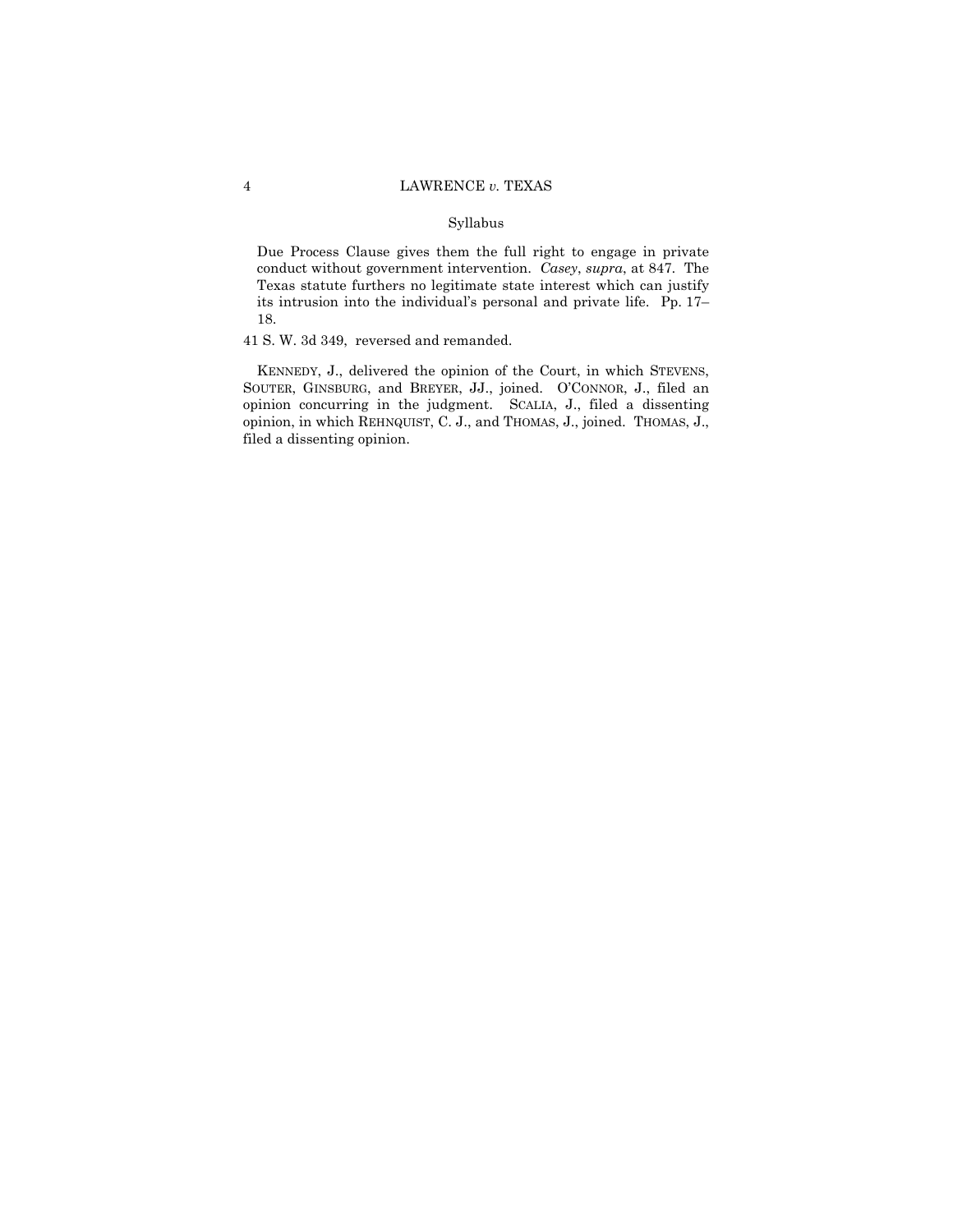Syllabus

Due Process Clause gives them the full right to engage in private conduct without government intervention. *Casey*, *supra*, at 847. The Texas statute furthers no legitimate state interest which can justify its intrusion into the individual's personal and private life. Pp. 17–18.

41 S. W. 3d 349, reversed and remanded.

KENNEDY, J., delivered the opinion of the Court, in which STEVENS, SOUTER, GINSBURG, and BREYER, JJ., joined. O'CONNOR, J., filed an opinion concurring in the judgment. SCALIA, J., filed a dissenting opinion, in which REHNQUIST, C. J., and THOMAS, J., joined. THOMAS, J., filed a dissenting opinion.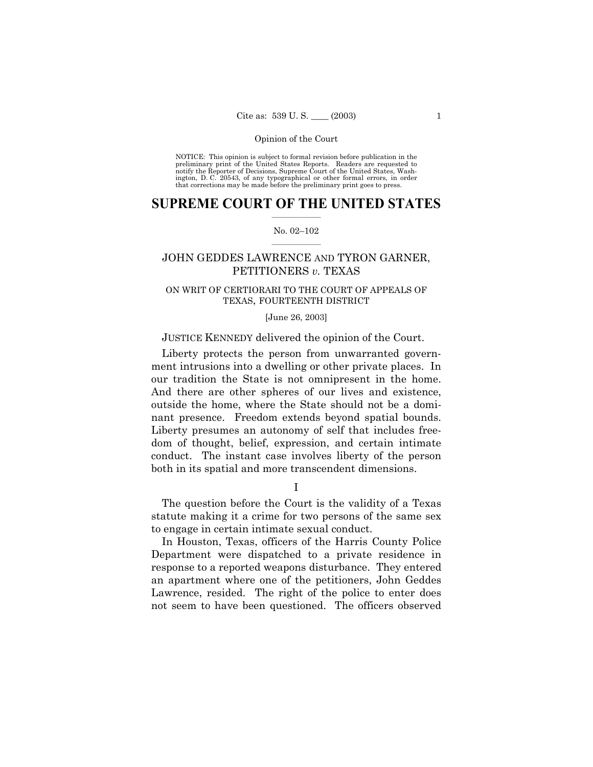NOTICE: This opinion is subject to formal revision before publication in the preliminary print of the United States Reports. Readers are requested to notify the Reporter of Decisions, Supreme Court of the United States, Washington, D. C. 20543, of any typographical or other formal errors, in order that corrections may be made before the preliminary print goes to press.

# SUPREME COURT OF THE UNITED STATES

No. 02–102

## JOHN GEDDES LAWRENCE AND TYRON GARNER, PETITIONERS *v.* TEXAS

ON WRIT OF CERTIORARI TO THE COURT OF APPEALS OF TEXAS, FOURTEENTH DISTRICT

[June 26, 2003]

JUSTICE KENNEDY delivered the opinion of the Court.

Liberty protects the person from unwarranted government intrusions into a dwelling or other private places. In our tradition the State is not omnipresent in the home. And there are other spheres of our lives and existence, outside the home, where the State should not be a dominant presence. Freedom extends beyond spatial bounds. Liberty presumes an autonomy of self that includes freedom of thought, belief, expression, and certain intimate conduct. The instant case involves liberty of the person both in its spatial and more transcendent dimensions.

I

The question before the Court is the validity of a Texas statute making it a crime for two persons of the same sex to engage in certain intimate sexual conduct.

In Houston, Texas, officers of the Harris County Police Department were dispatched to a private residence in response to a reported weapons disturbance. They entered an apartment where one of the petitioners, John Geddes Lawrence, resided. The right of the police to enter does not seem to have been questioned. The officers observed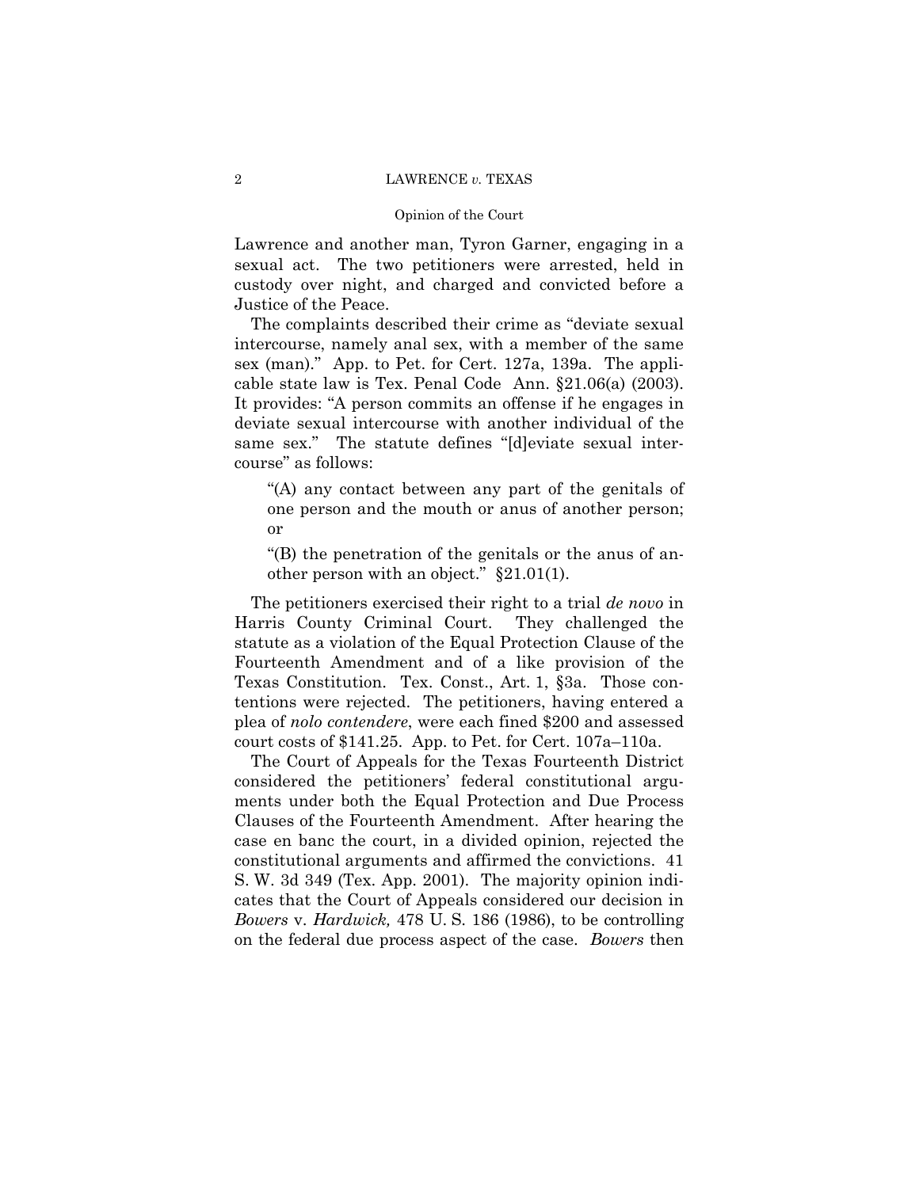Lawrence and another man, Tyron Garner, engaging in a sexual act. The two petitioners were arrested, held in custody over night, and charged and convicted before a Justice of the Peace.

The complaints described their crime as "deviate sexual intercourse, namely anal sex, with a member of the same sex (man)." App. to Pet. for Cert. 127a, 139a. The applicable state law is Tex. Penal Code Ann. §21.06(a) (2003). It provides: "A person commits an offense if he engages in deviate sexual intercourse with another individual of the same sex." The statute defines "[d]eviate sexual intercourse" as follows:

> "(A) any contact between any part of the genitals of one person and the mouth or anus of another person; or
>
> "(B) the penetration of the genitals or the anus of another person with an object." §21.01(1).

The petitioners exercised their right to a trial *de novo* in Harris County Criminal Court. They challenged the statute as a violation of the Equal Protection Clause of the Fourteenth Amendment and of a like provision of the Texas Constitution. Tex. Const., Art. 1, §3a. Those contentions were rejected. The petitioners, having entered a plea of *nolo contendere*, were each fined $200 and assessed court costs of $141.25. App. to Pet. for Cert. 107a–110a.

The Court of Appeals for the Texas Fourteenth District considered the petitioners' federal constitutional arguments under both the Equal Protection and Due Process Clauses of the Fourteenth Amendment. After hearing the case en banc the court, in a divided opinion, rejected the constitutional arguments and affirmed the convictions. 41 S. W. 3d 349 (Tex. App. 2001). The majority opinion indicates that the Court of Appeals considered our decision in *Bowers* v. *Hardwick,* 478 U. S. 186 (1986), to be controlling on the federal due process aspect of the case. *Bowers* then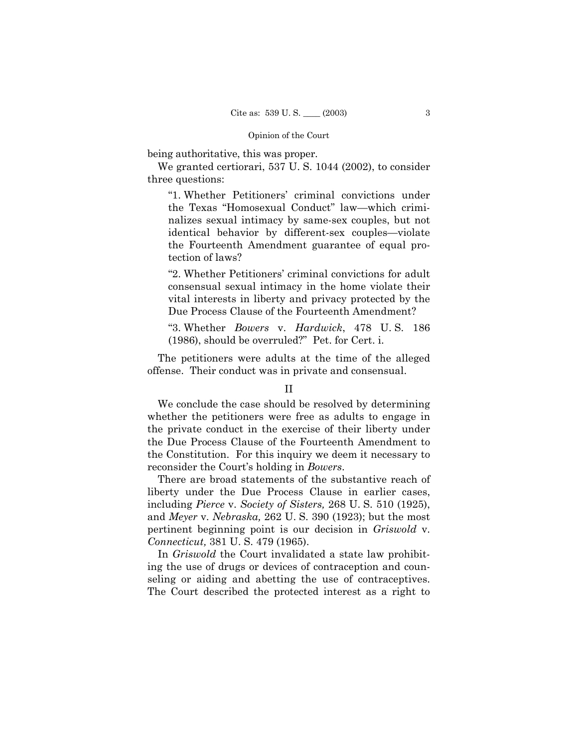being authoritative, this was proper.

We granted certiorari, 537 U. S. 1044 (2002), to consider three questions:

> "1. Whether Petitioners' criminal convictions under the Texas "Homosexual Conduct" law—which criminalizes sexual intimacy by same-sex couples, but not identical behavior by different-sex couples—violate the Fourteenth Amendment guarantee of equal protection of laws?
>
> "2. Whether Petitioners' criminal convictions for adult consensual sexual intimacy in the home violate their vital interests in liberty and privacy protected by the Due Process Clause of the Fourteenth Amendment?
>
> "3. Whether *Bowers* v. *Hardwick*, 478 U. S. 186 (1986), should be overruled?" Pet. for Cert. i.

The petitioners were adults at the time of the alleged offense. Their conduct was in private and consensual.

## II

We conclude the case should be resolved by determining whether the petitioners were free as adults to engage in the private conduct in the exercise of their liberty under the Due Process Clause of the Fourteenth Amendment to the Constitution. For this inquiry we deem it necessary to reconsider the Court's holding in *Bowers*.

There are broad statements of the substantive reach of liberty under the Due Process Clause in earlier cases, including *Pierce* v. *Society of Sisters,* 268 U. S. 510 (1925), and *Meyer* v. *Nebraska,* 262 U. S. 390 (1923); but the most pertinent beginning point is our decision in *Griswold* v. *Connecticut,* 381 U. S. 479 (1965).

In *Griswold* the Court invalidated a state law prohibiting the use of drugs or devices of contraception and counseling or aiding and abetting the use of contraceptives. The Court described the protected interest as a right to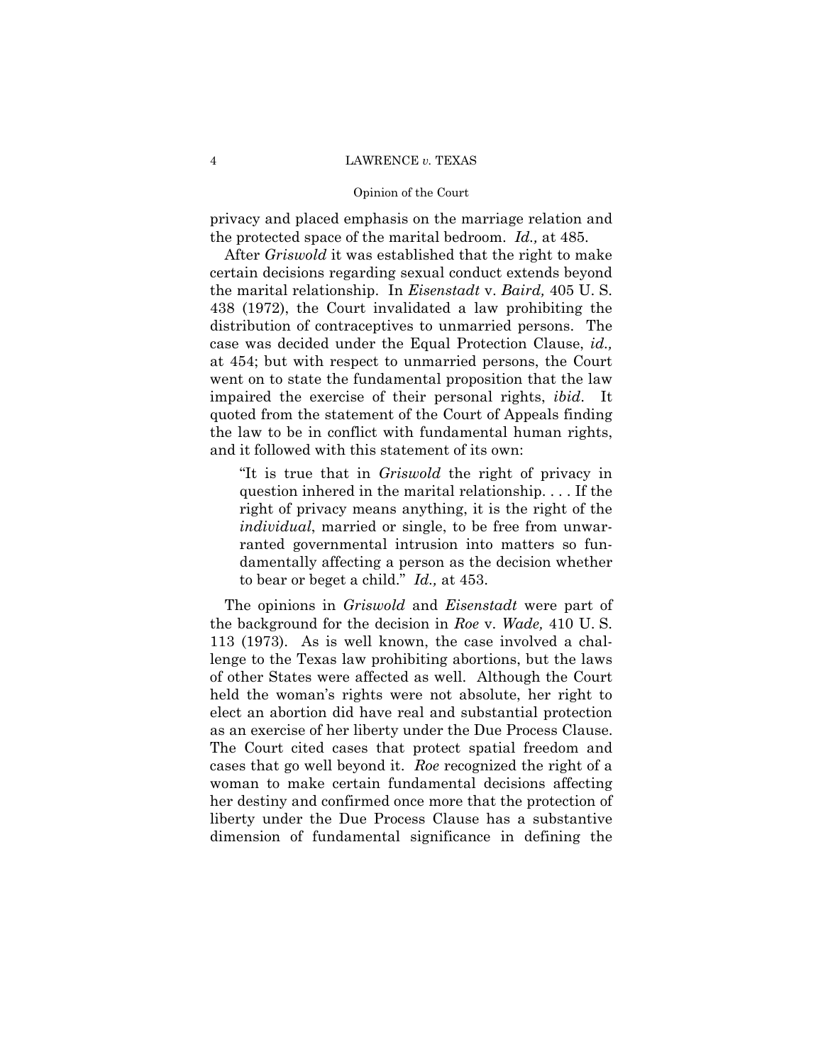privacy and placed emphasis on the marriage relation and the protected space of the marital bedroom. *Id.,* at 485.

After *Griswold* it was established that the right to make certain decisions regarding sexual conduct extends beyond the marital relationship. In *Eisenstadt* v. *Baird,* 405 U. S. 438 (1972), the Court invalidated a law prohibiting the distribution of contraceptives to unmarried persons. The case was decided under the Equal Protection Clause, *id.,* at 454; but with respect to unmarried persons, the Court went on to state the fundamental proposition that the law impaired the exercise of their personal rights, *ibid*. It quoted from the statement of the Court of Appeals finding the law to be in conflict with fundamental human rights, and it followed with this statement of its own:

> "It is true that in *Griswold* the right of privacy in question inhered in the marital relationship. . . . If the right of privacy means anything, it is the right of the *individual*, married or single, to be free from unwarranted governmental intrusion into matters so fundamentally affecting a person as the decision whether to bear or beget a child." *Id.,* at 453.

The opinions in *Griswold* and *Eisenstadt* were part of the background for the decision in *Roe* v. *Wade,* 410 U. S. 113 (1973). As is well known, the case involved a challenge to the Texas law prohibiting abortions, but the laws of other States were affected as well. Although the Court held the woman's rights were not absolute, her right to elect an abortion did have real and substantial protection as an exercise of her liberty under the Due Process Clause. The Court cited cases that protect spatial freedom and cases that go well beyond it. *Roe* recognized the right of a woman to make certain fundamental decisions affecting her destiny and confirmed once more that the protection of liberty under the Due Process Clause has a substantive dimension of fundamental significance in defining the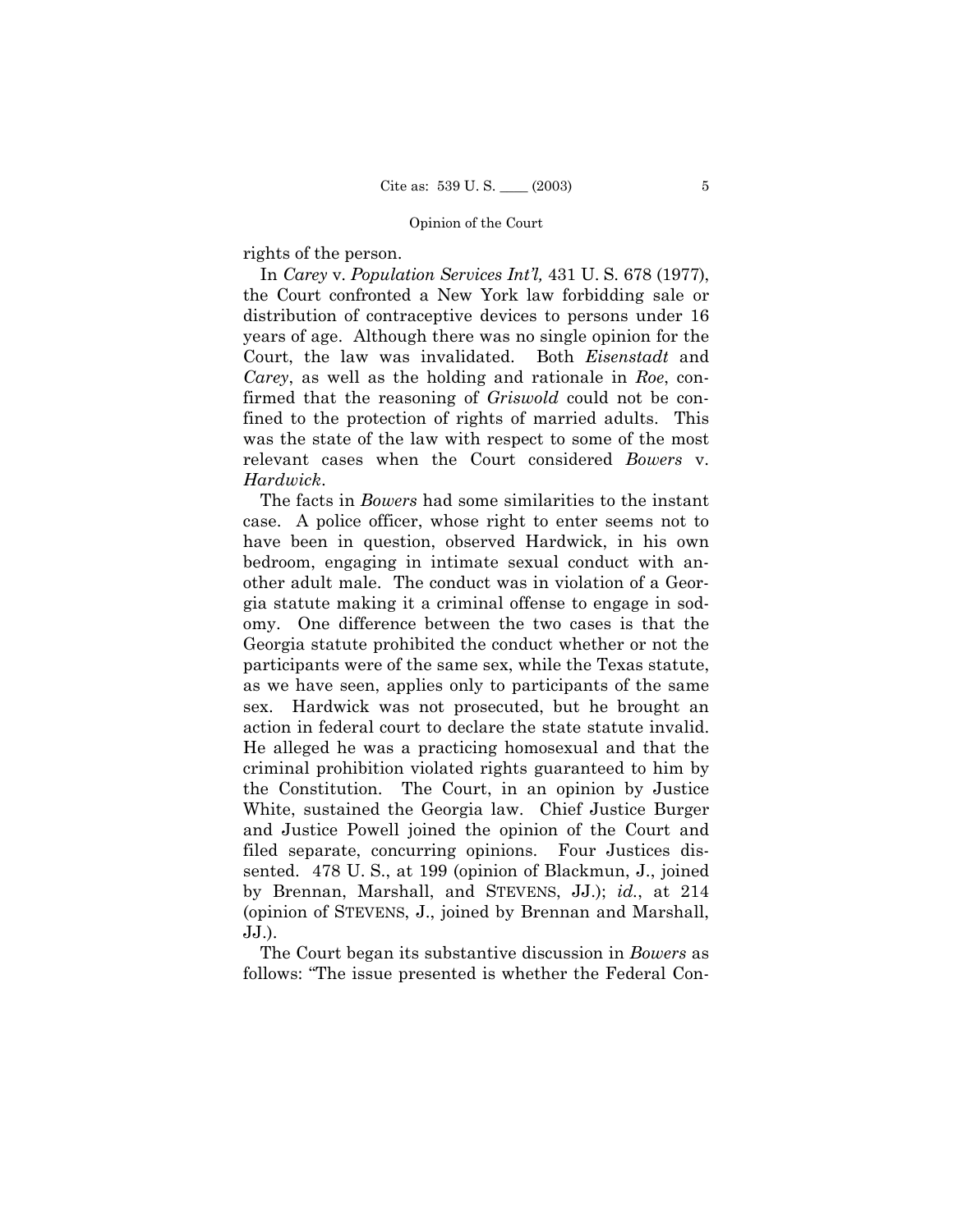rights of the person.

In *Carey* v. *Population Services Int'l,* 431 U. S. 678 (1977), the Court confronted a New York law forbidding sale or distribution of contraceptive devices to persons under 16 years of age. Although there was no single opinion for the Court, the law was invalidated. Both *Eisenstadt* and *Carey*, as well as the holding and rationale in *Roe*, confirmed that the reasoning of *Griswold* could not be confined to the protection of rights of married adults. This was the state of the law with respect to some of the most relevant cases when the Court considered *Bowers* v. *Hardwick*.

The facts in *Bowers* had some similarities to the instant case. A police officer, whose right to enter seems not to have been in question, observed Hardwick, in his own bedroom, engaging in intimate sexual conduct with another adult male. The conduct was in violation of a Georgia statute making it a criminal offense to engage in sodomy. One difference between the two cases is that the Georgia statute prohibited the conduct whether or not the participants were of the same sex, while the Texas statute, as we have seen, applies only to participants of the same sex. Hardwick was not prosecuted, but he brought an action in federal court to declare the state statute invalid. He alleged he was a practicing homosexual and that the criminal prohibition violated rights guaranteed to him by the Constitution. The Court, in an opinion by Justice White, sustained the Georgia law. Chief Justice Burger and Justice Powell joined the opinion of the Court and filed separate, concurring opinions. Four Justices dissented. 478 U. S., at 199 (opinion of Blackmun, J., joined by Brennan, Marshall, and STEVENS, JJ.); *id.*, at 214 (opinion of STEVENS, J., joined by Brennan and Marshall, JJ.).

The Court began its substantive discussion in *Bowers* as follows: "The issue presented is whether the Federal Con-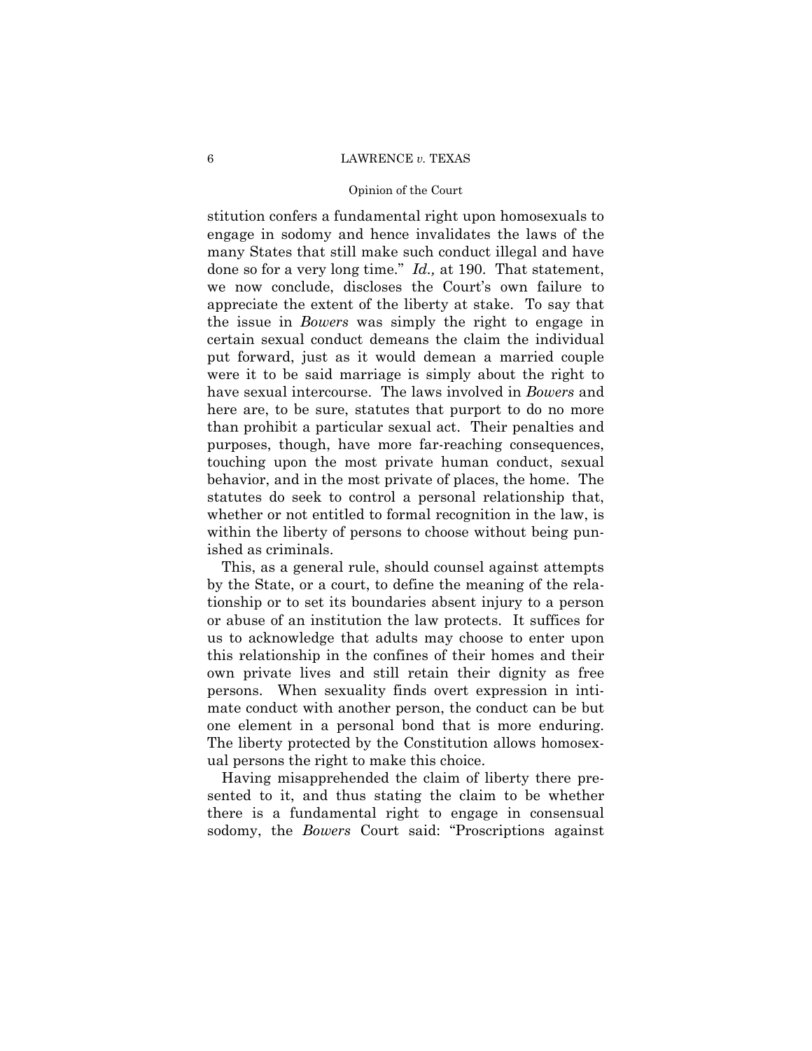stitution confers a fundamental right upon homosexuals to engage in sodomy and hence invalidates the laws of the many States that still make such conduct illegal and have done so for a very long time." *Id.,* at 190. That statement, we now conclude, discloses the Court's own failure to appreciate the extent of the liberty at stake. To say that the issue in *Bowers* was simply the right to engage in certain sexual conduct demeans the claim the individual put forward, just as it would demean a married couple were it to be said marriage is simply about the right to have sexual intercourse. The laws involved in *Bowers* and here are, to be sure, statutes that purport to do no more than prohibit a particular sexual act. Their penalties and purposes, though, have more far-reaching consequences, touching upon the most private human conduct, sexual behavior, and in the most private of places, the home. The statutes do seek to control a personal relationship that, whether or not entitled to formal recognition in the law, is within the liberty of persons to choose without being punished as criminals.

This, as a general rule, should counsel against attempts by the State, or a court, to define the meaning of the relationship or to set its boundaries absent injury to a person or abuse of an institution the law protects. It suffices for us to acknowledge that adults may choose to enter upon this relationship in the confines of their homes and their own private lives and still retain their dignity as free persons. When sexuality finds overt expression in intimate conduct with another person, the conduct can be but one element in a personal bond that is more enduring. The liberty protected by the Constitution allows homosexual persons the right to make this choice.

Having misapprehended the claim of liberty there presented to it, and thus stating the claim to be whether there is a fundamental right to engage in consensual sodomy, the *Bowers* Court said: "Proscriptions against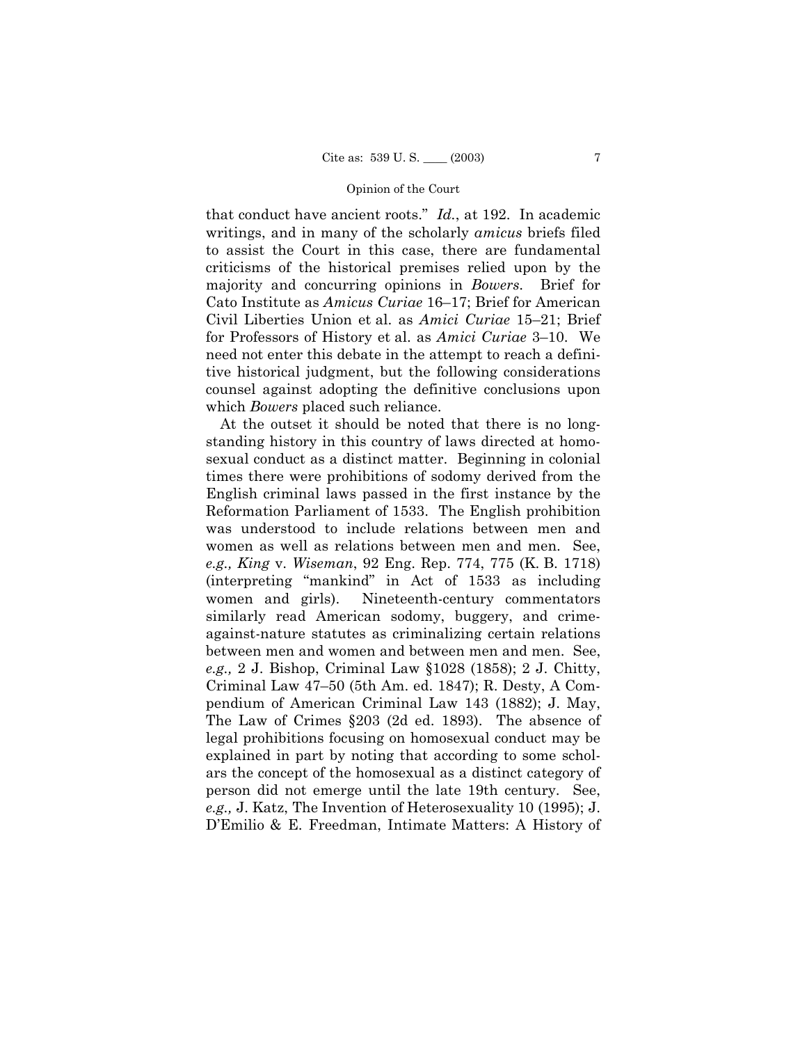that conduct have ancient roots." *Id.*, at 192. In academic writings, and in many of the scholarly *amicus* briefs filed to assist the Court in this case, there are fundamental criticisms of the historical premises relied upon by the majority and concurring opinions in *Bowers*. Brief for Cato Institute as *Amicus Curiae* 16–17; Brief for American Civil Liberties Union et al. as *Amici Curiae* 15–21; Brief for Professors of History et al. as *Amici Curiae* 3–10. We need not enter this debate in the attempt to reach a definitive historical judgment, but the following considerations counsel against adopting the definitive conclusions upon which *Bowers* placed such reliance.

At the outset it should be noted that there is no longstanding history in this country of laws directed at homosexual conduct as a distinct matter. Beginning in colonial times there were prohibitions of sodomy derived from the English criminal laws passed in the first instance by the Reformation Parliament of 1533. The English prohibition was understood to include relations between men and women as well as relations between men and men. See, *e.g., King* v. *Wiseman*, 92 Eng. Rep. 774, 775 (K. B. 1718) (interpreting "mankind" in Act of 1533 as including women and girls). Nineteenth-century commentators similarly read American sodomy, buggery, and crime-against-nature statutes as criminalizing certain relations between men and women and between men and men. See, *e.g.,* 2 J. Bishop, Criminal Law §1028 (1858); 2 J. Chitty, Criminal Law 47–50 (5th Am. ed. 1847); R. Desty, A Compendium of American Criminal Law 143 (1882); J. May, The Law of Crimes §203 (2d ed. 1893). The absence of legal prohibitions focusing on homosexual conduct may be explained in part by noting that according to some scholars the concept of the homosexual as a distinct category of person did not emerge until the late 19th century. See, *e.g.,* J. Katz, The Invention of Heterosexuality 10 (1995); J. D'Emilio & E. Freedman, Intimate Matters: A History of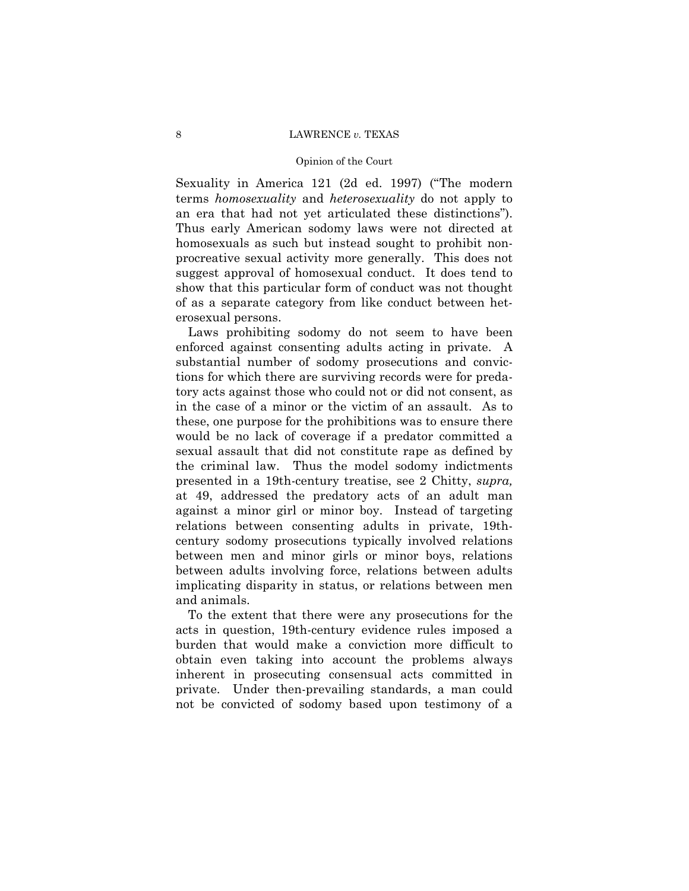Sexuality in America 121 (2d ed. 1997) ("The modern terms *homosexuality* and *heterosexuality* do not apply to an era that had not yet articulated these distinctions"). Thus early American sodomy laws were not directed at homosexuals as such but instead sought to prohibit nonprocreative sexual activity more generally. This does not suggest approval of homosexual conduct. It does tend to show that this particular form of conduct was not thought of as a separate category from like conduct between heterosexual persons.

Laws prohibiting sodomy do not seem to have been enforced against consenting adults acting in private. A substantial number of sodomy prosecutions and convictions for which there are surviving records were for predatory acts against those who could not or did not consent, as in the case of a minor or the victim of an assault. As to these, one purpose for the prohibitions was to ensure there would be no lack of coverage if a predator committed a sexual assault that did not constitute rape as defined by the criminal law. Thus the model sodomy indictments presented in a 19th-century treatise, see 2 Chitty, *supra,* at 49, addressed the predatory acts of an adult man against a minor girl or minor boy. Instead of targeting relations between consenting adults in private, 19th-century sodomy prosecutions typically involved relations between men and minor girls or minor boys, relations between adults involving force, relations between adults implicating disparity in status, or relations between men and animals.

To the extent that there were any prosecutions for the acts in question, 19th-century evidence rules imposed a burden that would make a conviction more difficult to obtain even taking into account the problems always inherent in prosecuting consensual acts committed in private. Under then-prevailing standards, a man could not be convicted of sodomy based upon testimony of a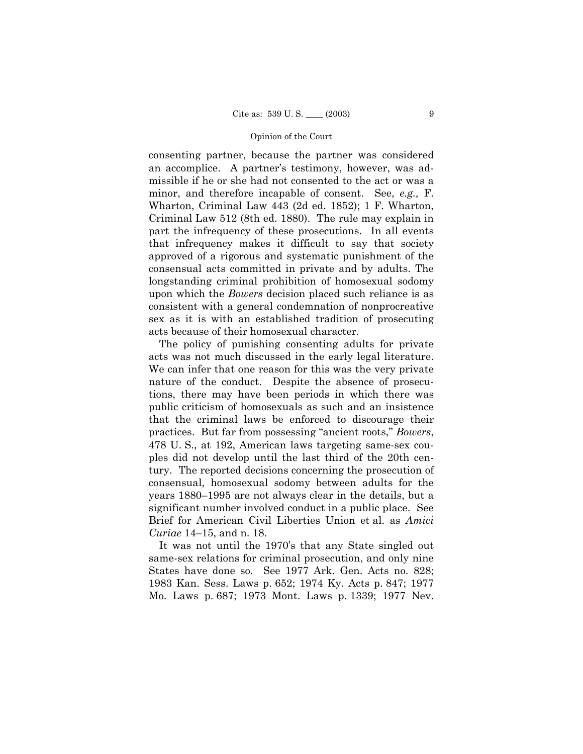consenting partner, because the partner was considered an accomplice. A partner's testimony, however, was admissible if he or she had not consented to the act or was a minor, and therefore incapable of consent. See, *e.g.,* F. Wharton, Criminal Law 443 (2d ed. 1852); 1 F. Wharton, Criminal Law 512 (8th ed. 1880). The rule may explain in part the infrequency of these prosecutions. In all events that infrequency makes it difficult to say that society approved of a rigorous and systematic punishment of the consensual acts committed in private and by adults. The longstanding criminal prohibition of homosexual sodomy upon which the *Bowers* decision placed such reliance is as consistent with a general condemnation of nonprocreative sex as it is with an established tradition of prosecuting acts because of their homosexual character.

The policy of punishing consenting adults for private acts was not much discussed in the early legal literature. We can infer that one reason for this was the very private nature of the conduct. Despite the absence of prosecutions, there may have been periods in which there was public criticism of homosexuals as such and an insistence that the criminal laws be enforced to discourage their practices. But far from possessing "ancient roots," *Bowers*, 478 U. S., at 192, American laws targeting same-sex couples did not develop until the last third of the 20th century. The reported decisions concerning the prosecution of consensual, homosexual sodomy between adults for the years 1880–1995 are not always clear in the details, but a significant number involved conduct in a public place. See Brief for American Civil Liberties Union et al. as *Amici Curiae* 14–15, and n. 18.

It was not until the 1970's that any State singled out same-sex relations for criminal prosecution, and only nine States have done so. See 1977 Ark. Gen. Acts no. 828; 1983 Kan. Sess. Laws p. 652; 1974 Ky. Acts p. 847; 1977 Mo. Laws p. 687; 1973 Mont. Laws p. 1339; 1977 Nev.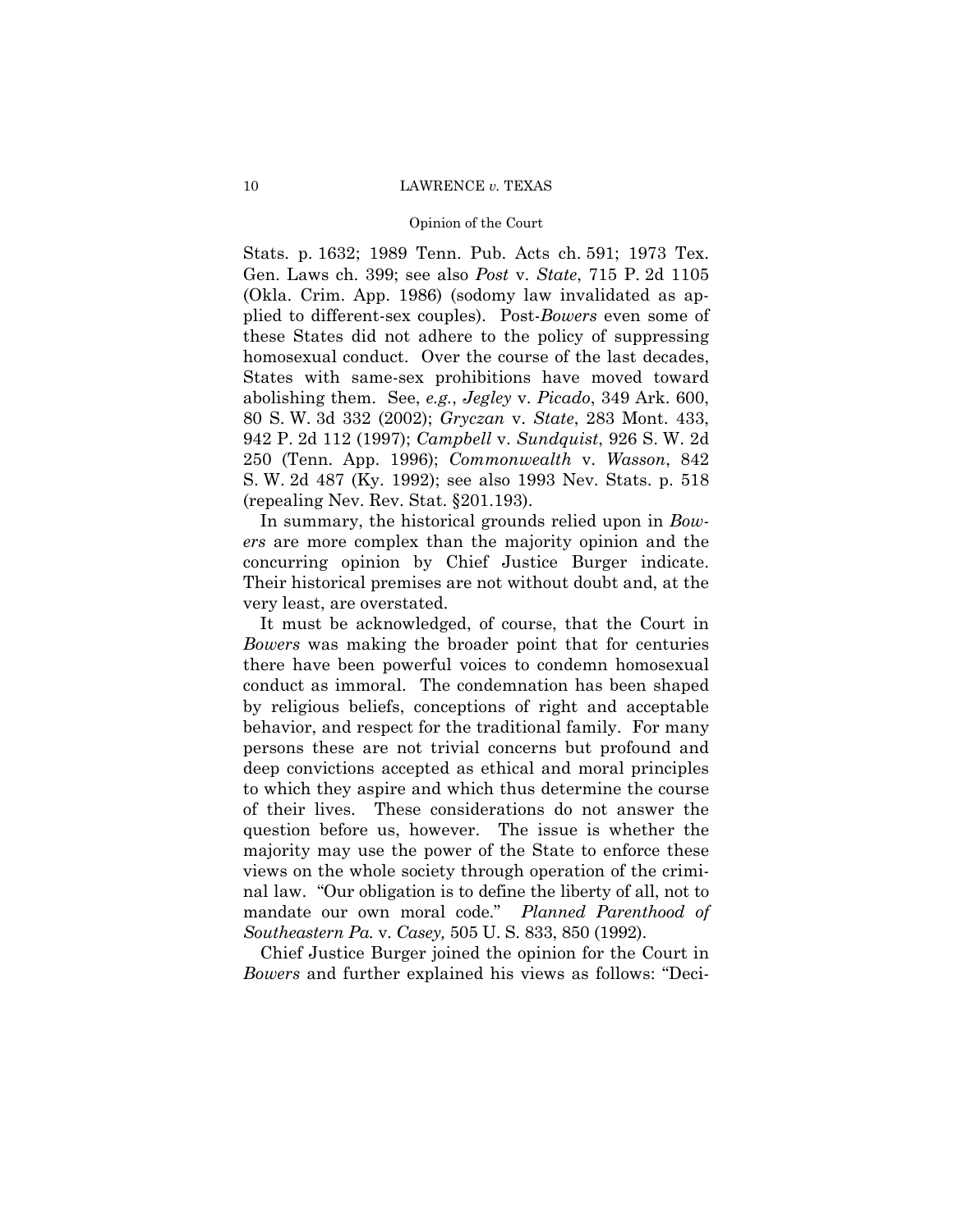Stats. p. 1632; 1989 Tenn. Pub. Acts ch. 591; 1973 Tex. Gen. Laws ch. 399; see also *Post* v. *State*, 715 P. 2d 1105 (Okla. Crim. App. 1986) (sodomy law invalidated as applied to different-sex couples). Post-*Bowers* even some of these States did not adhere to the policy of suppressing homosexual conduct. Over the course of the last decades, States with same-sex prohibitions have moved toward abolishing them. See, *e.g.*, *Jegley* v. *Picado*, 349 Ark. 600, 80 S. W. 3d 332 (2002); *Gryczan* v. *State*, 283 Mont. 433, 942 P. 2d 112 (1997); *Campbell* v. *Sundquist*, 926 S. W. 2d 250 (Tenn. App. 1996); *Commonwealth* v. *Wasson*, 842 S. W. 2d 487 (Ky. 1992); see also 1993 Nev. Stats. p. 518 (repealing Nev. Rev. Stat. §201.193).

In summary, the historical grounds relied upon in *Bowers* are more complex than the majority opinion and the concurring opinion by Chief Justice Burger indicate. Their historical premises are not without doubt and, at the very least, are overstated.

It must be acknowledged, of course, that the Court in *Bowers* was making the broader point that for centuries there have been powerful voices to condemn homosexual conduct as immoral. The condemnation has been shaped by religious beliefs, conceptions of right and acceptable behavior, and respect for the traditional family. For many persons these are not trivial concerns but profound and deep convictions accepted as ethical and moral principles to which they aspire and which thus determine the course of their lives. These considerations do not answer the question before us, however. The issue is whether the majority may use the power of the State to enforce these views on the whole society through operation of the criminal law. "Our obligation is to define the liberty of all, not to mandate our own moral code." *Planned Parenthood of Southeastern Pa.* v. *Casey,* 505 U. S. 833, 850 (1992).

Chief Justice Burger joined the opinion for the Court in *Bowers* and further explained his views as follows: "Deci-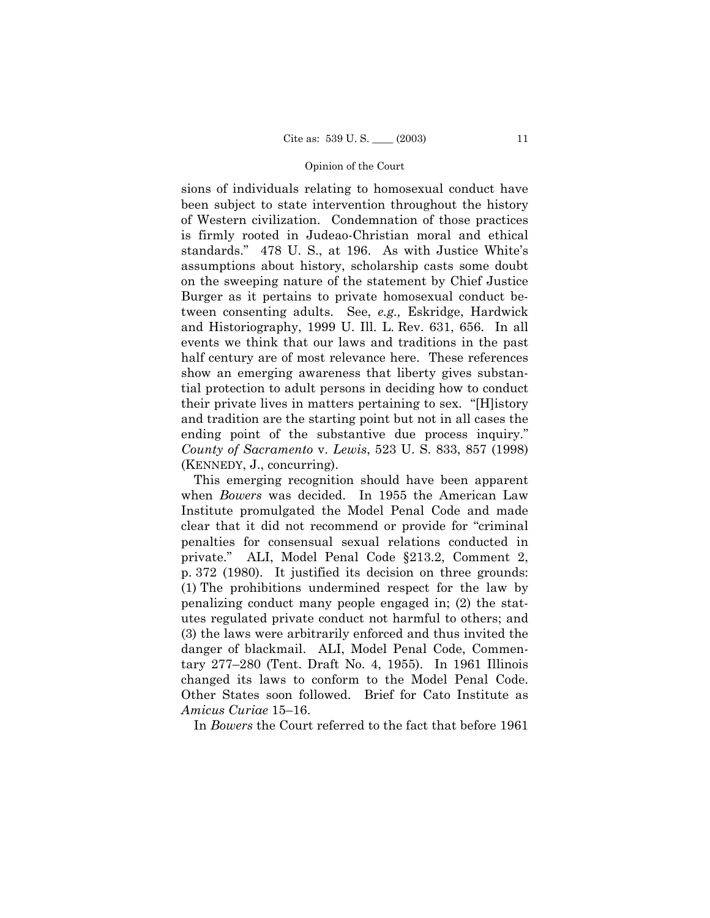sions of individuals relating to homosexual conduct have been subject to state intervention throughout the history of Western civilization. Condemnation of those practices is firmly rooted in Judeao-Christian moral and ethical standards." 478 U. S., at 196. As with Justice White's assumptions about history, scholarship casts some doubt on the sweeping nature of the statement by Chief Justice Burger as it pertains to private homosexual conduct between consenting adults. See, *e.g.,* Eskridge, Hardwick and Historiography, 1999 U. Ill. L. Rev. 631, 656. In all events we think that our laws and traditions in the past half century are of most relevance here. These references show an emerging awareness that liberty gives substantial protection to adult persons in deciding how to conduct their private lives in matters pertaining to sex. "[H]istory and tradition are the starting point but not in all cases the ending point of the substantive due process inquiry." *County of Sacramento* v. *Lewis*, 523 U. S. 833, 857 (1998) (KENNEDY, J., concurring).

This emerging recognition should have been apparent when *Bowers* was decided. In 1955 the American Law Institute promulgated the Model Penal Code and made clear that it did not recommend or provide for "criminal penalties for consensual sexual relations conducted in private." ALI, Model Penal Code §213.2, Comment 2, p. 372 (1980). It justified its decision on three grounds: (1) The prohibitions undermined respect for the law by penalizing conduct many people engaged in; (2) the statutes regulated private conduct not harmful to others; and (3) the laws were arbitrarily enforced and thus invited the danger of blackmail. ALI, Model Penal Code, Commentary 277–280 (Tent. Draft No. 4, 1955). In 1961 Illinois changed its laws to conform to the Model Penal Code. Other States soon followed. Brief for Cato Institute as *Amicus Curiae* 15–16.

In *Bowers* the Court referred to the fact that before 1961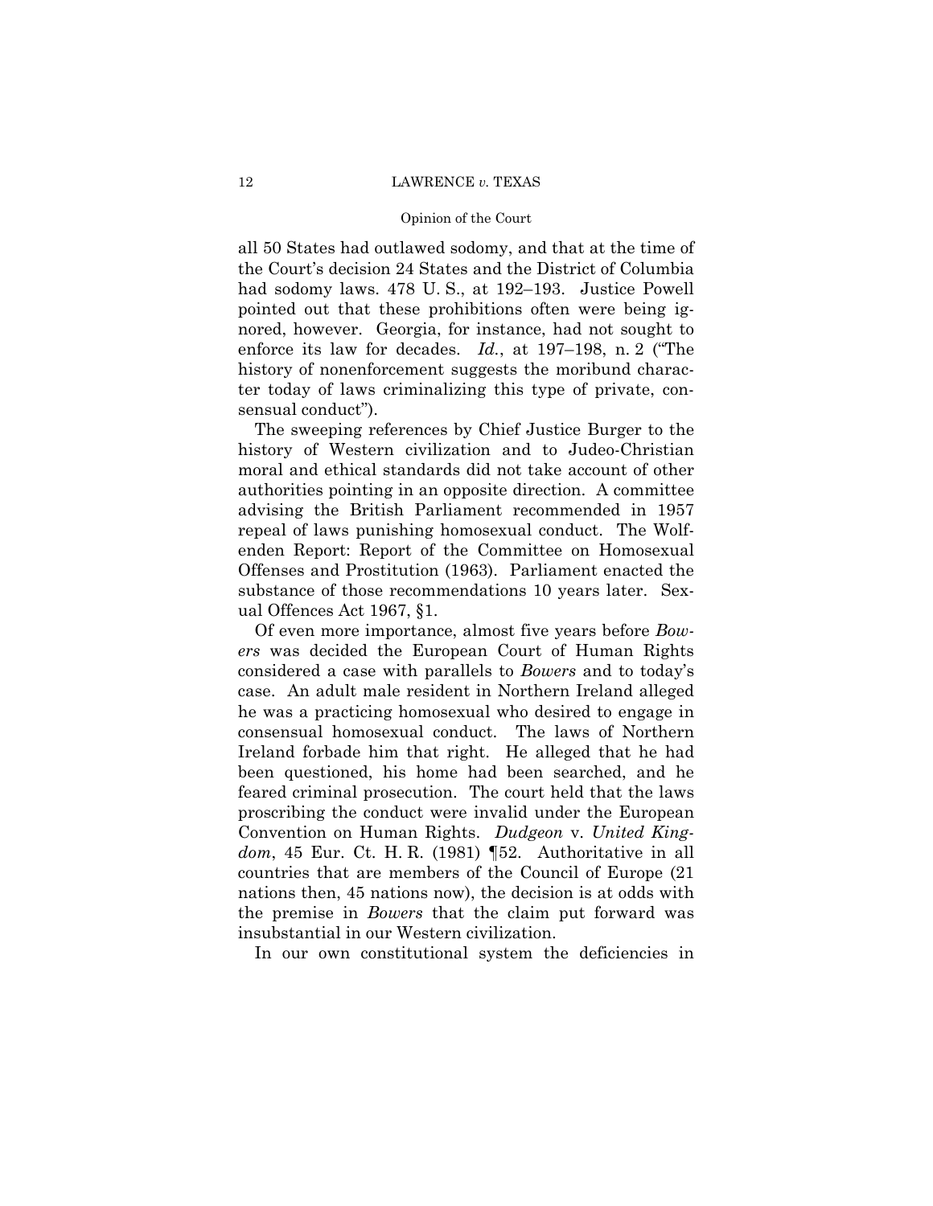all 50 States had outlawed sodomy, and that at the time of the Court's decision 24 States and the District of Columbia had sodomy laws. 478 U. S., at 192–193. Justice Powell pointed out that these prohibitions often were being ignored, however. Georgia, for instance, had not sought to enforce its law for decades. *Id.*, at 197–198, n. 2 ("The history of nonenforcement suggests the moribund character today of laws criminalizing this type of private, consensual conduct").

The sweeping references by Chief Justice Burger to the history of Western civilization and to Judeo-Christian moral and ethical standards did not take account of other authorities pointing in an opposite direction. A committee advising the British Parliament recommended in 1957 repeal of laws punishing homosexual conduct. The Wolfenden Report: Report of the Committee on Homosexual Offenses and Prostitution (1963). Parliament enacted the substance of those recommendations 10 years later. Sexual Offences Act 1967, §1.

Of even more importance, almost five years before *Bowers* was decided the European Court of Human Rights considered a case with parallels to *Bowers* and to today's case. An adult male resident in Northern Ireland alleged he was a practicing homosexual who desired to engage in consensual homosexual conduct. The laws of Northern Ireland forbade him that right. He alleged that he had been questioned, his home had been searched, and he feared criminal prosecution. The court held that the laws proscribing the conduct were invalid under the European Convention on Human Rights. *Dudgeon* v. *United Kingdom*, 45 Eur. Ct. H. R. (1981) ¶52. Authoritative in all countries that are members of the Council of Europe (21 nations then, 45 nations now), the decision is at odds with the premise in *Bowers* that the claim put forward was insubstantial in our Western civilization.

In our own constitutional system the deficiencies in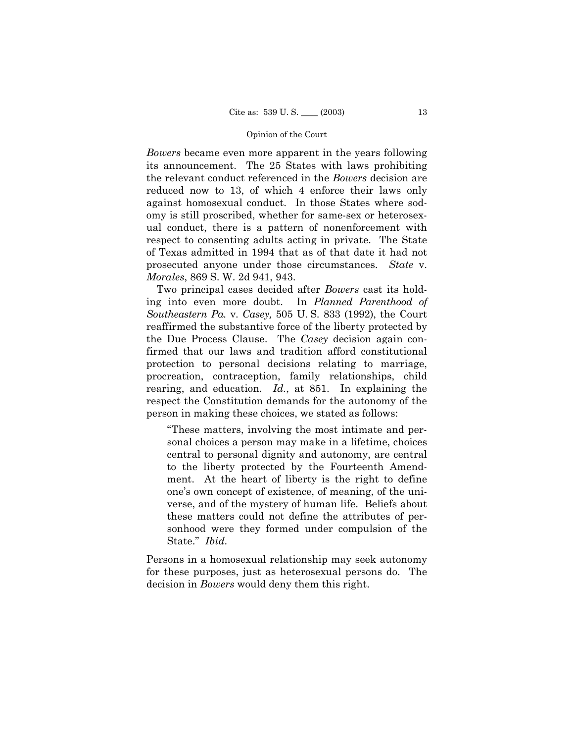*Bowers* became even more apparent in the years following its announcement. The 25 States with laws prohibiting the relevant conduct referenced in the *Bowers* decision are reduced now to 13, of which 4 enforce their laws only against homosexual conduct. In those States where sodomy is still proscribed, whether for same-sex or heterosexual conduct, there is a pattern of nonenforcement with respect to consenting adults acting in private. The State of Texas admitted in 1994 that as of that date it had not prosecuted anyone under those circumstances. *State* v. *Morales*, 869 S. W. 2d 941, 943.

Two principal cases decided after *Bowers* cast its holding into even more doubt. In *Planned Parenthood of Southeastern Pa.* v. *Casey,* 505 U. S. 833 (1992), the Court reaffirmed the substantive force of the liberty protected by the Due Process Clause. The *Casey* decision again confirmed that our laws and tradition afford constitutional protection to personal decisions relating to marriage, procreation, contraception, family relationships, child rearing, and education. *Id.*, at 851. In explaining the respect the Constitution demands for the autonomy of the person in making these choices, we stated as follows:

> "These matters, involving the most intimate and personal choices a person may make in a lifetime, choices central to personal dignity and autonomy, are central to the liberty protected by the Fourteenth Amendment. At the heart of liberty is the right to define one's own concept of existence, of meaning, of the universe, and of the mystery of human life. Beliefs about these matters could not define the attributes of personhood were they formed under compulsion of the State." *Ibid.*

Persons in a homosexual relationship may seek autonomy for these purposes, just as heterosexual persons do. The decision in *Bowers* would deny them this right.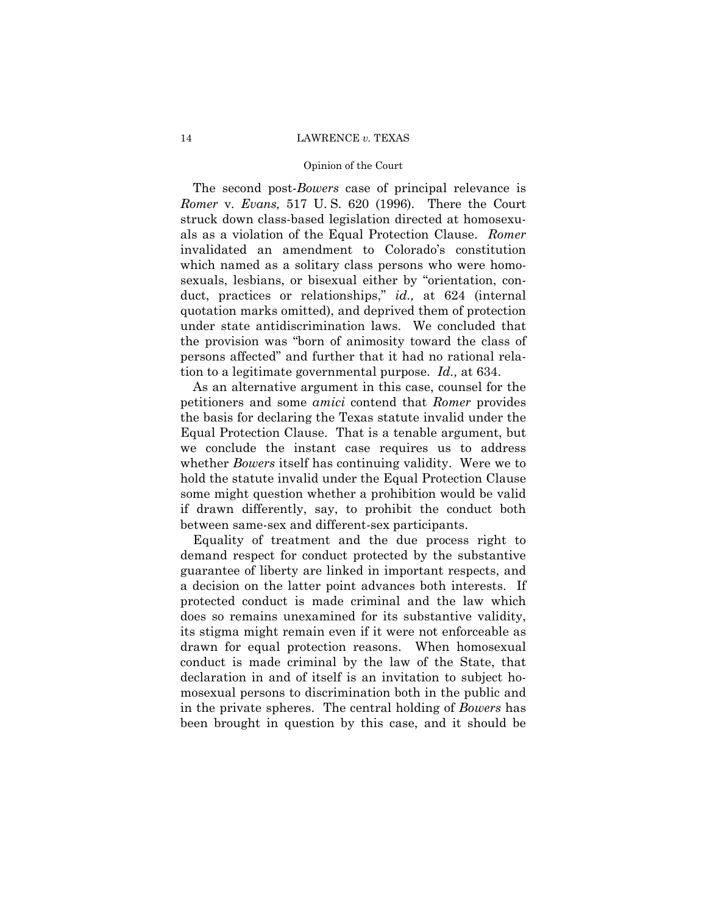The second post-*Bowers* case of principal relevance is *Romer* v. *Evans,* 517 U. S. 620 (1996). There the Court struck down class-based legislation directed at homosexuals as a violation of the Equal Protection Clause. *Romer* invalidated an amendment to Colorado's constitution which named as a solitary class persons who were homosexuals, lesbians, or bisexual either by "orientation, conduct, practices or relationships," *id.,* at 624 (internal quotation marks omitted), and deprived them of protection under state antidiscrimination laws. We concluded that the provision was "born of animosity toward the class of persons affected" and further that it had no rational relation to a legitimate governmental purpose. *Id.,* at 634.

As an alternative argument in this case, counsel for the petitioners and some *amici* contend that *Romer* provides the basis for declaring the Texas statute invalid under the Equal Protection Clause. That is a tenable argument, but we conclude the instant case requires us to address whether *Bowers* itself has continuing validity. Were we to hold the statute invalid under the Equal Protection Clause some might question whether a prohibition would be valid if drawn differently, say, to prohibit the conduct both between same-sex and different-sex participants.

Equality of treatment and the due process right to demand respect for conduct protected by the substantive guarantee of liberty are linked in important respects, and a decision on the latter point advances both interests. If protected conduct is made criminal and the law which does so remains unexamined for its substantive validity, its stigma might remain even if it were not enforceable as drawn for equal protection reasons. When homosexual conduct is made criminal by the law of the State, that declaration in and of itself is an invitation to subject homosexual persons to discrimination both in the public and in the private spheres. The central holding of *Bowers* has been brought in question by this case, and it should be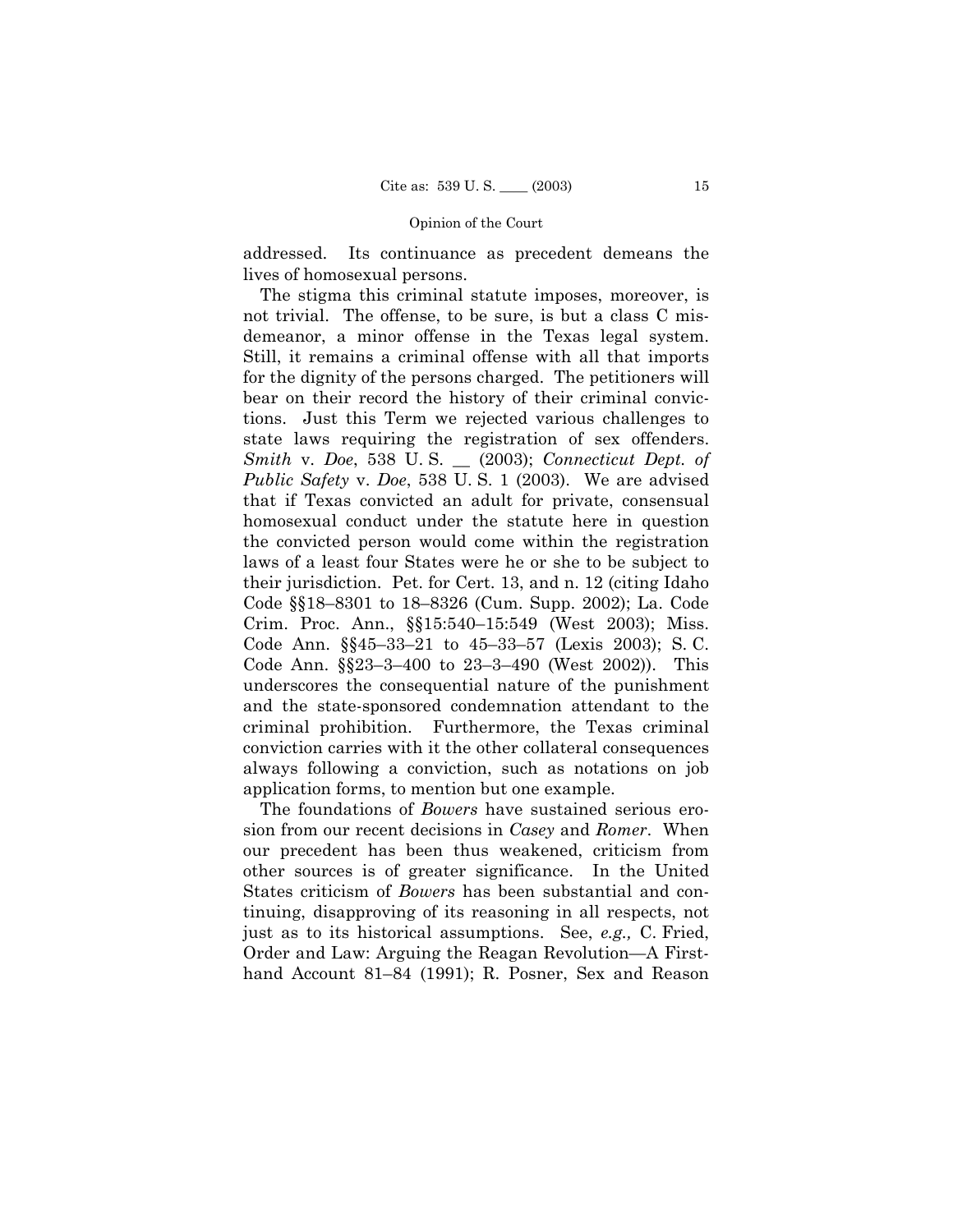addressed. Its continuance as precedent demeans the lives of homosexual persons.

The stigma this criminal statute imposes, moreover, is not trivial. The offense, to be sure, is but a class C misdemeanor, a minor offense in the Texas legal system. Still, it remains a criminal offense with all that imports for the dignity of the persons charged. The petitioners will bear on their record the history of their criminal convictions. Just this Term we rejected various challenges to state laws requiring the registration of sex offenders. *Smith* v. *Doe*, 538 U. S. __ (2003); *Connecticut Dept. of Public Safety* v. *Doe*, 538 U. S. 1 (2003). We are advised that if Texas convicted an adult for private, consensual homosexual conduct under the statute here in question the convicted person would come within the registration laws of a least four States were he or she to be subject to their jurisdiction. Pet. for Cert. 13, and n. 12 (citing Idaho Code §§18–8301 to 18–8326 (Cum. Supp. 2002); La. Code Crim. Proc. Ann., §§15:540–15:549 (West 2003); Miss. Code Ann. §§45–33–21 to 45–33–57 (Lexis 2003); S. C. Code Ann. §§23–3–400 to 23–3–490 (West 2002)). This underscores the consequential nature of the punishment and the state-sponsored condemnation attendant to the criminal prohibition. Furthermore, the Texas criminal conviction carries with it the other collateral consequences always following a conviction, such as notations on job application forms, to mention but one example.

The foundations of *Bowers* have sustained serious erosion from our recent decisions in *Casey* and *Romer*. When our precedent has been thus weakened, criticism from other sources is of greater significance. In the United States criticism of *Bowers* has been substantial and continuing, disapproving of its reasoning in all respects, not just as to its historical assumptions. See, *e.g.,* C. Fried, Order and Law: Arguing the Reagan Revolution—A Firsthand Account 81–84 (1991); R. Posner, Sex and Reason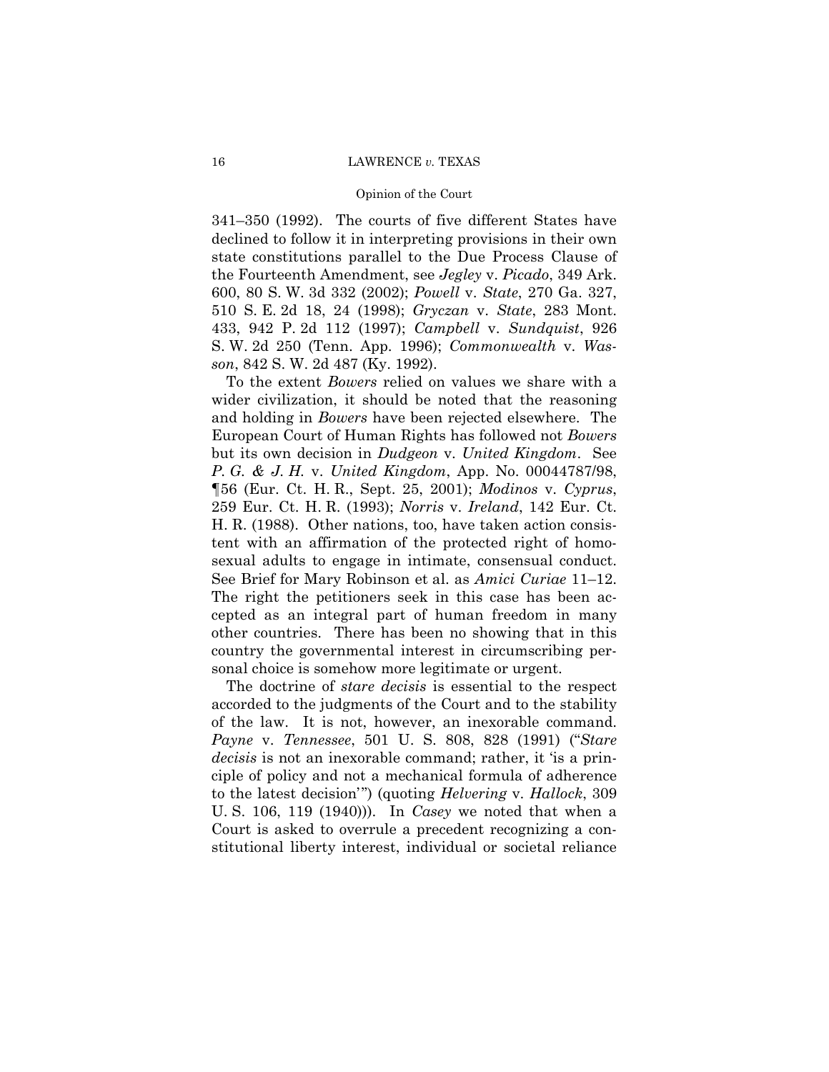341–350 (1992). The courts of five different States have declined to follow it in interpreting provisions in their own state constitutions parallel to the Due Process Clause of the Fourteenth Amendment, see *Jegley* v. *Picado*, 349 Ark. 600, 80 S. W. 3d 332 (2002); *Powell* v. *State*, 270 Ga. 327, 510 S. E. 2d 18, 24 (1998); *Gryczan* v. *State*, 283 Mont. 433, 942 P. 2d 112 (1997); *Campbell* v. *Sundquist*, 926 S. W. 2d 250 (Tenn. App. 1996); *Commonwealth* v. *Wasson*, 842 S. W. 2d 487 (Ky. 1992).

To the extent *Bowers* relied on values we share with a wider civilization, it should be noted that the reasoning and holding in *Bowers* have been rejected elsewhere. The European Court of Human Rights has followed not *Bowers* but its own decision in *Dudgeon* v. *United Kingdom*. See *P. G. & J. H.* v. *United Kingdom*, App. No. 00044787/98, ¶56 (Eur. Ct. H. R., Sept. 25, 2001); *Modinos* v. *Cyprus*, 259 Eur. Ct. H. R. (1993); *Norris* v. *Ireland*, 142 Eur. Ct. H. R. (1988). Other nations, too, have taken action consistent with an affirmation of the protected right of homosexual adults to engage in intimate, consensual conduct. See Brief for Mary Robinson et al. as *Amici Curiae* 11–12. The right the petitioners seek in this case has been accepted as an integral part of human freedom in many other countries. There has been no showing that in this country the governmental interest in circumscribing personal choice is somehow more legitimate or urgent.

The doctrine of *stare decisis* is essential to the respect accorded to the judgments of the Court and to the stability of the law. It is not, however, an inexorable command. *Payne* v. *Tennessee*, 501 U. S. 808, 828 (1991) ("*Stare decisis* is not an inexorable command; rather, it 'is a principle of policy and not a mechanical formula of adherence to the latest decision'") (quoting *Helvering* v. *Hallock*, 309 U. S. 106, 119 (1940))). In *Casey* we noted that when a Court is asked to overrule a precedent recognizing a constitutional liberty interest, individual or societal reliance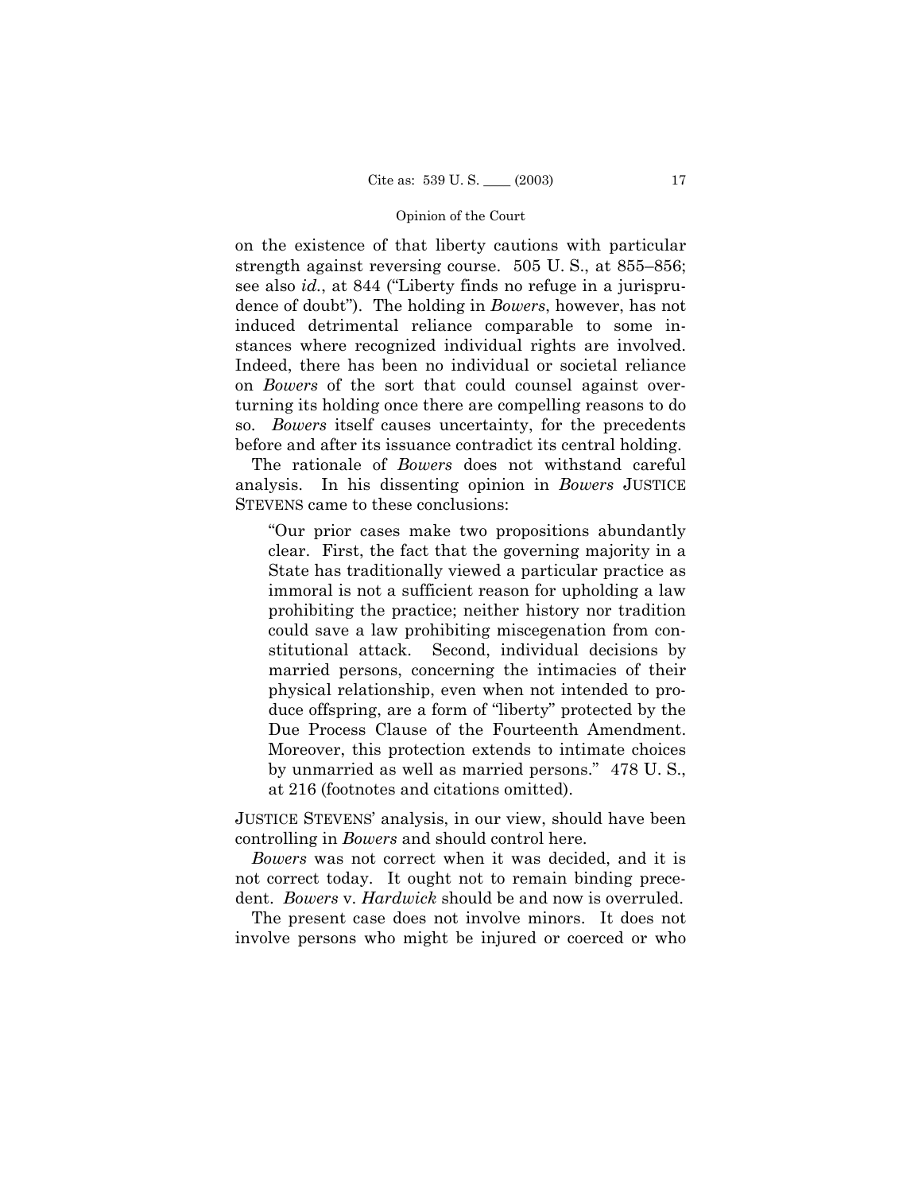on the existence of that liberty cautions with particular strength against reversing course. 505 U. S., at 855–856; see also *id.*, at 844 ("Liberty finds no refuge in a jurisprudence of doubt"). The holding in *Bowers*, however, has not induced detrimental reliance comparable to some instances where recognized individual rights are involved. Indeed, there has been no individual or societal reliance on *Bowers* of the sort that could counsel against overturning its holding once there are compelling reasons to do so. *Bowers* itself causes uncertainty, for the precedents before and after its issuance contradict its central holding.

The rationale of *Bowers* does not withstand careful analysis. In his dissenting opinion in *Bowers* JUSTICE STEVENS came to these conclusions:

> "Our prior cases make two propositions abundantly clear. First, the fact that the governing majority in a State has traditionally viewed a particular practice as immoral is not a sufficient reason for upholding a law prohibiting the practice; neither history nor tradition could save a law prohibiting miscegenation from constitutional attack. Second, individual decisions by married persons, concerning the intimacies of their physical relationship, even when not intended to produce offspring, are a form of "liberty" protected by the Due Process Clause of the Fourteenth Amendment. Moreover, this protection extends to intimate choices by unmarried as well as married persons." 478 U. S., at 216 (footnotes and citations omitted).

JUSTICE STEVENS' analysis, in our view, should have been controlling in *Bowers* and should control here.

*Bowers* was not correct when it was decided, and it is not correct today. It ought not to remain binding precedent. *Bowers* v. *Hardwick* should be and now is overruled.

The present case does not involve minors. It does not involve persons who might be injured or coerced or who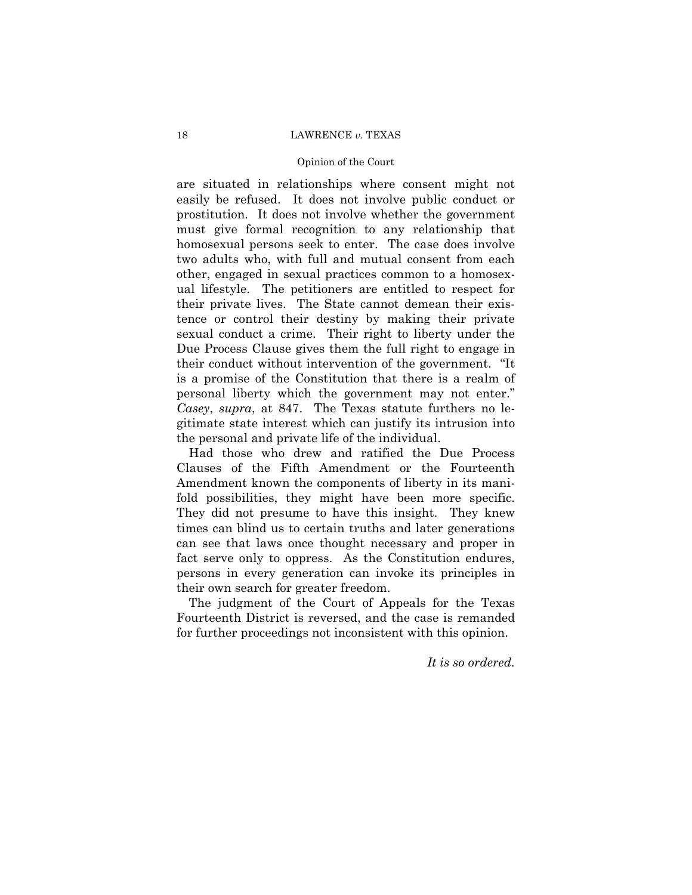are situated in relationships where consent might not easily be refused. It does not involve public conduct or prostitution. It does not involve whether the government must give formal recognition to any relationship that homosexual persons seek to enter. The case does involve two adults who, with full and mutual consent from each other, engaged in sexual practices common to a homosexual lifestyle. The petitioners are entitled to respect for their private lives. The State cannot demean their existence or control their destiny by making their private sexual conduct a crime. Their right to liberty under the Due Process Clause gives them the full right to engage in their conduct without intervention of the government. "It is a promise of the Constitution that there is a realm of personal liberty which the government may not enter." *Casey*, *supra*, at 847. The Texas statute furthers no legitimate state interest which can justify its intrusion into the personal and private life of the individual.

Had those who drew and ratified the Due Process Clauses of the Fifth Amendment or the Fourteenth Amendment known the components of liberty in its manifold possibilities, they might have been more specific. They did not presume to have this insight. They knew times can blind us to certain truths and later generations can see that laws once thought necessary and proper in fact serve only to oppress. As the Constitution endures, persons in every generation can invoke its principles in their own search for greater freedom.

The judgment of the Court of Appeals for the Texas Fourteenth District is reversed, and the case is remanded for further proceedings not inconsistent with this opinion.

*It is so ordered.*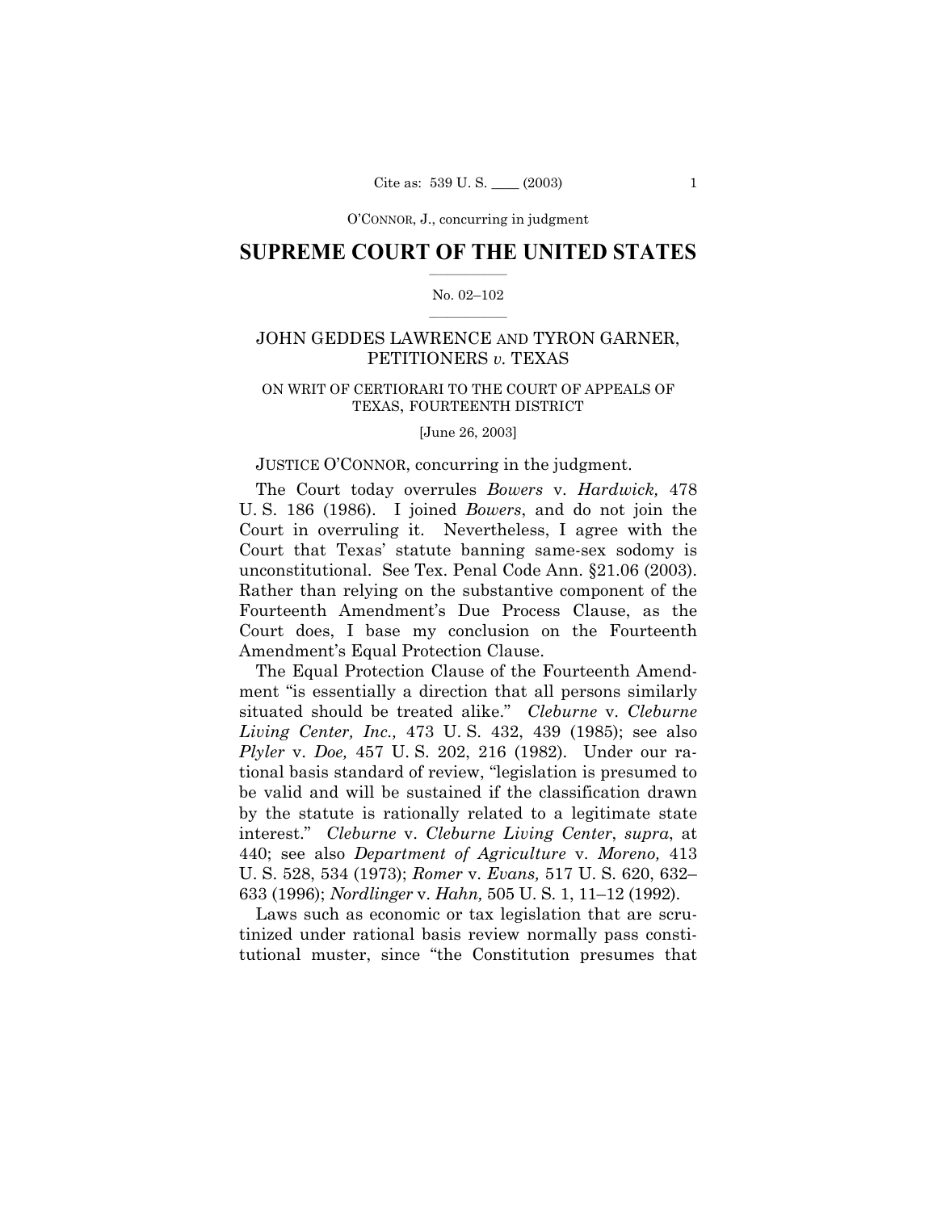## SUPREME COURT OF THE UNITED STATES

No. 02–102

JOHN GEDDES LAWRENCE AND TYRON GARNER, PETITIONERS *v.* TEXAS

ON WRIT OF CERTIORARI TO THE COURT OF APPEALS OF TEXAS, FOURTEENTH DISTRICT

[June 26, 2003]

JUSTICE O'CONNOR, concurring in the judgment.

The Court today overrules *Bowers* v. *Hardwick,* 478 U. S. 186 (1986). I joined *Bowers*, and do not join the Court in overruling it. Nevertheless, I agree with the Court that Texas' statute banning same-sex sodomy is unconstitutional. See Tex. Penal Code Ann. §21.06 (2003). Rather than relying on the substantive component of the Fourteenth Amendment's Due Process Clause, as the Court does, I base my conclusion on the Fourteenth Amendment's Equal Protection Clause.

The Equal Protection Clause of the Fourteenth Amendment "is essentially a direction that all persons similarly situated should be treated alike." *Cleburne* v. *Cleburne Living Center, Inc.,* 473 U. S. 432, 439 (1985); see also *Plyler* v. *Doe,* 457 U. S. 202, 216 (1982). Under our rational basis standard of review, "legislation is presumed to be valid and will be sustained if the classification drawn by the statute is rationally related to a legitimate state interest." *Cleburne* v. *Cleburne Living Center*, *supra*, at 440; see also *Department of Agriculture* v. *Moreno,* 413 U. S. 528, 534 (1973); *Romer* v. *Evans,* 517 U. S. 620, 632–633 (1996); *Nordlinger* v. *Hahn,* 505 U. S. 1, 11–12 (1992).

Laws such as economic or tax legislation that are scrutinized under rational basis review normally pass constitutional muster, since "the Constitution presumes that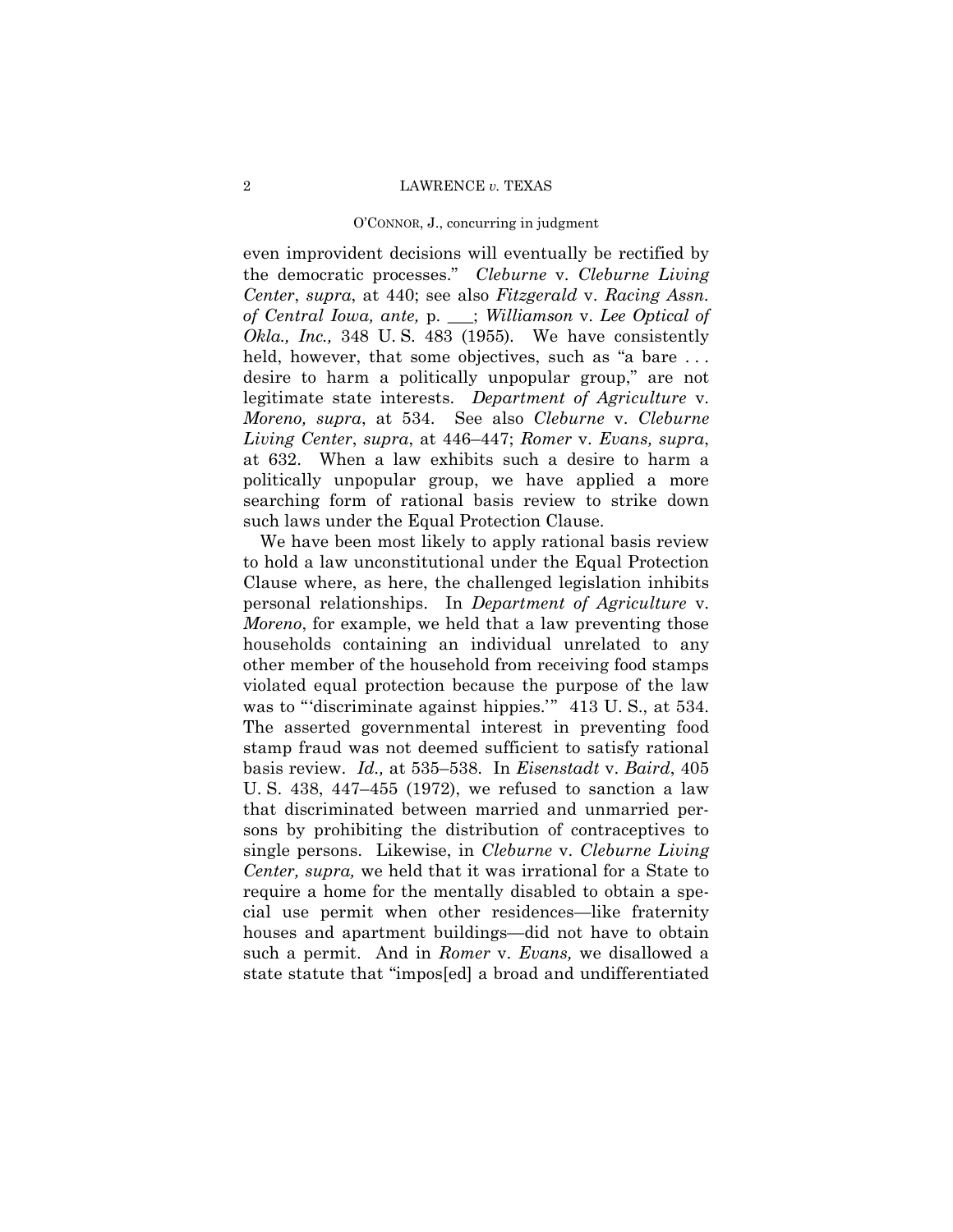even improvident decisions will eventually be rectified by the democratic processes." *Cleburne* v. *Cleburne Living Center*, *supra*, at 440; see also *Fitzgerald* v. *Racing Assn. of Central Iowa, ante,* p. ___; *Williamson* v. *Lee Optical of Okla., Inc.,* 348 U. S. 483 (1955). We have consistently held, however, that some objectives, such as "a bare . . . desire to harm a politically unpopular group," are not legitimate state interests. *Department of Agriculture* v. *Moreno, supra*, at 534. See also *Cleburne* v. *Cleburne Living Center*, *supra*, at 446–447; *Romer* v. *Evans, supra*, at 632. When a law exhibits such a desire to harm a politically unpopular group, we have applied a more searching form of rational basis review to strike down such laws under the Equal Protection Clause.

We have been most likely to apply rational basis review to hold a law unconstitutional under the Equal Protection Clause where, as here, the challenged legislation inhibits personal relationships. In *Department of Agriculture* v. *Moreno*, for example, we held that a law preventing those households containing an individual unrelated to any other member of the household from receiving food stamps violated equal protection because the purpose of the law was to "'discriminate against hippies.'" 413 U. S., at 534. The asserted governmental interest in preventing food stamp fraud was not deemed sufficient to satisfy rational basis review. *Id.,* at 535–538. In *Eisenstadt* v. *Baird*, 405 U. S. 438, 447–455 (1972), we refused to sanction a law that discriminated between married and unmarried persons by prohibiting the distribution of contraceptives to single persons. Likewise, in *Cleburne* v. *Cleburne Living Center, supra,* we held that it was irrational for a State to require a home for the mentally disabled to obtain a special use permit when other residences—like fraternity houses and apartment buildings—did not have to obtain such a permit. And in *Romer* v. *Evans,* we disallowed a state statute that "impos[ed] a broad and undifferentiated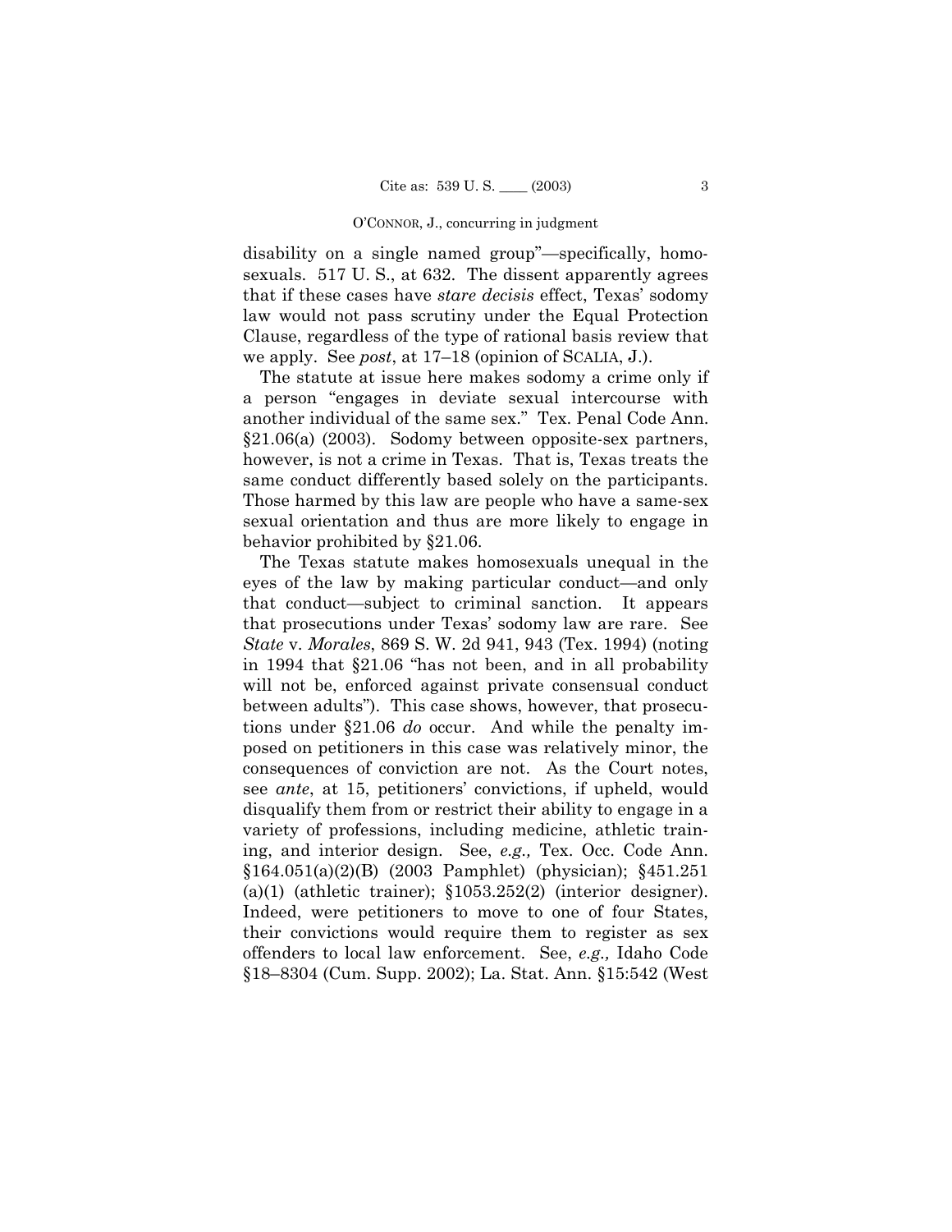disability on a single named group"—specifically, homosexuals. 517 U. S., at 632. The dissent apparently agrees that if these cases have *stare decisis* effect, Texas' sodomy law would not pass scrutiny under the Equal Protection Clause, regardless of the type of rational basis review that we apply. See *post*, at 17–18 (opinion of SCALIA, J.).

The statute at issue here makes sodomy a crime only if a person "engages in deviate sexual intercourse with another individual of the same sex." Tex. Penal Code Ann. §21.06(a) (2003). Sodomy between opposite-sex partners, however, is not a crime in Texas. That is, Texas treats the same conduct differently based solely on the participants. Those harmed by this law are people who have a same-sex sexual orientation and thus are more likely to engage in behavior prohibited by §21.06.

The Texas statute makes homosexuals unequal in the eyes of the law by making particular conduct—and only that conduct—subject to criminal sanction. It appears that prosecutions under Texas' sodomy law are rare. See *State* v. *Morales*, 869 S. W. 2d 941, 943 (Tex. 1994) (noting in 1994 that §21.06 "has not been, and in all probability will not be, enforced against private consensual conduct between adults"). This case shows, however, that prosecutions under §21.06 *do* occur. And while the penalty imposed on petitioners in this case was relatively minor, the consequences of conviction are not. As the Court notes, see *ante*, at 15, petitioners' convictions, if upheld, would disqualify them from or restrict their ability to engage in a variety of professions, including medicine, athletic training, and interior design. See, *e.g.,* Tex. Occ. Code Ann. §164.051(a)(2)(B) (2003 Pamphlet) (physician); §451.251 (a)(1) (athletic trainer); §1053.252(2) (interior designer). Indeed, were petitioners to move to one of four States, their convictions would require them to register as sex offenders to local law enforcement. See, *e.g.,* Idaho Code §18–8304 (Cum. Supp. 2002); La. Stat. Ann. §15:542 (West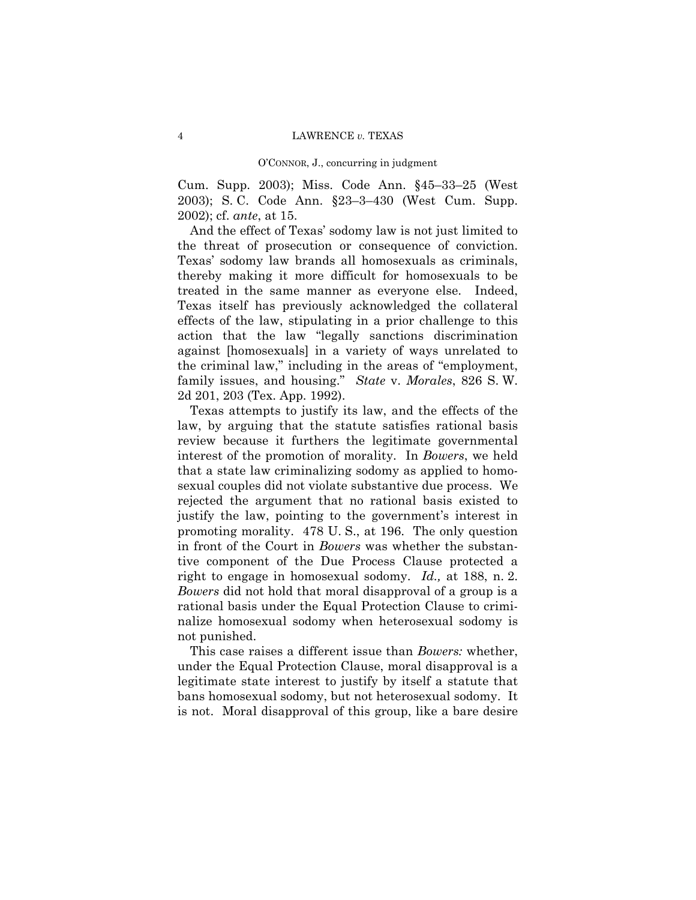Cum. Supp. 2003); Miss. Code Ann. §45–33–25 (West 2003); S. C. Code Ann. §23–3–430 (West Cum. Supp. 2002); cf. *ante*, at 15.

And the effect of Texas' sodomy law is not just limited to the threat of prosecution or consequence of conviction. Texas' sodomy law brands all homosexuals as criminals, thereby making it more difficult for homosexuals to be treated in the same manner as everyone else. Indeed, Texas itself has previously acknowledged the collateral effects of the law, stipulating in a prior challenge to this action that the law "legally sanctions discrimination against [homosexuals] in a variety of ways unrelated to the criminal law," including in the areas of "employment, family issues, and housing." *State* v. *Morales*, 826 S. W. 2d 201, 203 (Tex. App. 1992).

Texas attempts to justify its law, and the effects of the law, by arguing that the statute satisfies rational basis review because it furthers the legitimate governmental interest of the promotion of morality. In *Bowers*, we held that a state law criminalizing sodomy as applied to homosexual couples did not violate substantive due process. We rejected the argument that no rational basis existed to justify the law, pointing to the government's interest in promoting morality. 478 U. S., at 196. The only question in front of the Court in *Bowers* was whether the substantive component of the Due Process Clause protected a right to engage in homosexual sodomy. *Id.,* at 188, n. 2. *Bowers* did not hold that moral disapproval of a group is a rational basis under the Equal Protection Clause to criminalize homosexual sodomy when heterosexual sodomy is not punished.

This case raises a different issue than *Bowers:* whether, under the Equal Protection Clause, moral disapproval is a legitimate state interest to justify by itself a statute that bans homosexual sodomy, but not heterosexual sodomy. It is not. Moral disapproval of this group, like a bare desire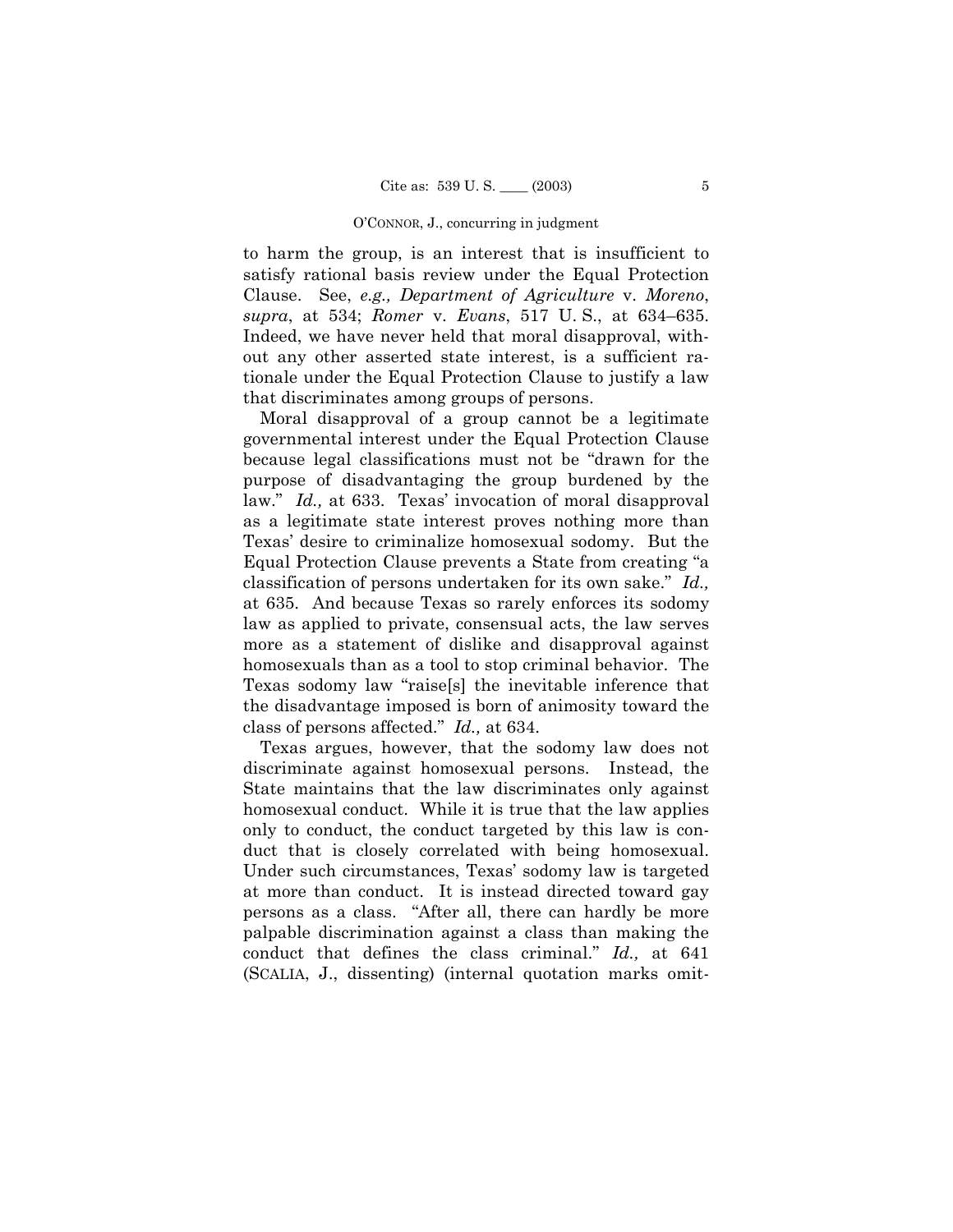to harm the group, is an interest that is insufficient to satisfy rational basis review under the Equal Protection Clause. See, *e.g., Department of Agriculture* v. *Moreno*, *supra*, at 534; *Romer* v. *Evans*, 517 U. S., at 634–635. Indeed, we have never held that moral disapproval, without any other asserted state interest, is a sufficient rationale under the Equal Protection Clause to justify a law that discriminates among groups of persons.

Moral disapproval of a group cannot be a legitimate governmental interest under the Equal Protection Clause because legal classifications must not be "drawn for the purpose of disadvantaging the group burdened by the law." *Id.,* at 633. Texas' invocation of moral disapproval as a legitimate state interest proves nothing more than Texas' desire to criminalize homosexual sodomy. But the Equal Protection Clause prevents a State from creating "a classification of persons undertaken for its own sake." *Id.,* at 635. And because Texas so rarely enforces its sodomy law as applied to private, consensual acts, the law serves more as a statement of dislike and disapproval against homosexuals than as a tool to stop criminal behavior. The Texas sodomy law "raise[s] the inevitable inference that the disadvantage imposed is born of animosity toward the class of persons affected." *Id.,* at 634.

Texas argues, however, that the sodomy law does not discriminate against homosexual persons. Instead, the State maintains that the law discriminates only against homosexual conduct. While it is true that the law applies only to conduct, the conduct targeted by this law is conduct that is closely correlated with being homosexual. Under such circumstances, Texas' sodomy law is targeted at more than conduct. It is instead directed toward gay persons as a class. "After all, there can hardly be more palpable discrimination against a class than making the conduct that defines the class criminal." *Id.,* at 641 (SCALIA, J., dissenting) (internal quotation marks omit-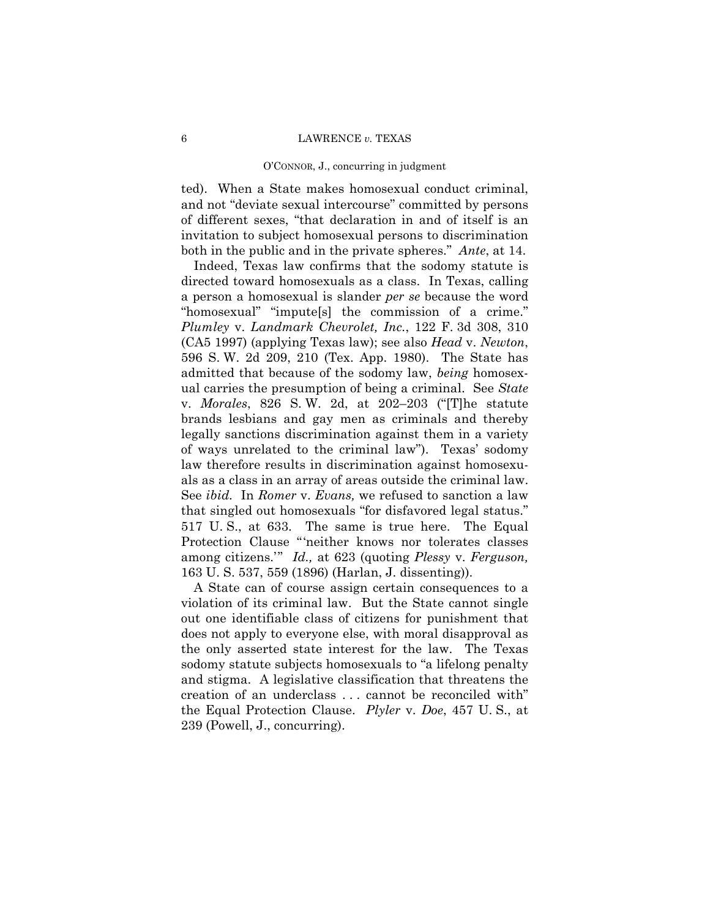ted). When a State makes homosexual conduct criminal, and not "deviate sexual intercourse" committed by persons of different sexes, "that declaration in and of itself is an invitation to subject homosexual persons to discrimination both in the public and in the private spheres." *Ante*, at 14.

Indeed, Texas law confirms that the sodomy statute is directed toward homosexuals as a class. In Texas, calling a person a homosexual is slander *per se* because the word "homosexual" "impute[s] the commission of a crime." *Plumley* v. *Landmark Chevrolet, Inc.*, 122 F. 3d 308, 310 (CA5 1997) (applying Texas law); see also *Head* v. *Newton*, 596 S. W. 2d 209, 210 (Tex. App. 1980). The State has admitted that because of the sodomy law, *being* homosexual carries the presumption of being a criminal. See *State* v. *Morales*, 826 S. W. 2d, at 202–203 ("[T]he statute brands lesbians and gay men as criminals and thereby legally sanctions discrimination against them in a variety of ways unrelated to the criminal law"). Texas' sodomy law therefore results in discrimination against homosexuals as a class in an array of areas outside the criminal law. See *ibid.* In *Romer* v. *Evans,* we refused to sanction a law that singled out homosexuals "for disfavored legal status." 517 U. S., at 633. The same is true here. The Equal Protection Clause "'neither knows nor tolerates classes among citizens.'" *Id.,* at 623 (quoting *Plessy* v. *Ferguson,* 163 U. S. 537, 559 (1896) (Harlan, J. dissenting)).

A State can of course assign certain consequences to a violation of its criminal law. But the State cannot single out one identifiable class of citizens for punishment that does not apply to everyone else, with moral disapproval as the only asserted state interest for the law. The Texas sodomy statute subjects homosexuals to "a lifelong penalty and stigma. A legislative classification that threatens the creation of an underclass . . . cannot be reconciled with" the Equal Protection Clause. *Plyler* v. *Doe*, 457 U. S., at 239 (Powell, J., concurring).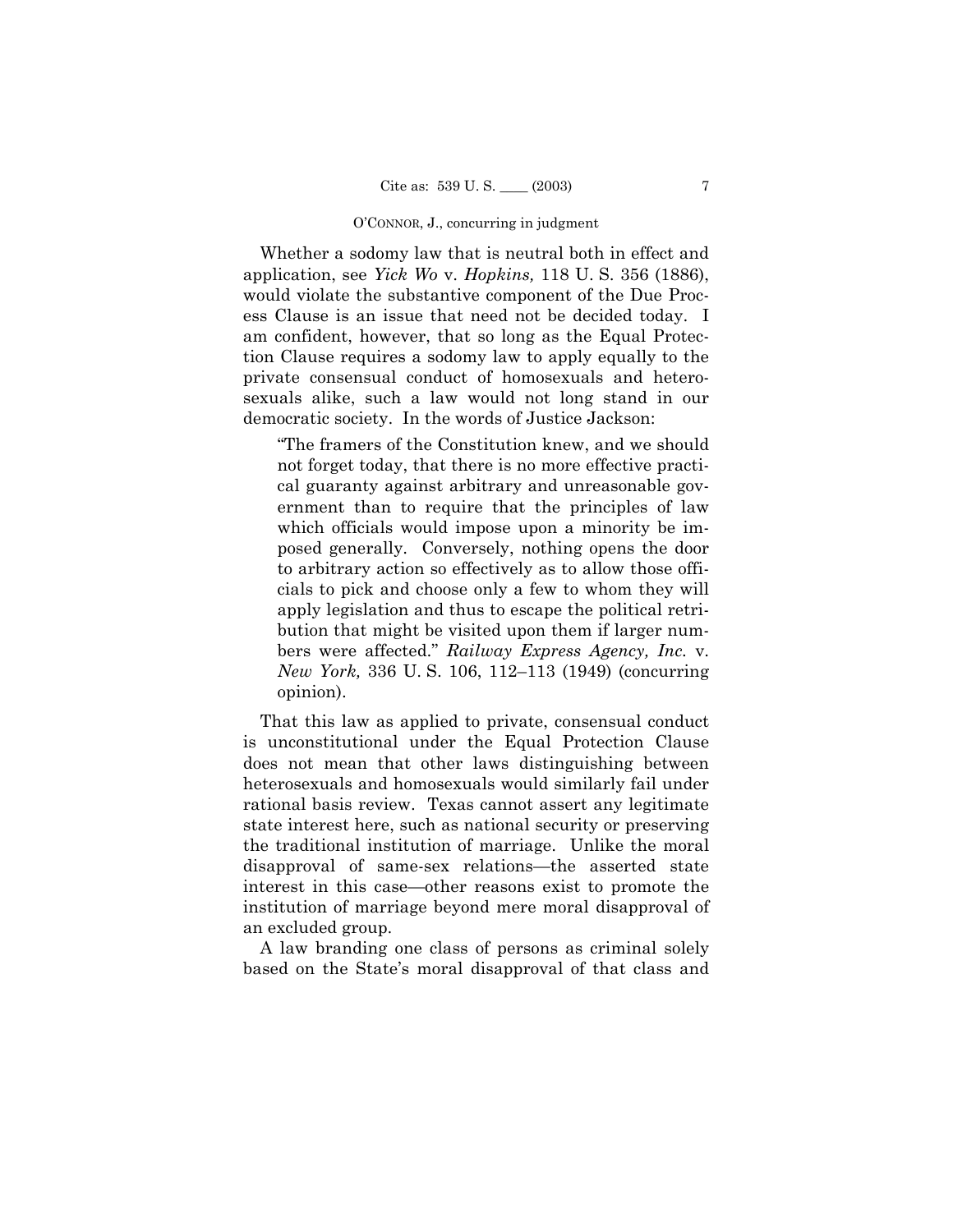Whether a sodomy law that is neutral both in effect and application, see *Yick Wo* v. *Hopkins,* 118 U. S. 356 (1886), would violate the substantive component of the Due Process Clause is an issue that need not be decided today. I am confident, however, that so long as the Equal Protection Clause requires a sodomy law to apply equally to the private consensual conduct of homosexuals and heterosexuals alike, such a law would not long stand in our democratic society. In the words of Justice Jackson:

> "The framers of the Constitution knew, and we should not forget today, that there is no more effective practical guaranty against arbitrary and unreasonable government than to require that the principles of law which officials would impose upon a minority be imposed generally. Conversely, nothing opens the door to arbitrary action so effectively as to allow those officials to pick and choose only a few to whom they will apply legislation and thus to escape the political retribution that might be visited upon them if larger numbers were affected." *Railway Express Agency, Inc.* v. *New York,* 336 U. S. 106, 112–113 (1949) (concurring opinion).

That this law as applied to private, consensual conduct is unconstitutional under the Equal Protection Clause does not mean that other laws distinguishing between heterosexuals and homosexuals would similarly fail under rational basis review. Texas cannot assert any legitimate state interest here, such as national security or preserving the traditional institution of marriage. Unlike the moral disapproval of same-sex relations—the asserted state interest in this case—other reasons exist to promote the institution of marriage beyond mere moral disapproval of an excluded group.

A law branding one class of persons as criminal solely based on the State's moral disapproval of that class and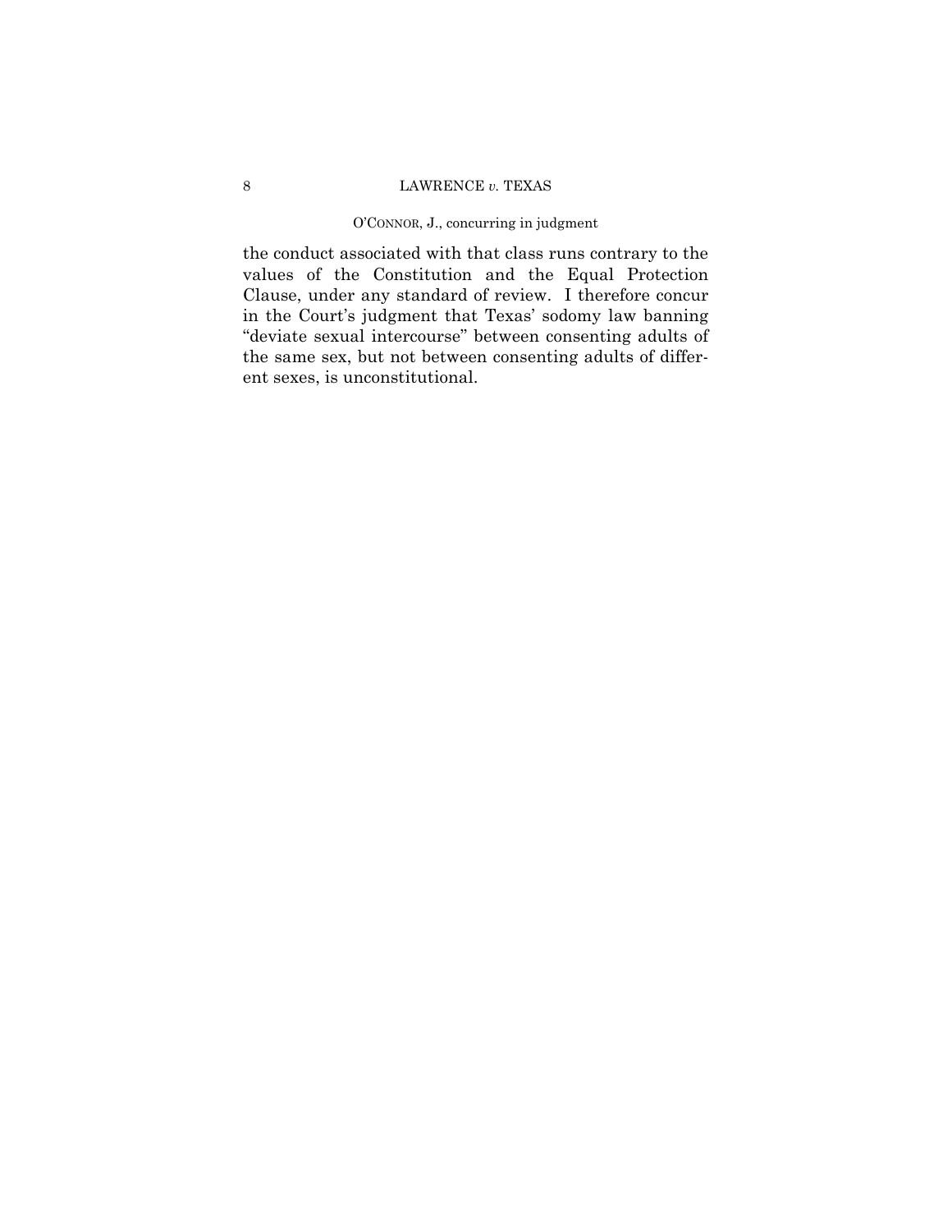the conduct associated with that class runs contrary to the values of the Constitution and the Equal Protection Clause, under any standard of review. I therefore concur in the Court's judgment that Texas' sodomy law banning "deviate sexual intercourse" between consenting adults of the same sex, but not between consenting adults of different sexes, is unconstitutional.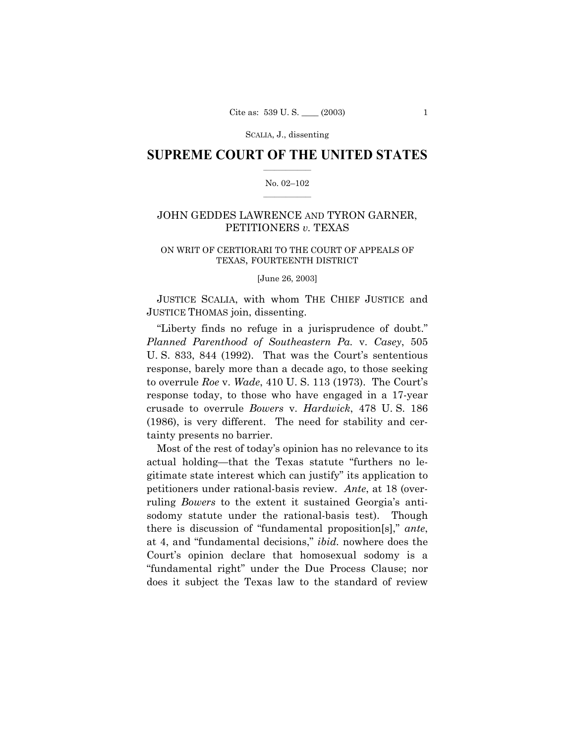SCALIA, J., dissenting

# SUPREME COURT OF THE UNITED STATES

No. 02–102

JOHN GEDDES LAWRENCE AND TYRON GARNER, PETITIONERS *v.* TEXAS

ON WRIT OF CERTIORARI TO THE COURT OF APPEALS OF TEXAS, FOURTEENTH DISTRICT

[June 26, 2003]

JUSTICE SCALIA, with whom THE CHIEF JUSTICE and JUSTICE THOMAS join, dissenting.

"Liberty finds no refuge in a jurisprudence of doubt." *Planned Parenthood of Southeastern Pa.* v. *Casey*, 505 U. S. 833, 844 (1992). That was the Court's sententious response, barely more than a decade ago, to those seeking to overrule *Roe* v. *Wade*, 410 U. S. 113 (1973). The Court's response today, to those who have engaged in a 17-year crusade to overrule *Bowers* v. *Hardwick*, 478 U. S. 186 (1986), is very different. The need for stability and certainty presents no barrier.

Most of the rest of today's opinion has no relevance to its actual holding—that the Texas statute "furthers no legitimate state interest which can justify" its application to petitioners under rational-basis review. *Ante*, at 18 (overruling *Bowers* to the extent it sustained Georgia's anti-sodomy statute under the rational-basis test). Though there is discussion of "fundamental proposition[s]," *ante*, at 4, and "fundamental decisions," *ibid.* nowhere does the Court's opinion declare that homosexual sodomy is a "fundamental right" under the Due Process Clause; nor does it subject the Texas law to the standard of review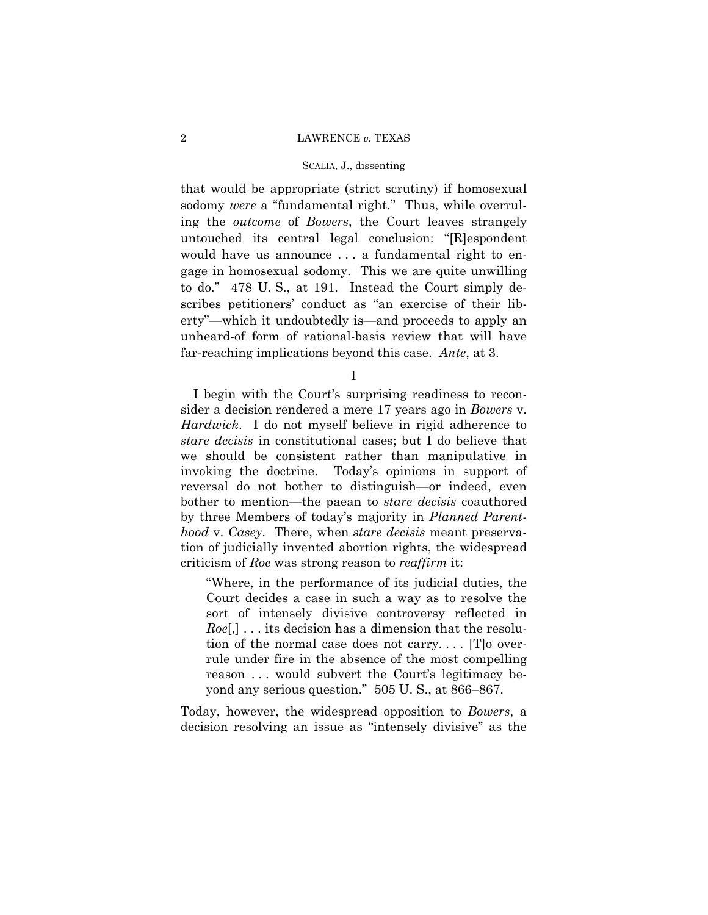that would be appropriate (strict scrutiny) if homosexual sodomy *were* a "fundamental right." Thus, while overruling the *outcome* of *Bowers*, the Court leaves strangely untouched its central legal conclusion: "[R]espondent would have us announce . . . a fundamental right to engage in homosexual sodomy. This we are quite unwilling to do." 478 U. S., at 191. Instead the Court simply describes petitioners' conduct as "an exercise of their liberty"—which it undoubtedly is—and proceeds to apply an unheard-of form of rational-basis review that will have far-reaching implications beyond this case. *Ante*, at 3.

I

I begin with the Court's surprising readiness to reconsider a decision rendered a mere 17 years ago in *Bowers* v. *Hardwick*. I do not myself believe in rigid adherence to *stare decisis* in constitutional cases; but I do believe that we should be consistent rather than manipulative in invoking the doctrine. Today's opinions in support of reversal do not bother to distinguish—or indeed, even bother to mention—the paean to *stare decisis* coauthored by three Members of today's majority in *Planned Parenthood* v. *Casey*. There, when *stare decisis* meant preservation of judicially invented abortion rights, the widespread criticism of *Roe* was strong reason to *reaffirm* it:

> "Where, in the performance of its judicial duties, the Court decides a case in such a way as to resolve the sort of intensely divisive controversy reflected in *Roe*[,] . . . its decision has a dimension that the resolution of the normal case does not carry. . . . [T]o overrule under fire in the absence of the most compelling reason . . . would subvert the Court's legitimacy beyond any serious question." 505 U. S., at 866–867.

Today, however, the widespread opposition to *Bowers*, a decision resolving an issue as "intensely divisive" as the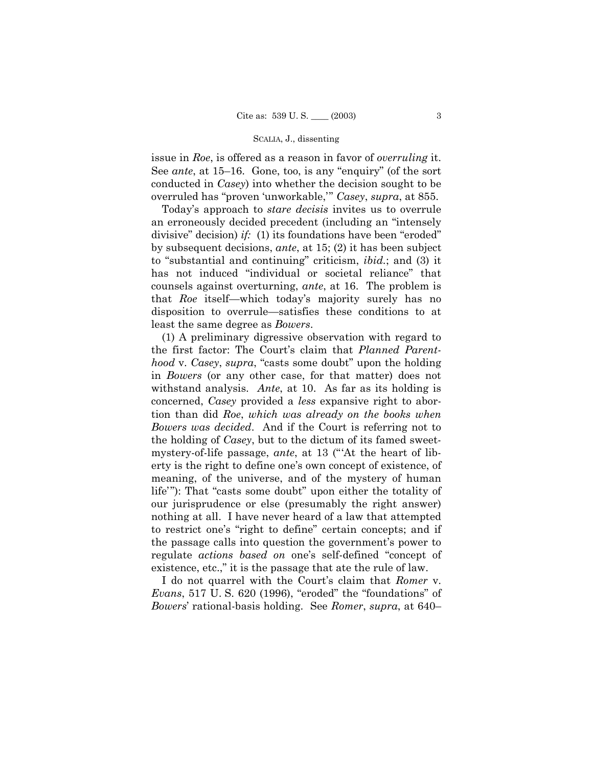issue in *Roe*, is offered as a reason in favor of *overruling* it. See *ante*, at 15–16. Gone, too, is any "enquiry" (of the sort conducted in *Casey*) into whether the decision sought to be overruled has "proven 'unworkable,'" *Casey*, *supra*, at 855.

Today's approach to *stare decisis* invites us to overrule an erroneously decided precedent (including an "intensely divisive" decision) *if:* (1) its foundations have been "eroded" by subsequent decisions, *ante*, at 15; (2) it has been subject to "substantial and continuing" criticism, *ibid.*; and (3) it has not induced "individual or societal reliance" that counsels against overturning, *ante*, at 16. The problem is that *Roe* itself—which today's majority surely has no disposition to overrule—satisfies these conditions to at least the same degree as *Bowers*.

(1) A preliminary digressive observation with regard to the first factor: The Court's claim that *Planned Parenthood* v. *Casey*, *supra*, "casts some doubt" upon the holding in *Bowers* (or any other case, for that matter) does not withstand analysis. *Ante*, at 10. As far as its holding is concerned, *Casey* provided a *less* expansive right to abortion than did *Roe*, *which was already on the books when Bowers was decided*. And if the Court is referring not to the holding of *Casey*, but to the dictum of its famed sweet-mystery-of-life passage, *ante*, at 13 ("'At the heart of liberty is the right to define one's own concept of existence, of meaning, of the universe, and of the mystery of human life'"): That "casts some doubt" upon either the totality of our jurisprudence or else (presumably the right answer) nothing at all. I have never heard of a law that attempted to restrict one's "right to define" certain concepts; and if the passage calls into question the government's power to regulate *actions based on* one's self-defined "concept of existence, etc.," it is the passage that ate the rule of law.

I do not quarrel with the Court's claim that *Romer* v. *Evans*, 517 U. S. 620 (1996), "eroded" the "foundations" of *Bowers*' rational-basis holding. See *Romer*, *supra*, at 640–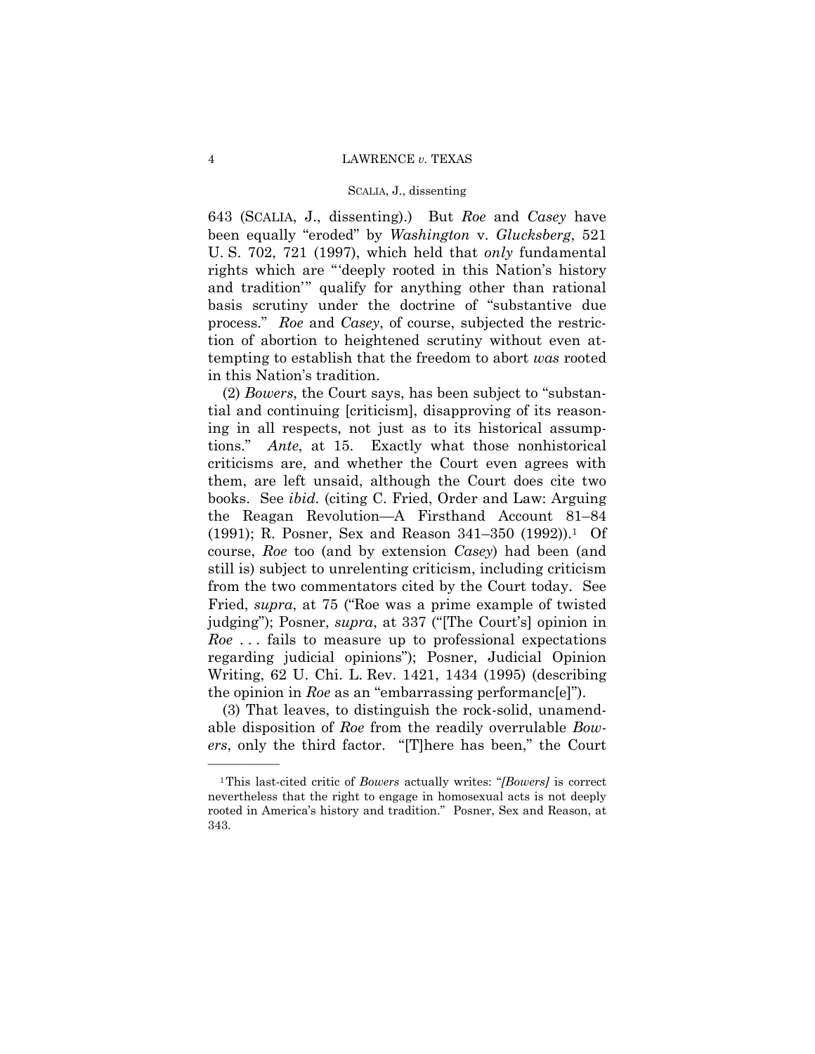643 (SCALIA, J., dissenting).) But *Roe* and *Casey* have been equally "eroded" by *Washington* v. *Glucksberg*, 521 U. S. 702, 721 (1997), which held that *only* fundamental rights which are "'deeply rooted in this Nation's history and tradition'" qualify for anything other than rational basis scrutiny under the doctrine of "substantive due process." *Roe* and *Casey*, of course, subjected the restriction of abortion to heightened scrutiny without even attempting to establish that the freedom to abort *was* rooted in this Nation's tradition.

(2) *Bowers*, the Court says, has been subject to "substantial and continuing [criticism], disapproving of its reasoning in all respects, not just as to its historical assumptions." *Ante*, at 15. Exactly what those nonhistorical criticisms are, and whether the Court even agrees with them, are left unsaid, although the Court does cite two books. See *ibid.* (citing C. Fried, Order and Law: Arguing the Reagan Revolution—A Firsthand Account 81–84 (1991); R. Posner, Sex and Reason 341–350 (1992)).[1] Of course, *Roe* too (and by extension *Casey*) had been (and still is) subject to unrelenting criticism, including criticism from the two commentators cited by the Court today. See Fried, *supra*, at 75 ("Roe was a prime example of twisted judging"); Posner, *supra*, at 337 ("[The Court's] opinion in *Roe* . . . fails to measure up to professional expectations regarding judicial opinions"); Posner, Judicial Opinion Writing, 62 U. Chi. L. Rev. 1421, 1434 (1995) (describing the opinion in *Roe* as an "embarrassing performanc[e]").

(3) That leaves, to distinguish the rock-solid, unamendable disposition of *Roe* from the readily overrulable *Bowers*, only the third factor. "[T]here has been," the Court

---

[1] This last-cited critic of *Bowers* actually writes: "*[Bowers]* is correct nevertheless that the right to engage in homosexual acts is not deeply rooted in America's history and tradition." Posner, Sex and Reason, at 343.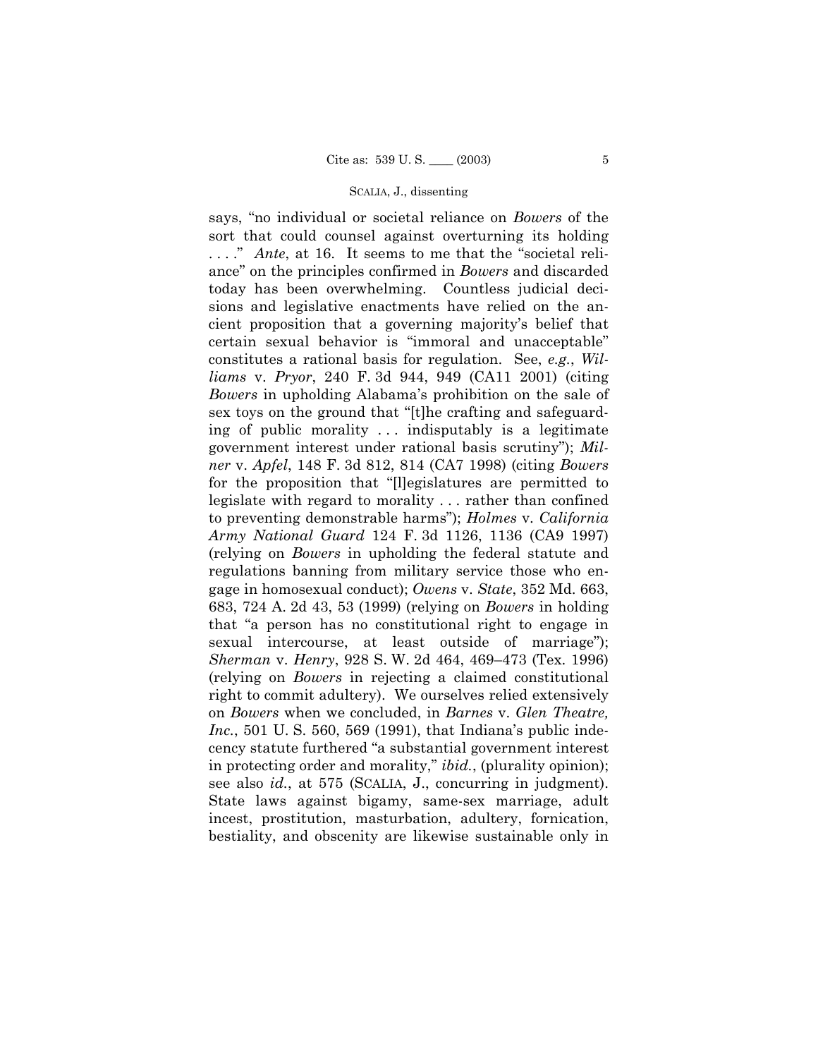says, "no individual or societal reliance on *Bowers* of the sort that could counsel against overturning its holding . . . ." *Ante*, at 16. It seems to me that the "societal reliance" on the principles confirmed in *Bowers* and discarded today has been overwhelming. Countless judicial decisions and legislative enactments have relied on the ancient proposition that a governing majority's belief that certain sexual behavior is "immoral and unacceptable" constitutes a rational basis for regulation. See, *e.g.*, *Williams* v. *Pryor*, 240 F. 3d 944, 949 (CA11 2001) (citing *Bowers* in upholding Alabama's prohibition on the sale of sex toys on the ground that "[t]he crafting and safeguarding of public morality . . . indisputably is a legitimate government interest under rational basis scrutiny"); *Milner* v. *Apfel*, 148 F. 3d 812, 814 (CA7 1998) (citing *Bowers* for the proposition that "[l]egislatures are permitted to legislate with regard to morality . . . rather than confined to preventing demonstrable harms"); *Holmes* v. *California Army National Guard* 124 F. 3d 1126, 1136 (CA9 1997) (relying on *Bowers* in upholding the federal statute and regulations banning from military service those who engage in homosexual conduct); *Owens* v. *State*, 352 Md. 663, 683, 724 A. 2d 43, 53 (1999) (relying on *Bowers* in holding that "a person has no constitutional right to engage in sexual intercourse, at least outside of marriage"); *Sherman* v. *Henry*, 928 S. W. 2d 464, 469–473 (Tex. 1996) (relying on *Bowers* in rejecting a claimed constitutional right to commit adultery). We ourselves relied extensively on *Bowers* when we concluded, in *Barnes* v. *Glen Theatre, Inc.*, 501 U. S. 560, 569 (1991), that Indiana's public indecency statute furthered "a substantial government interest in protecting order and morality," *ibid.*, (plurality opinion); see also *id.*, at 575 (SCALIA, J., concurring in judgment). State laws against bigamy, same-sex marriage, adult incest, prostitution, masturbation, adultery, fornication, bestiality, and obscenity are likewise sustainable only in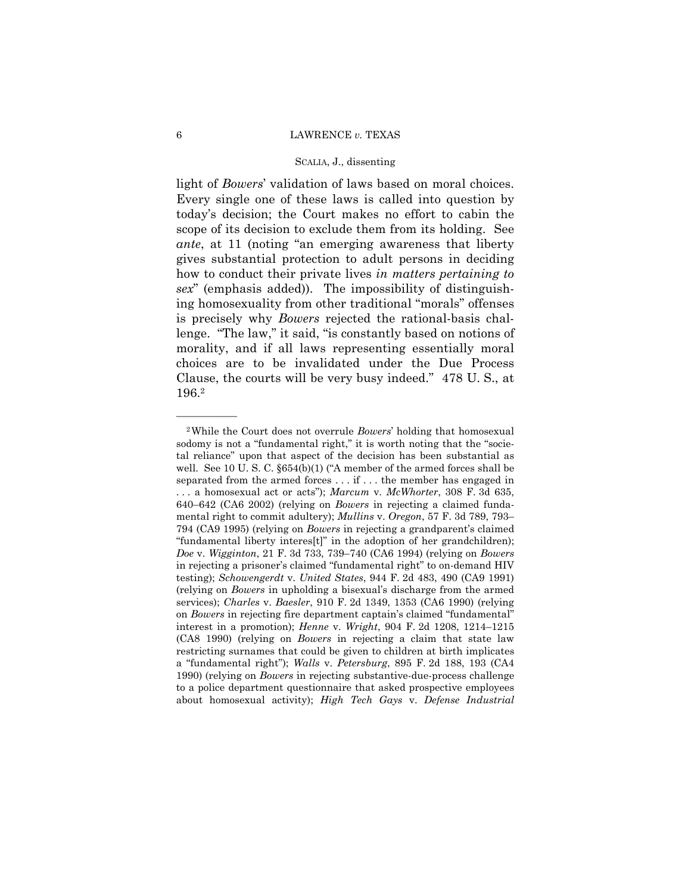light of *Bowers*' validation of laws based on moral choices. Every single one of these laws is called into question by today's decision; the Court makes no effort to cabin the scope of its decision to exclude them from its holding. See *ante*, at 11 (noting "an emerging awareness that liberty gives substantial protection to adult persons in deciding how to conduct their private lives *in matters pertaining to sex*" (emphasis added)). The impossibility of distinguishing homosexuality from other traditional "morals" offenses is precisely why *Bowers* rejected the rational-basis challenge. "The law," it said, "is constantly based on notions of morality, and if all laws representing essentially moral choices are to be invalidated under the Due Process Clause, the courts will be very busy indeed." 478 U. S., at 196.[2]

---

[2] While the Court does not overrule *Bowers*' holding that homosexual sodomy is not a "fundamental right," it is worth noting that the "societal reliance" upon that aspect of the decision has been substantial as well. See 10 U. S. C. §654(b)(1) ("A member of the armed forces shall be separated from the armed forces . . . if . . . the member has engaged in . . . a homosexual act or acts"); *Marcum* v. *McWhorter*, 308 F. 3d 635, 640–642 (CA6 2002) (relying on *Bowers* in rejecting a claimed fundamental right to commit adultery); *Mullins* v. *Oregon*, 57 F. 3d 789, 793–794 (CA9 1995) (relying on *Bowers* in rejecting a grandparent's claimed "fundamental liberty interes[t]" in the adoption of her grandchildren); *Doe* v. *Wigginton*, 21 F. 3d 733, 739–740 (CA6 1994) (relying on *Bowers* in rejecting a prisoner's claimed "fundamental right" to on-demand HIV testing); *Schowengerdt* v. *United States*, 944 F. 2d 483, 490 (CA9 1991) (relying on *Bowers* in upholding a bisexual's discharge from the armed services); *Charles* v. *Baesler*, 910 F. 2d 1349, 1353 (CA6 1990) (relying on *Bowers* in rejecting fire department captain's claimed "fundamental" interest in a promotion); *Henne* v. *Wright*, 904 F. 2d 1208, 1214–1215 (CA8 1990) (relying on *Bowers* in rejecting a claim that state law restricting surnames that could be given to children at birth implicates a "fundamental right"); *Walls* v. *Petersburg*, 895 F. 2d 188, 193 (CA4 1990) (relying on *Bowers* in rejecting substantive-due-process challenge to a police department questionnaire that asked prospective employees about homosexual activity); *High Tech Gays* v. *Defense Industrial*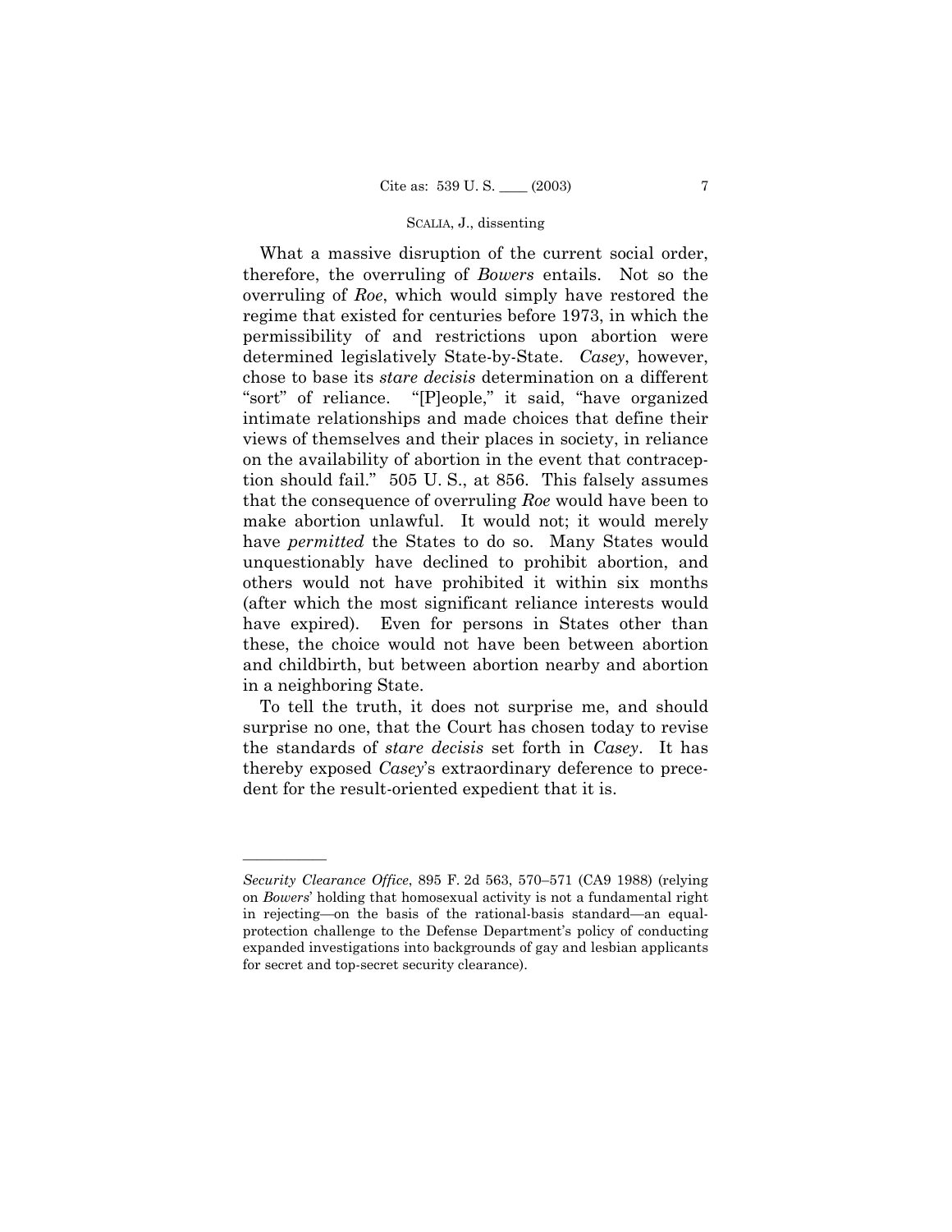What a massive disruption of the current social order, therefore, the overruling of *Bowers* entails. Not so the overruling of *Roe*, which would simply have restored the regime that existed for centuries before 1973, in which the permissibility of and restrictions upon abortion were determined legislatively State-by-State. *Casey*, however, chose to base its *stare decisis* determination on a different "sort" of reliance. "[P]eople," it said, "have organized intimate relationships and made choices that define their views of themselves and their places in society, in reliance on the availability of abortion in the event that contraception should fail." 505 U. S., at 856. This falsely assumes that the consequence of overruling *Roe* would have been to make abortion unlawful. It would not; it would merely have *permitted* the States to do so. Many States would unquestionably have declined to prohibit abortion, and others would not have prohibited it within six months (after which the most significant reliance interests would have expired). Even for persons in States other than these, the choice would not have been between abortion and childbirth, but between abortion nearby and abortion in a neighboring State.

To tell the truth, it does not surprise me, and should surprise no one, that the Court has chosen today to revise the standards of *stare decisis* set forth in *Casey*. It has thereby exposed *Casey*'s extraordinary deference to precedent for the result-oriented expedient that it is.

---

*Security Clearance Office*, 895 F. 2d 563, 570–571 (CA9 1988) (relying on *Bowers*' holding that homosexual activity is not a fundamental right in rejecting—on the basis of the rational-basis standard—an equal-protection challenge to the Defense Department's policy of conducting expanded investigations into backgrounds of gay and lesbian applicants for secret and top-secret security clearance).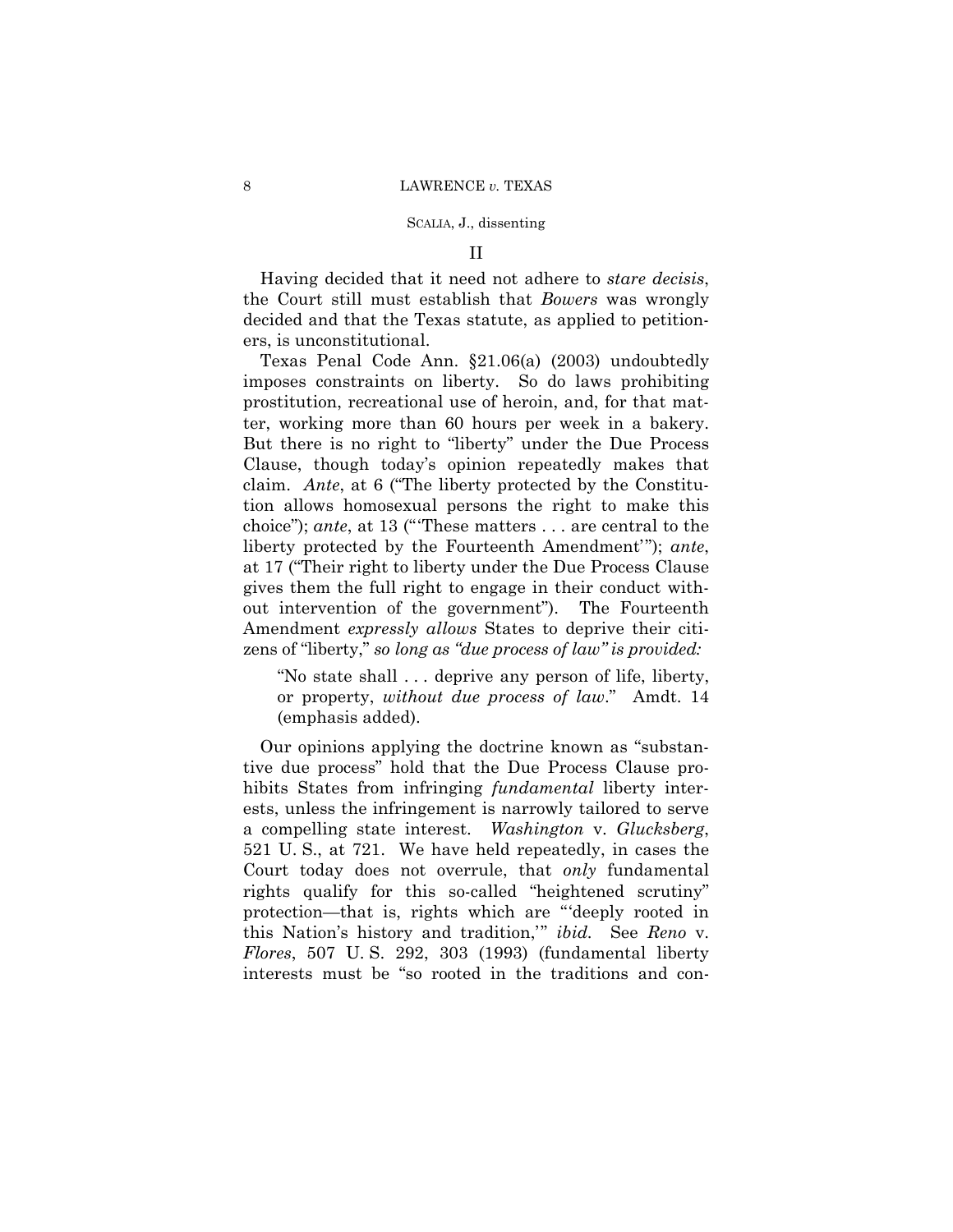## II

Having decided that it need not adhere to *stare decisis*, the Court still must establish that *Bowers* was wrongly decided and that the Texas statute, as applied to petitioners, is unconstitutional.

Texas Penal Code Ann. §21.06(a) (2003) undoubtedly imposes constraints on liberty. So do laws prohibiting prostitution, recreational use of heroin, and, for that matter, working more than 60 hours per week in a bakery. But there is no right to "liberty" under the Due Process Clause, though today's opinion repeatedly makes that claim. *Ante*, at 6 ("The liberty protected by the Constitution allows homosexual persons the right to make this choice"); *ante*, at 13 ("'These matters . . . are central to the liberty protected by the Fourteenth Amendment'"); *ante*, at 17 ("Their right to liberty under the Due Process Clause gives them the full right to engage in their conduct without intervention of the government"). The Fourteenth Amendment *expressly allows* States to deprive their citizens of "liberty," *so long as "due process of law" is provided:*

> "No state shall . . . deprive any person of life, liberty, or property, *without due process of law*." Amdt. 14 (emphasis added).

Our opinions applying the doctrine known as "substantive due process" hold that the Due Process Clause prohibits States from infringing *fundamental* liberty interests, unless the infringement is narrowly tailored to serve a compelling state interest. *Washington* v. *Glucksberg*, 521 U. S., at 721. We have held repeatedly, in cases the Court today does not overrule, that *only* fundamental rights qualify for this so-called "heightened scrutiny" protection—that is, rights which are "'deeply rooted in this Nation's history and tradition,'" *ibid.* See *Reno* v. *Flores*, 507 U. S. 292, 303 (1993) (fundamental liberty interests must be "so rooted in the traditions and con-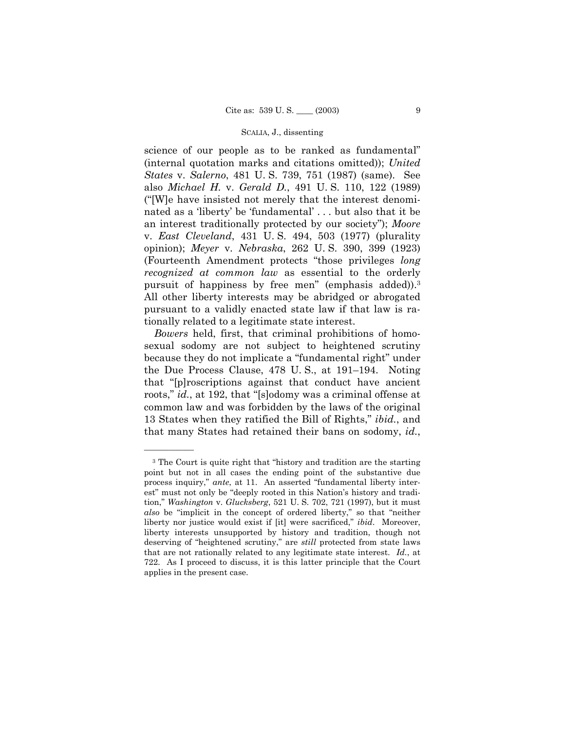science of our people as to be ranked as fundamental" (internal quotation marks and citations omitted)); *United States* v. *Salerno*, 481 U. S. 739, 751 (1987) (same). See also *Michael H.* v. *Gerald D.*, 491 U. S. 110, 122 (1989) ("[W]e have insisted not merely that the interest denominated as a 'liberty' be 'fundamental' . . . but also that it be an interest traditionally protected by our society"); *Moore* v. *East Cleveland*, 431 U. S. 494, 503 (1977) (plurality opinion); *Meyer* v. *Nebraska*, 262 U. S. 390, 399 (1923) (Fourteenth Amendment protects "those privileges *long recognized at common law* as essential to the orderly pursuit of happiness by free men" (emphasis added)).[3] All other liberty interests may be abridged or abrogated pursuant to a validly enacted state law if that law is rationally related to a legitimate state interest.

*Bowers* held, first, that criminal prohibitions of homosexual sodomy are not subject to heightened scrutiny because they do not implicate a "fundamental right" under the Due Process Clause, 478 U. S., at 191–194. Noting that "[p]roscriptions against that conduct have ancient roots," *id.*, at 192, that "[s]odomy was a criminal offense at common law and was forbidden by the laws of the original 13 States when they ratified the Bill of Rights," *ibid.*, and that many States had retained their bans on sodomy, *id.*,

---

[3] The Court is quite right that "history and tradition are the starting point but not in all cases the ending point of the substantive due process inquiry," *ante*, at 11. An asserted "fundamental liberty interest" must not only be "deeply rooted in this Nation's history and tradition," *Washington* v. *Glucksberg*, 521 U. S. 702, 721 (1997), but it must *also* be "implicit in the concept of ordered liberty," so that "neither liberty nor justice would exist if [it] were sacrificed," *ibid*. Moreover, liberty interests unsupported by history and tradition, though not deserving of "heightened scrutiny," are *still* protected from state laws that are not rationally related to any legitimate state interest. *Id.*, at 722. As I proceed to discuss, it is this latter principle that the Court applies in the present case.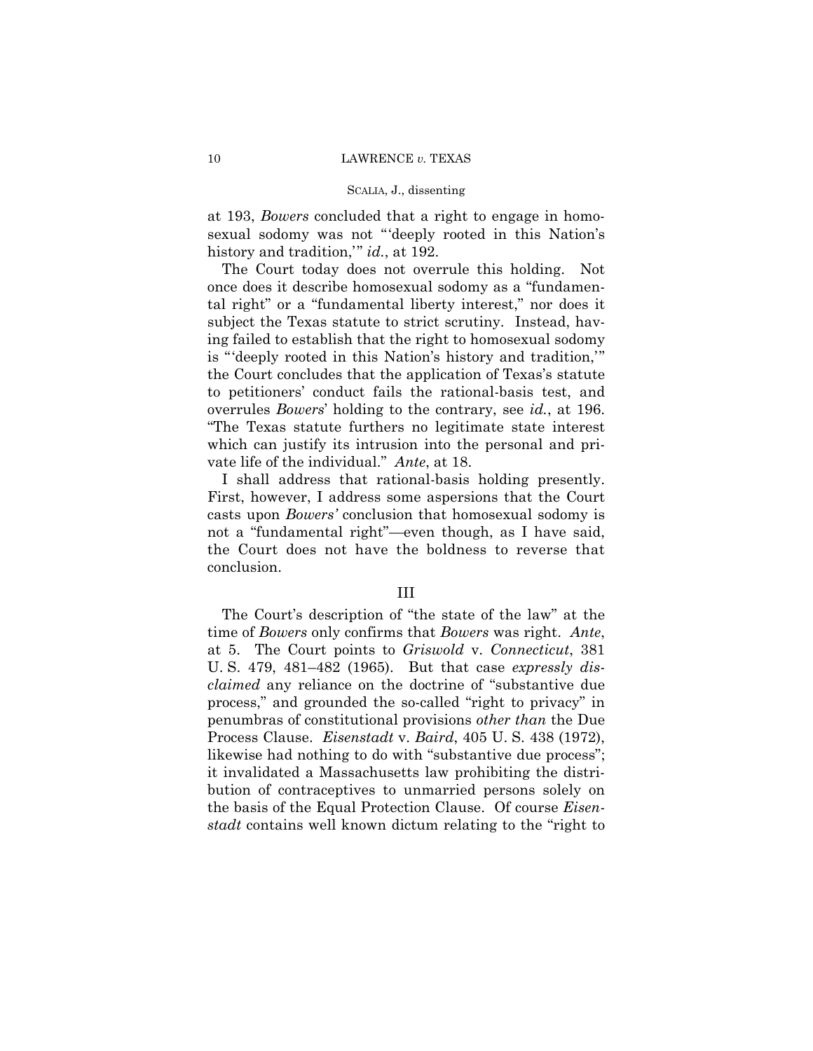at 193, *Bowers* concluded that a right to engage in homosexual sodomy was not "'deeply rooted in this Nation's history and tradition,'" *id.*, at 192.

The Court today does not overrule this holding. Not once does it describe homosexual sodomy as a "fundamental right" or a "fundamental liberty interest," nor does it subject the Texas statute to strict scrutiny. Instead, having failed to establish that the right to homosexual sodomy is "'deeply rooted in this Nation's history and tradition,'" the Court concludes that the application of Texas's statute to petitioners' conduct fails the rational-basis test, and overrules *Bowers*' holding to the contrary, see *id.*, at 196. "The Texas statute furthers no legitimate state interest which can justify its intrusion into the personal and private life of the individual." *Ante*, at 18.

I shall address that rational-basis holding presently. First, however, I address some aspersions that the Court casts upon *Bowers'* conclusion that homosexual sodomy is not a "fundamental right"—even though, as I have said, the Court does not have the boldness to reverse that conclusion.

## III

The Court's description of "the state of the law" at the time of *Bowers* only confirms that *Bowers* was right. *Ante*, at 5. The Court points to *Griswold* v. *Connecticut*, 381 U. S. 479, 481–482 (1965). But that case *expressly disclaimed* any reliance on the doctrine of "substantive due process," and grounded the so-called "right to privacy" in penumbras of constitutional provisions *other than* the Due Process Clause. *Eisenstadt* v. *Baird*, 405 U. S. 438 (1972), likewise had nothing to do with "substantive due process"; it invalidated a Massachusetts law prohibiting the distribution of contraceptives to unmarried persons solely on the basis of the Equal Protection Clause. Of course *Eisenstadt* contains well known dictum relating to the "right to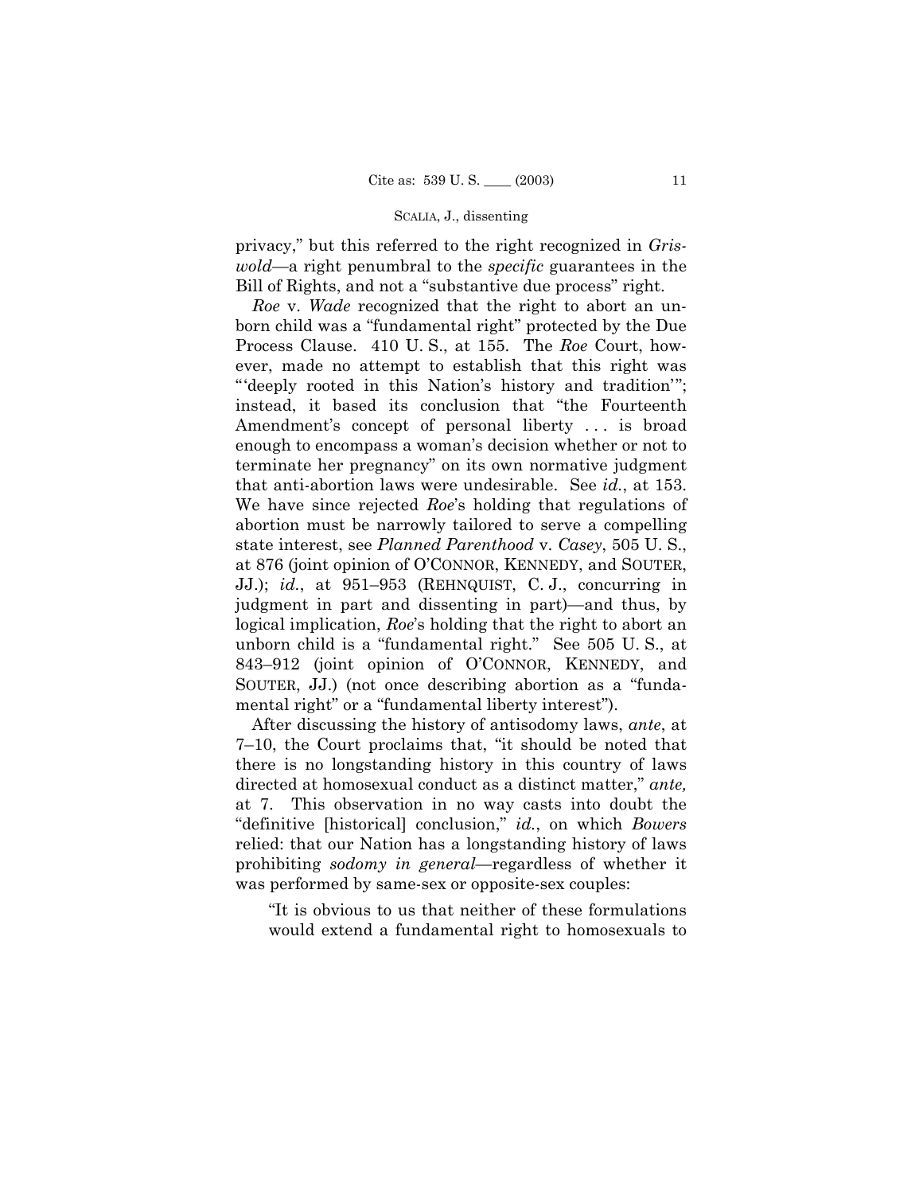privacy," but this referred to the right recognized in *Griswold*—a right penumbral to the *specific* guarantees in the Bill of Rights, and not a "substantive due process" right.

*Roe* v. *Wade* recognized that the right to abort an unborn child was a "fundamental right" protected by the Due Process Clause. 410 U. S., at 155. The *Roe* Court, however, made no attempt to establish that this right was "'deeply rooted in this Nation's history and tradition'"; instead, it based its conclusion that "the Fourteenth Amendment's concept of personal liberty . . . is broad enough to encompass a woman's decision whether or not to terminate her pregnancy" on its own normative judgment that anti-abortion laws were undesirable. See *id.*, at 153. We have since rejected *Roe*'s holding that regulations of abortion must be narrowly tailored to serve a compelling state interest, see *Planned Parenthood* v. *Casey*, 505 U. S., at 876 (joint opinion of O'CONNOR, KENNEDY, and SOUTER, JJ.); *id.*, at 951–953 (REHNQUIST, C. J., concurring in judgment in part and dissenting in part)—and thus, by logical implication, *Roe*'s holding that the right to abort an unborn child is a "fundamental right." See 505 U. S., at 843–912 (joint opinion of O'CONNOR, KENNEDY, and SOUTER, JJ.) (not once describing abortion as a "fundamental right" or a "fundamental liberty interest").

After discussing the history of antisodomy laws, *ante*, at 7–10, the Court proclaims that, "it should be noted that there is no longstanding history in this country of laws directed at homosexual conduct as a distinct matter," *ante,* at 7. This observation in no way casts into doubt the "definitive [historical] conclusion," *id.*, on which *Bowers* relied: that our Nation has a longstanding history of laws prohibiting *sodomy in general*—regardless of whether it was performed by same-sex or opposite-sex couples:

> "It is obvious to us that neither of these formulations would extend a fundamental right to homosexuals to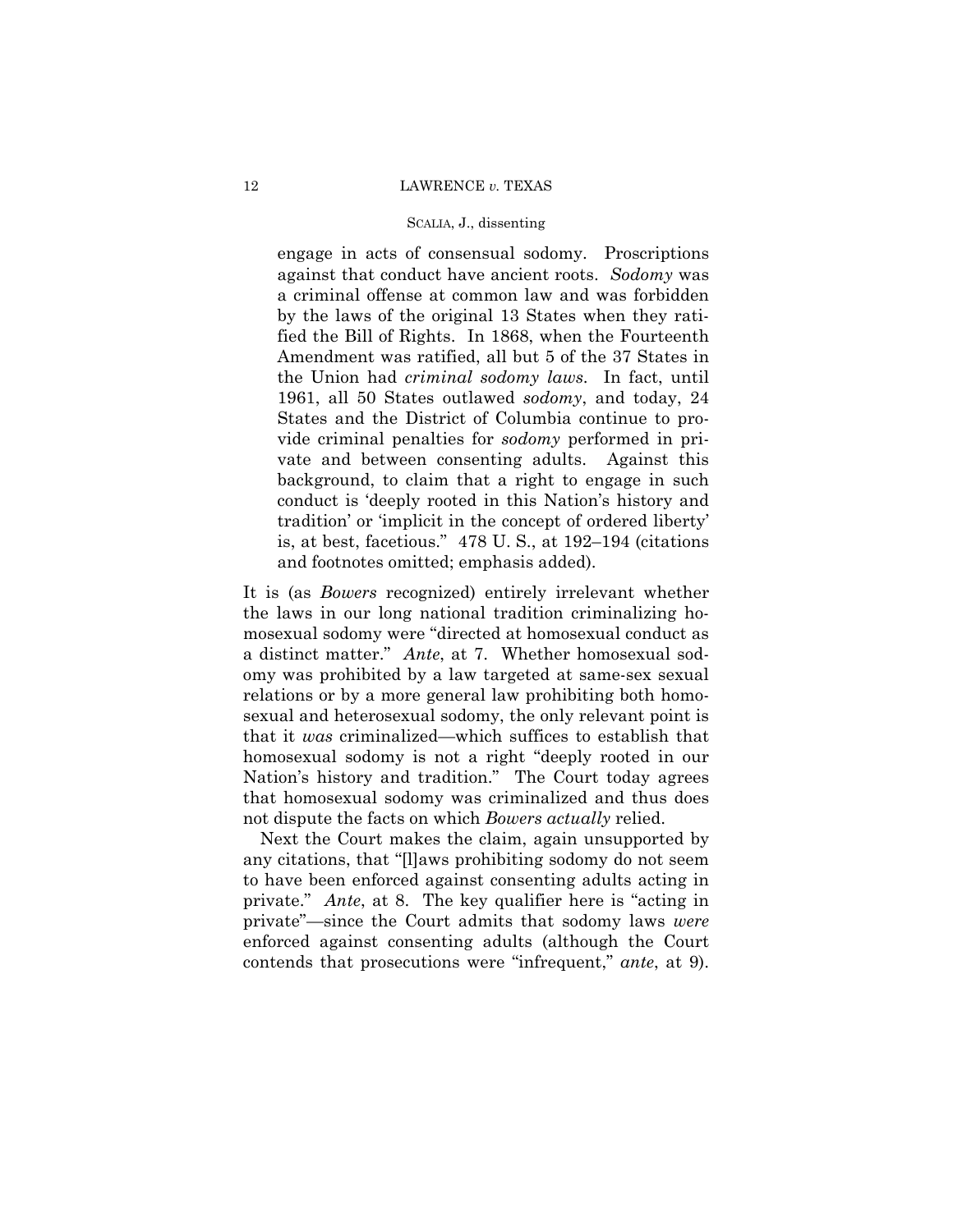> engage in acts of consensual sodomy. Proscriptions against that conduct have ancient roots. *Sodomy* was a criminal offense at common law and was forbidden by the laws of the original 13 States when they ratified the Bill of Rights. In 1868, when the Fourteenth Amendment was ratified, all but 5 of the 37 States in the Union had *criminal sodomy laws*. In fact, until 1961, all 50 States outlawed *sodomy*, and today, 24 States and the District of Columbia continue to provide criminal penalties for *sodomy* performed in private and between consenting adults. Against this background, to claim that a right to engage in such conduct is 'deeply rooted in this Nation's history and tradition' or 'implicit in the concept of ordered liberty' is, at best, facetious." 478 U. S., at 192–194 (citations and footnotes omitted; emphasis added).

It is (as *Bowers* recognized) entirely irrelevant whether the laws in our long national tradition criminalizing homosexual sodomy were "directed at homosexual conduct as a distinct matter." *Ante*, at 7. Whether homosexual sodomy was prohibited by a law targeted at same-sex sexual relations or by a more general law prohibiting both homosexual and heterosexual sodomy, the only relevant point is that it *was* criminalized—which suffices to establish that homosexual sodomy is not a right "deeply rooted in our Nation's history and tradition." The Court today agrees that homosexual sodomy was criminalized and thus does not dispute the facts on which *Bowers actually* relied.

Next the Court makes the claim, again unsupported by any citations, that "[l]aws prohibiting sodomy do not seem to have been enforced against consenting adults acting in private." *Ante*, at 8. The key qualifier here is "acting in private"—since the Court admits that sodomy laws *were* enforced against consenting adults (although the Court contends that prosecutions were "infrequent," *ante*, at 9).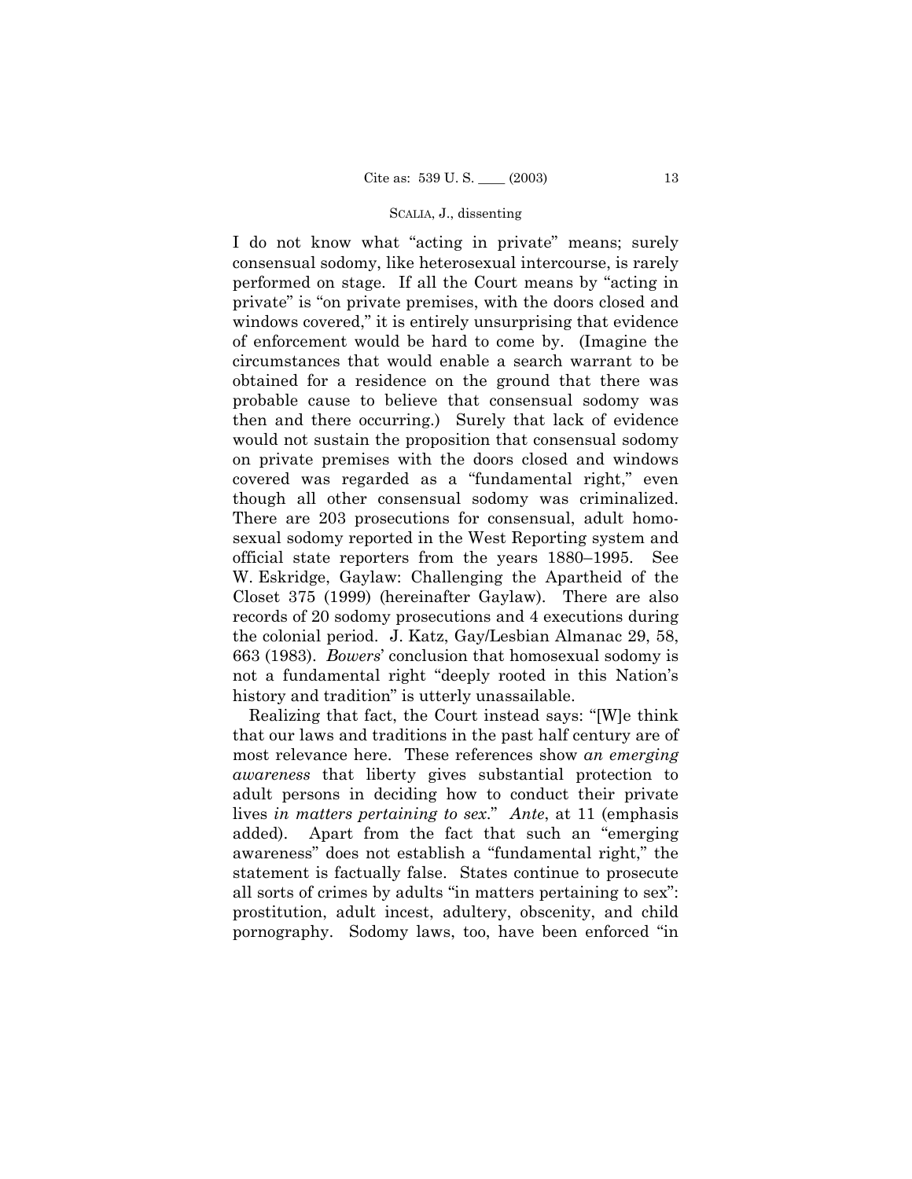I do not know what "acting in private" means; surely consensual sodomy, like heterosexual intercourse, is rarely performed on stage. If all the Court means by "acting in private" is "on private premises, with the doors closed and windows covered," it is entirely unsurprising that evidence of enforcement would be hard to come by. (Imagine the circumstances that would enable a search warrant to be obtained for a residence on the ground that there was probable cause to believe that consensual sodomy was then and there occurring.) Surely that lack of evidence would not sustain the proposition that consensual sodomy on private premises with the doors closed and windows covered was regarded as a "fundamental right," even though all other consensual sodomy was criminalized. There are 203 prosecutions for consensual, adult homosexual sodomy reported in the West Reporting system and official state reporters from the years 1880–1995. See W. Eskridge, Gaylaw: Challenging the Apartheid of the Closet 375 (1999) (hereinafter Gaylaw). There are also records of 20 sodomy prosecutions and 4 executions during the colonial period. J. Katz, Gay/Lesbian Almanac 29, 58, 663 (1983). *Bowers*' conclusion that homosexual sodomy is not a fundamental right "deeply rooted in this Nation's history and tradition" is utterly unassailable.

Realizing that fact, the Court instead says: "[W]e think that our laws and traditions in the past half century are of most relevance here. These references show *an emerging awareness* that liberty gives substantial protection to adult persons in deciding how to conduct their private lives *in matters pertaining to sex*." *Ante*, at 11 (emphasis added). Apart from the fact that such an "emerging awareness" does not establish a "fundamental right," the statement is factually false. States continue to prosecute all sorts of crimes by adults "in matters pertaining to sex": prostitution, adult incest, adultery, obscenity, and child pornography. Sodomy laws, too, have been enforced "in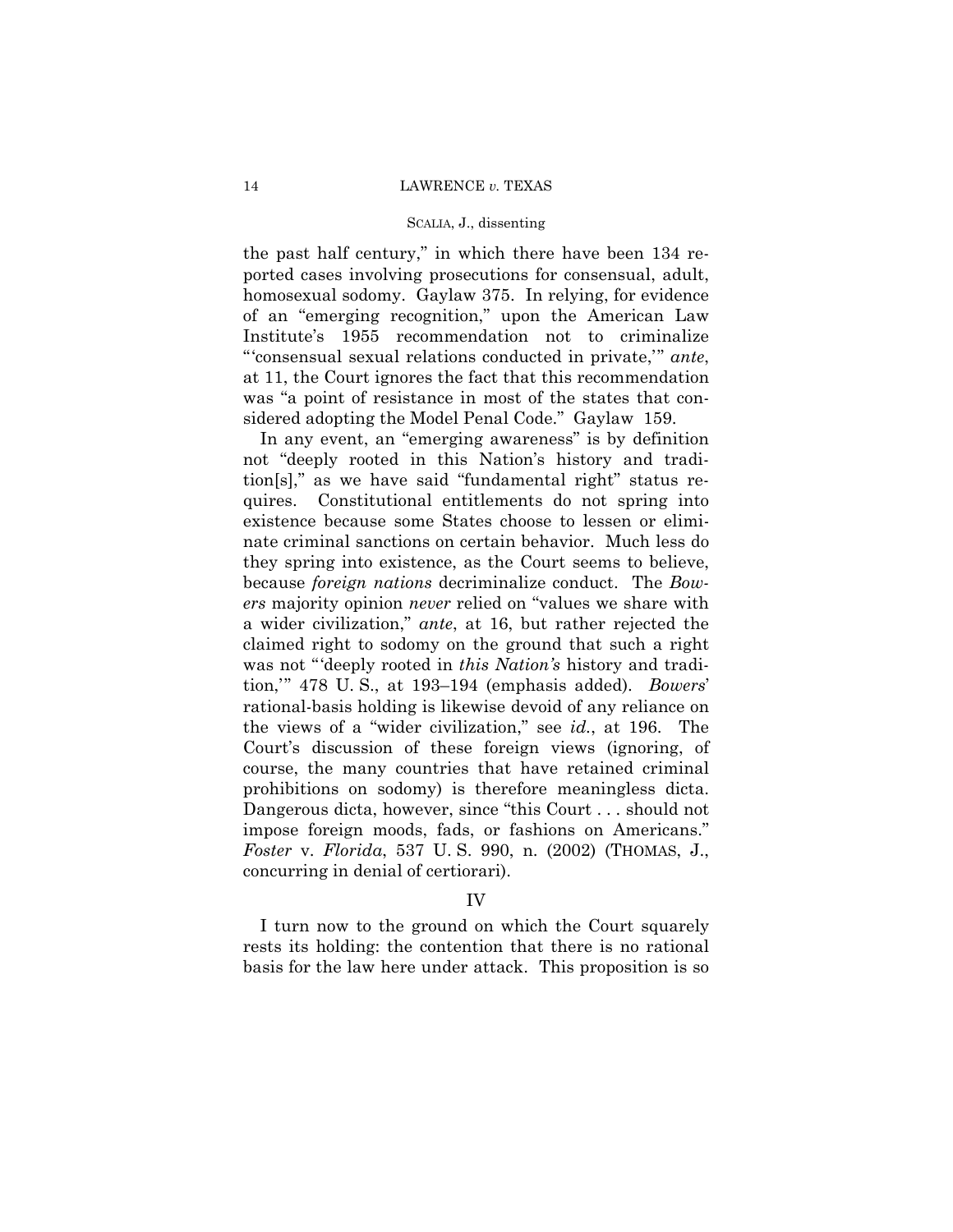the past half century," in which there have been 134 reported cases involving prosecutions for consensual, adult, homosexual sodomy. Gaylaw 375. In relying, for evidence of an "emerging recognition," upon the American Law Institute's 1955 recommendation not to criminalize "'consensual sexual relations conducted in private,'" *ante*, at 11, the Court ignores the fact that this recommendation was "a point of resistance in most of the states that considered adopting the Model Penal Code." Gaylaw 159.

In any event, an "emerging awareness" is by definition not "deeply rooted in this Nation's history and tradition[s]," as we have said "fundamental right" status requires. Constitutional entitlements do not spring into existence because some States choose to lessen or eliminate criminal sanctions on certain behavior. Much less do they spring into existence, as the Court seems to believe, because *foreign nations* decriminalize conduct. The *Bowers* majority opinion *never* relied on "values we share with a wider civilization," *ante*, at 16, but rather rejected the claimed right to sodomy on the ground that such a right was not "'deeply rooted in *this Nation's* history and tradition,'" 478 U. S., at 193–194 (emphasis added). *Bowers*' rational-basis holding is likewise devoid of any reliance on the views of a "wider civilization," see *id.*, at 196. The Court's discussion of these foreign views (ignoring, of course, the many countries that have retained criminal prohibitions on sodomy) is therefore meaningless dicta. Dangerous dicta, however, since "this Court . . . should not impose foreign moods, fads, or fashions on Americans." *Foster* v. *Florida*, 537 U. S. 990, n. (2002) (THOMAS, J., concurring in denial of certiorari).

## IV

I turn now to the ground on which the Court squarely rests its holding: the contention that there is no rational basis for the law here under attack. This proposition is so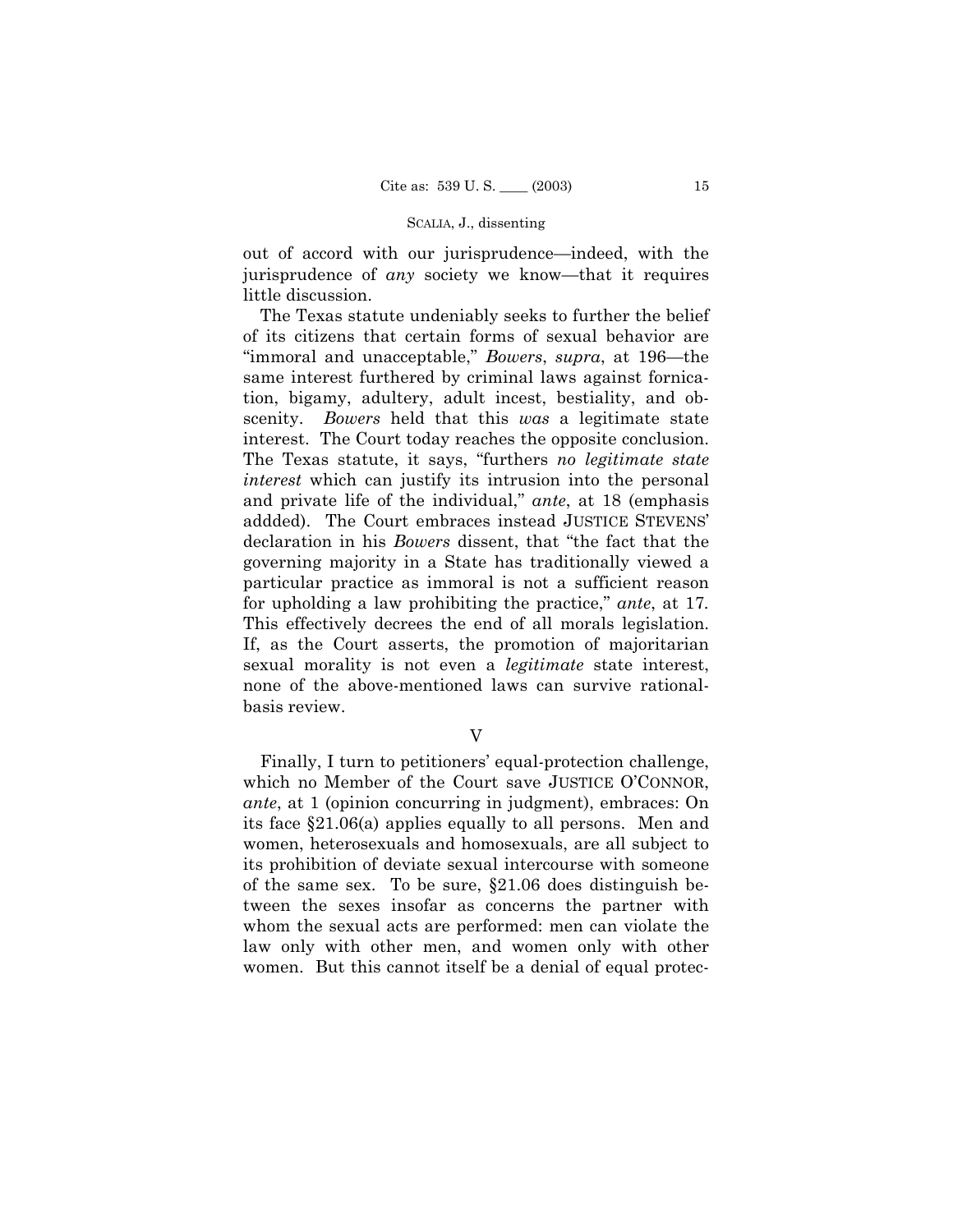out of accord with our jurisprudence—indeed, with the jurisprudence of *any* society we know—that it requires little discussion.

The Texas statute undeniably seeks to further the belief of its citizens that certain forms of sexual behavior are "immoral and unacceptable," *Bowers*, *supra*, at 196—the same interest furthered by criminal laws against fornication, bigamy, adultery, adult incest, bestiality, and obscenity. *Bowers* held that this *was* a legitimate state interest. The Court today reaches the opposite conclusion. The Texas statute, it says, "furthers *no legitimate state interest* which can justify its intrusion into the personal and private life of the individual," *ante*, at 18 (emphasis addded). The Court embraces instead JUSTICE STEVENS' declaration in his *Bowers* dissent, that "the fact that the governing majority in a State has traditionally viewed a particular practice as immoral is not a sufficient reason for upholding a law prohibiting the practice," *ante*, at 17. This effectively decrees the end of all morals legislation. If, as the Court asserts, the promotion of majoritarian sexual morality is not even a *legitimate* state interest, none of the above-mentioned laws can survive rational-basis review.

## V

Finally, I turn to petitioners' equal-protection challenge, which no Member of the Court save JUSTICE O'CONNOR, *ante*, at 1 (opinion concurring in judgment), embraces: On its face §21.06(a) applies equally to all persons. Men and women, heterosexuals and homosexuals, are all subject to its prohibition of deviate sexual intercourse with someone of the same sex. To be sure, §21.06 does distinguish between the sexes insofar as concerns the partner with whom the sexual acts are performed: men can violate the law only with other men, and women only with other women. But this cannot itself be a denial of equal protec-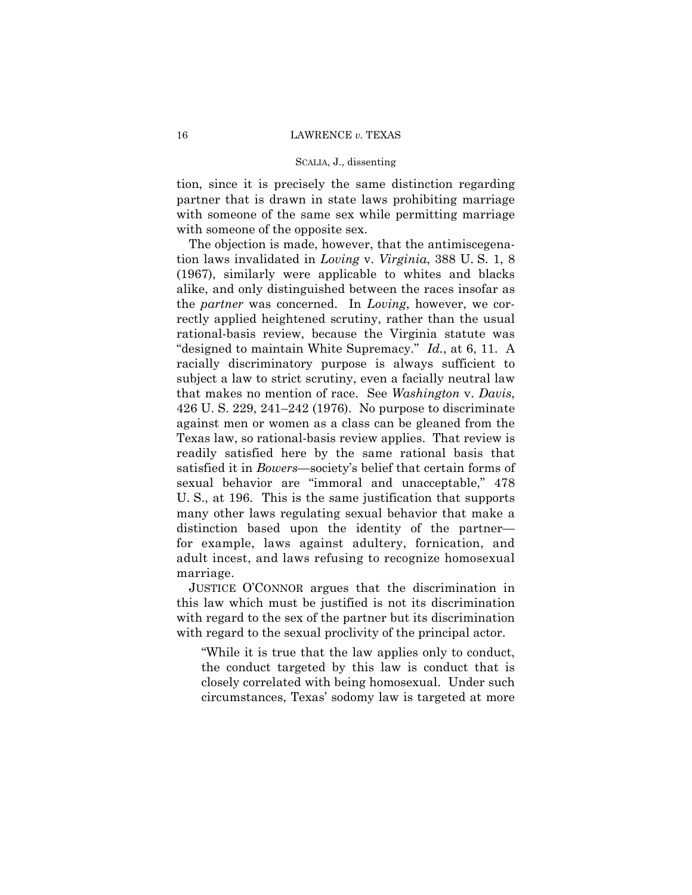tion, since it is precisely the same distinction regarding partner that is drawn in state laws prohibiting marriage with someone of the same sex while permitting marriage with someone of the opposite sex.

The objection is made, however, that the antimiscegenation laws invalidated in *Loving* v. *Virginia*, 388 U. S. 1, 8 (1967), similarly were applicable to whites and blacks alike, and only distinguished between the races insofar as the *partner* was concerned. In *Loving*, however, we correctly applied heightened scrutiny, rather than the usual rational-basis review, because the Virginia statute was "designed to maintain White Supremacy." *Id.*, at 6, 11. A racially discriminatory purpose is always sufficient to subject a law to strict scrutiny, even a facially neutral law that makes no mention of race. See *Washington* v. *Davis*, 426 U. S. 229, 241–242 (1976). No purpose to discriminate against men or women as a class can be gleaned from the Texas law, so rational-basis review applies. That review is readily satisfied here by the same rational basis that satisfied it in *Bowers*—society's belief that certain forms of sexual behavior are "immoral and unacceptable," 478 U. S., at 196. This is the same justification that supports many other laws regulating sexual behavior that make a distinction based upon the identity of the partner—for example, laws against adultery, fornication, and adult incest, and laws refusing to recognize homosexual marriage.

JUSTICE O'CONNOR argues that the discrimination in this law which must be justified is not its discrimination with regard to the sex of the partner but its discrimination with regard to the sexual proclivity of the principal actor.

> "While it is true that the law applies only to conduct, the conduct targeted by this law is conduct that is closely correlated with being homosexual. Under such circumstances, Texas' sodomy law is targeted at more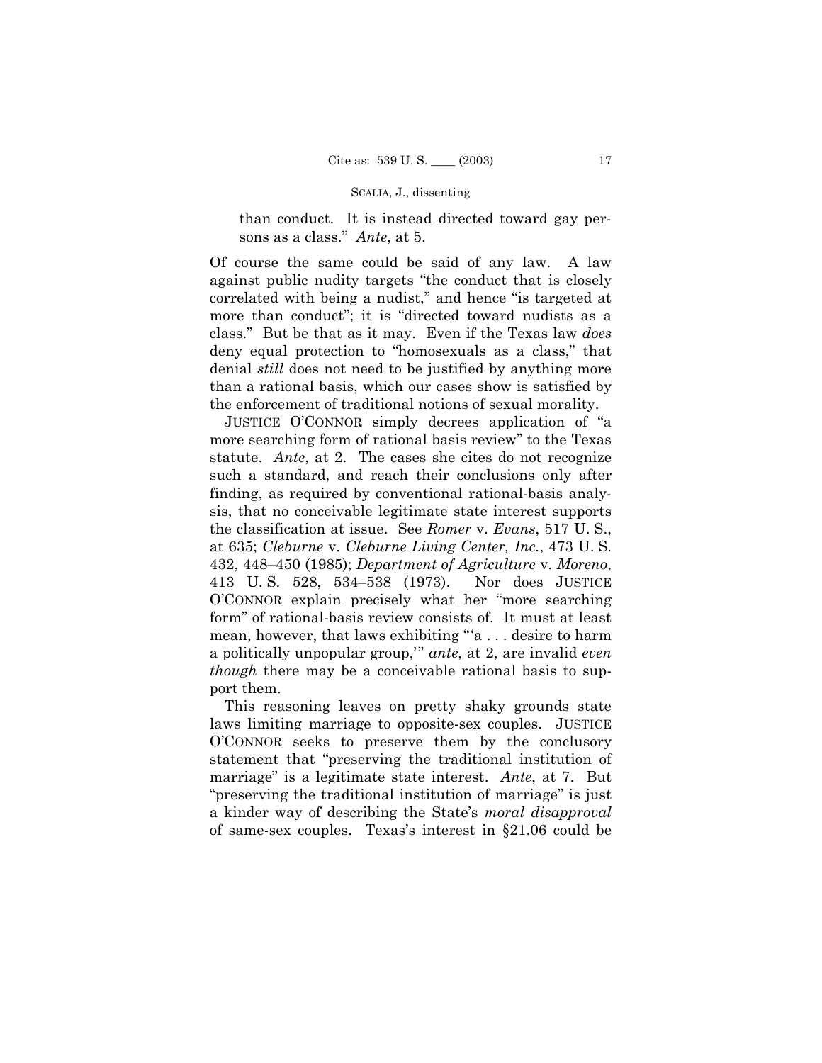than conduct. It is instead directed toward gay persons as a class." *Ante*, at 5.

Of course the same could be said of any law. A law against public nudity targets "the conduct that is closely correlated with being a nudist," and hence "is targeted at more than conduct"; it is "directed toward nudists as a class." But be that as it may. Even if the Texas law *does* deny equal protection to "homosexuals as a class," that denial *still* does not need to be justified by anything more than a rational basis, which our cases show is satisfied by the enforcement of traditional notions of sexual morality.

JUSTICE O'CONNOR simply decrees application of "a more searching form of rational basis review" to the Texas statute. *Ante*, at 2. The cases she cites do not recognize such a standard, and reach their conclusions only after finding, as required by conventional rational-basis analysis, that no conceivable legitimate state interest supports the classification at issue. See *Romer* v. *Evans*, 517 U. S., at 635; *Cleburne* v. *Cleburne Living Center, Inc.*, 473 U. S. 432, 448–450 (1985); *Department of Agriculture* v. *Moreno*, 413 U. S. 528, 534–538 (1973). Nor does JUSTICE O'CONNOR explain precisely what her "more searching form" of rational-basis review consists of. It must at least mean, however, that laws exhibiting "'a . . . desire to harm a politically unpopular group,'" *ante*, at 2, are invalid *even though* there may be a conceivable rational basis to support them.

This reasoning leaves on pretty shaky grounds state laws limiting marriage to opposite-sex couples. JUSTICE O'CONNOR seeks to preserve them by the conclusory statement that "preserving the traditional institution of marriage" is a legitimate state interest. *Ante*, at 7. But "preserving the traditional institution of marriage" is just a kinder way of describing the State's *moral disapproval* of same-sex couples. Texas's interest in §21.06 could be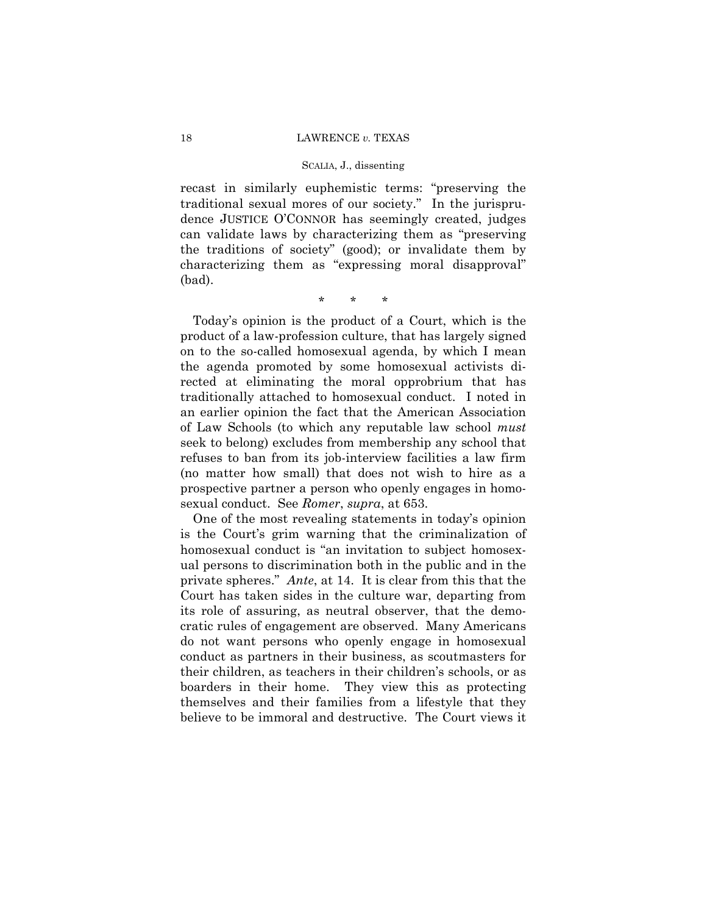recast in similarly euphemistic terms: "preserving the traditional sexual mores of our society." In the jurisprudence JUSTICE O'CONNOR has seemingly created, judges can validate laws by characterizing them as "preserving the traditions of society" (good); or invalidate them by characterizing them as "expressing moral disapproval" (bad).

\* \* \*

Today's opinion is the product of a Court, which is the product of a law-profession culture, that has largely signed on to the so-called homosexual agenda, by which I mean the agenda promoted by some homosexual activists directed at eliminating the moral opprobrium that has traditionally attached to homosexual conduct. I noted in an earlier opinion the fact that the American Association of Law Schools (to which any reputable law school *must* seek to belong) excludes from membership any school that refuses to ban from its job-interview facilities a law firm (no matter how small) that does not wish to hire as a prospective partner a person who openly engages in homosexual conduct. See *Romer*, *supra*, at 653.

One of the most revealing statements in today's opinion is the Court's grim warning that the criminalization of homosexual conduct is "an invitation to subject homosexual persons to discrimination both in the public and in the private spheres." *Ante*, at 14. It is clear from this that the Court has taken sides in the culture war, departing from its role of assuring, as neutral observer, that the democratic rules of engagement are observed. Many Americans do not want persons who openly engage in homosexual conduct as partners in their business, as scoutmasters for their children, as teachers in their children's schools, or as boarders in their home. They view this as protecting themselves and their families from a lifestyle that they believe to be immoral and destructive. The Court views it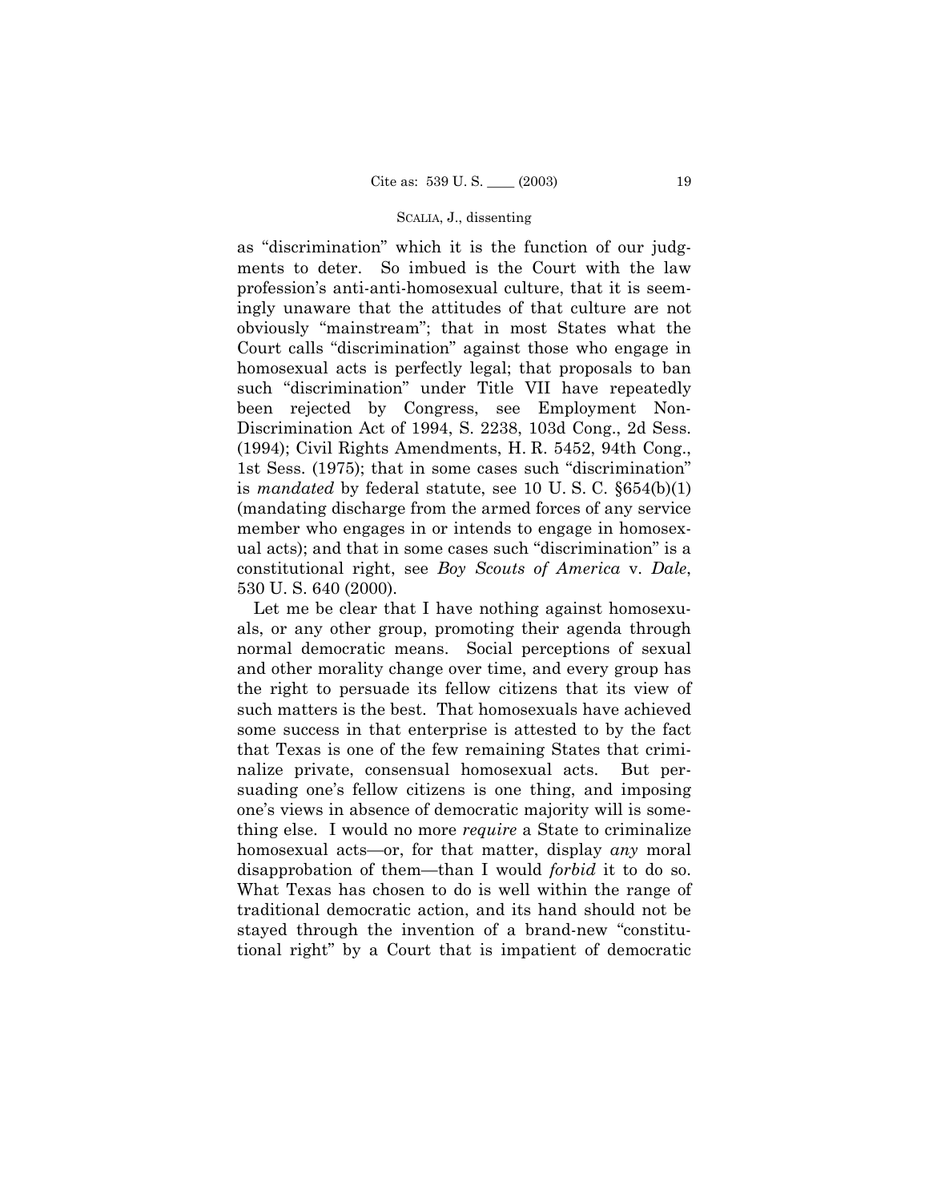as "discrimination" which it is the function of our judgments to deter. So imbued is the Court with the law profession's anti-anti-homosexual culture, that it is seemingly unaware that the attitudes of that culture are not obviously "mainstream"; that in most States what the Court calls "discrimination" against those who engage in homosexual acts is perfectly legal; that proposals to ban such "discrimination" under Title VII have repeatedly been rejected by Congress, see Employment Non-Discrimination Act of 1994, S. 2238, 103d Cong., 2d Sess. (1994); Civil Rights Amendments, H. R. 5452, 94th Cong., 1st Sess. (1975); that in some cases such "discrimination" is *mandated* by federal statute, see 10 U. S. C. §654(b)(1) (mandating discharge from the armed forces of any service member who engages in or intends to engage in homosexual acts); and that in some cases such "discrimination" is a constitutional right, see *Boy Scouts of America* v. *Dale*, 530 U. S. 640 (2000).

Let me be clear that I have nothing against homosexuals, or any other group, promoting their agenda through normal democratic means. Social perceptions of sexual and other morality change over time, and every group has the right to persuade its fellow citizens that its view of such matters is the best. That homosexuals have achieved some success in that enterprise is attested to by the fact that Texas is one of the few remaining States that criminalize private, consensual homosexual acts. But persuading one's fellow citizens is one thing, and imposing one's views in absence of democratic majority will is something else. I would no more *require* a State to criminalize homosexual acts—or, for that matter, display *any* moral disapprobation of them—than I would *forbid* it to do so. What Texas has chosen to do is well within the range of traditional democratic action, and its hand should not be stayed through the invention of a brand-new "constitutional right" by a Court that is impatient of democratic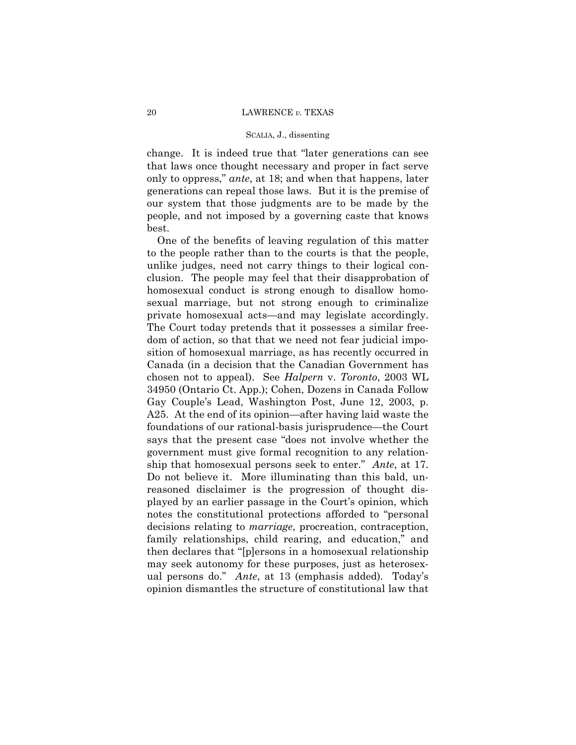change. It is indeed true that "later generations can see that laws once thought necessary and proper in fact serve only to oppress," *ante*, at 18; and when that happens, later generations can repeal those laws. But it is the premise of our system that those judgments are to be made by the people, and not imposed by a governing caste that knows best.

One of the benefits of leaving regulation of this matter to the people rather than to the courts is that the people, unlike judges, need not carry things to their logical conclusion. The people may feel that their disapprobation of homosexual conduct is strong enough to disallow homosexual marriage, but not strong enough to criminalize private homosexual acts—and may legislate accordingly. The Court today pretends that it possesses a similar freedom of action, so that that we need not fear judicial imposition of homosexual marriage, as has recently occurred in Canada (in a decision that the Canadian Government has chosen not to appeal). See *Halpern* v. *Toronto*, 2003 WL 34950 (Ontario Ct. App.); Cohen, Dozens in Canada Follow Gay Couple's Lead, Washington Post, June 12, 2003, p. A25. At the end of its opinion—after having laid waste the foundations of our rational-basis jurisprudence—the Court says that the present case "does not involve whether the government must give formal recognition to any relationship that homosexual persons seek to enter." *Ante*, at 17. Do not believe it. More illuminating than this bald, unreasoned disclaimer is the progression of thought displayed by an earlier passage in the Court's opinion, which notes the constitutional protections afforded to "personal decisions relating to *marriage*, procreation, contraception, family relationships, child rearing, and education," and then declares that "[p]ersons in a homosexual relationship may seek autonomy for these purposes, just as heterosexual persons do." *Ante*, at 13 (emphasis added). Today's opinion dismantles the structure of constitutional law that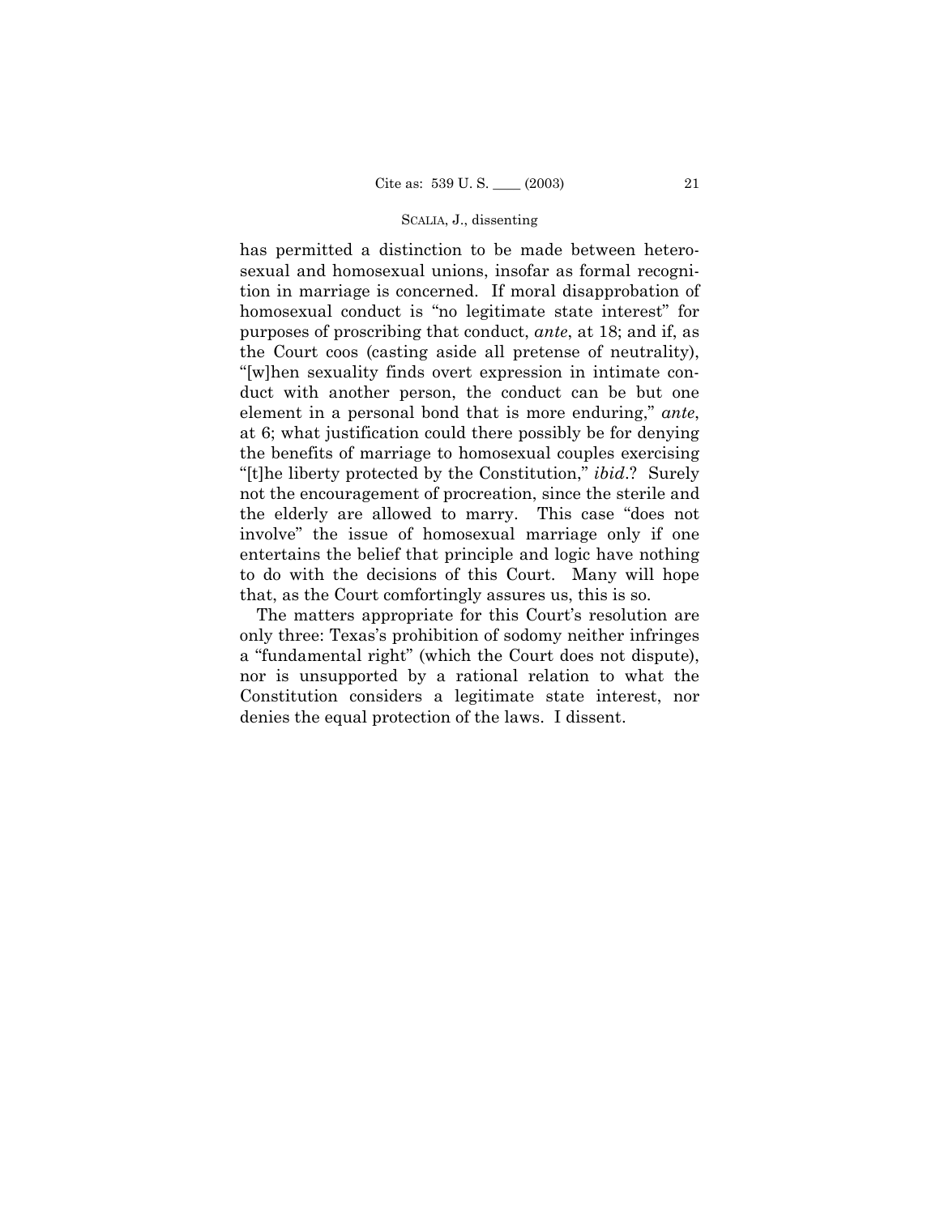has permitted a distinction to be made between heterosexual and homosexual unions, insofar as formal recognition in marriage is concerned. If moral disapprobation of homosexual conduct is "no legitimate state interest" for purposes of proscribing that conduct, *ante*, at 18; and if, as the Court coos (casting aside all pretense of neutrality), "[w]hen sexuality finds overt expression in intimate conduct with another person, the conduct can be but one element in a personal bond that is more enduring," *ante*, at 6; what justification could there possibly be for denying the benefits of marriage to homosexual couples exercising "[t]he liberty protected by the Constitution," *ibid.*? Surely not the encouragement of procreation, since the sterile and the elderly are allowed to marry. This case "does not involve" the issue of homosexual marriage only if one entertains the belief that principle and logic have nothing to do with the decisions of this Court. Many will hope that, as the Court comfortingly assures us, this is so.

The matters appropriate for this Court's resolution are only three: Texas's prohibition of sodomy neither infringes a "fundamental right" (which the Court does not dispute), nor is unsupported by a rational relation to what the Constitution considers a legitimate state interest, nor denies the equal protection of the laws. I dissent.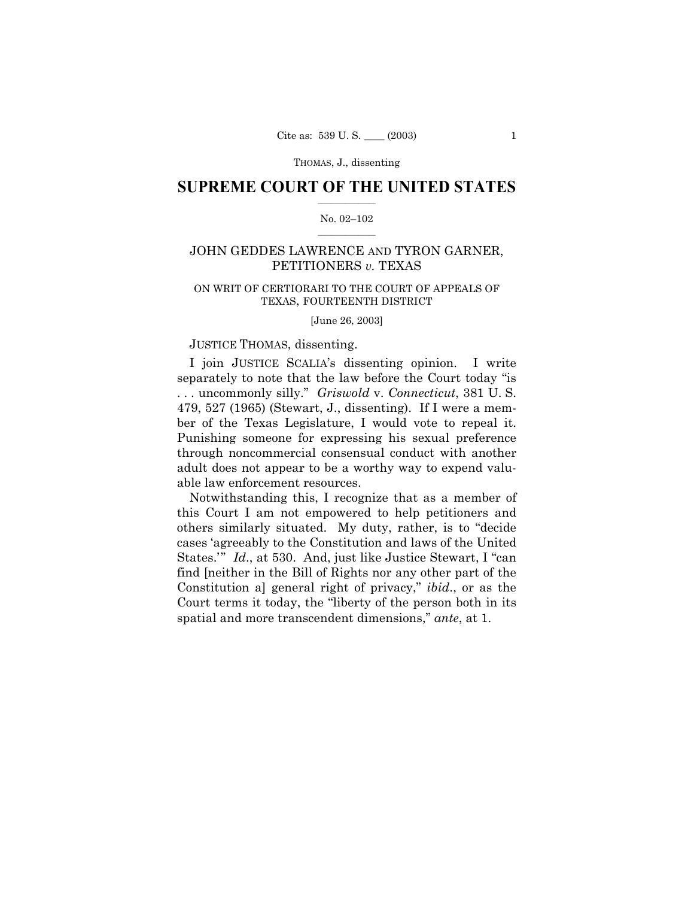# SUPREME COURT OF THE UNITED STATES

No. 02–102

## JOHN GEDDES LAWRENCE AND TYRON GARNER, PETITIONERS *v.* TEXAS

ON WRIT OF CERTIORARI TO THE COURT OF APPEALS OF TEXAS, FOURTEENTH DISTRICT

[June 26, 2003]

JUSTICE THOMAS, dissenting.

I join JUSTICE SCALIA's dissenting opinion. I write separately to note that the law before the Court today "is . . . uncommonly silly." *Griswold* v. *Connecticut*, 381 U. S. 479, 527 (1965) (Stewart, J., dissenting). If I were a member of the Texas Legislature, I would vote to repeal it. Punishing someone for expressing his sexual preference through noncommercial consensual conduct with another adult does not appear to be a worthy way to expend valuable law enforcement resources.

Notwithstanding this, I recognize that as a member of this Court I am not empowered to help petitioners and others similarly situated. My duty, rather, is to "decide cases 'agreeably to the Constitution and laws of the United States.'" *Id*., at 530. And, just like Justice Stewart, I "can find [neither in the Bill of Rights nor any other part of the Constitution a] general right of privacy," *ibid*., or as the Court terms it today, the "liberty of the person both in its spatial and more transcendent dimensions," *ante*, at 1.